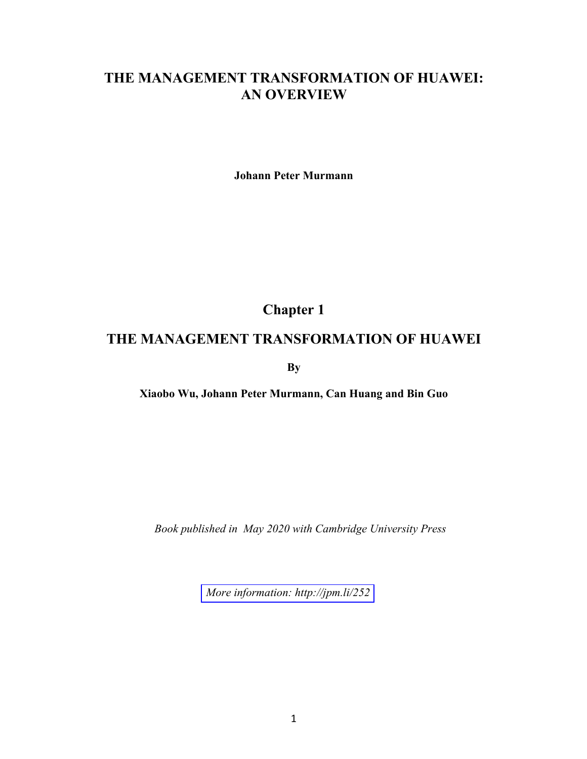# THE MANAGEMENT TRANSFORMATION OF HUAWEI: AN OVERVIEW

**Johann Peter Murmann**

## Chapter 1

## THE MANAGEMENT TRANSFORMATION OF HUAWEI

**By**

**Xiaobo Wu, Johann Peter Murmann, Can Huang and Bin Guo**

*Book published in May 2020 with Cambridge University Press*

*More information: http://jpm.li/252*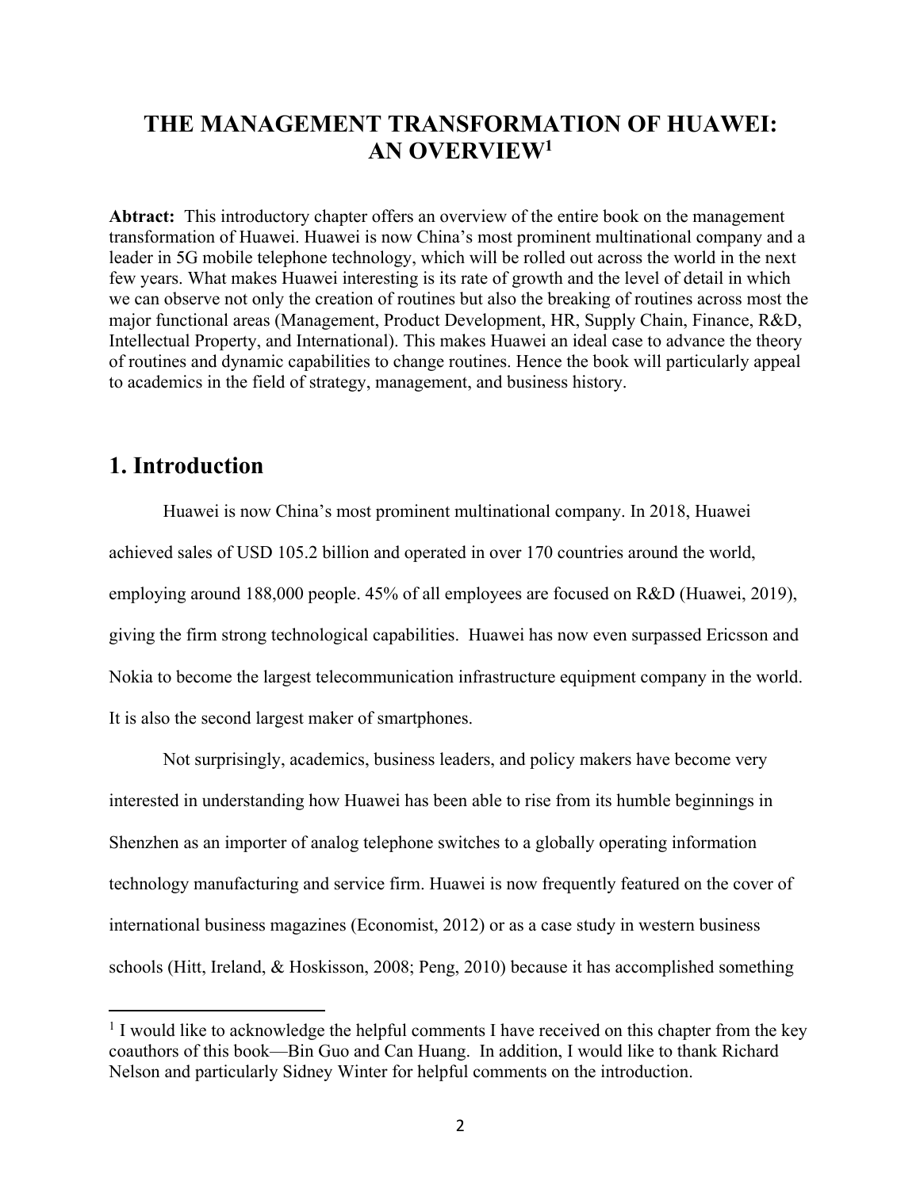# THE MANAGEMENT TRANSFORMATION OF HUAWEI: AN OVERVIEW[1]

**Abtract:** This introductory chapter offers an overview of the entire book on the management transformation of Huawei. Huawei is now China's most prominent multinational company and a leader in 5G mobile telephone technology, which will be rolled out across the world in the next few years. What makes Huawei interesting is its rate of growth and the level of detail in which we can observe not only the creation of routines but also the breaking of routines across most the major functional areas (Management, Product Development, HR, Supply Chain, Finance, R&D, Intellectual Property, and International). This makes Huawei an ideal case to advance the theory of routines and dynamic capabilities to change routines. Hence the book will particularly appeal to academics in the field of strategy, management, and business history.

## 1. Introduction

Huawei is now China's most prominent multinational company. In 2018, Huawei achieved sales of USD 105.2 billion and operated in over 170 countries around the world, employing around 188,000 people. 45% of all employees are focused on R&D (Huawei, 2019), giving the firm strong technological capabilities. Huawei has now even surpassed Ericsson and Nokia to become the largest telecommunication infrastructure equipment company in the world. It is also the second largest maker of smartphones.

Not surprisingly, academics, business leaders, and policy makers have become very interested in understanding how Huawei has been able to rise from its humble beginnings in Shenzhen as an importer of analog telephone switches to a globally operating information technology manufacturing and service firm. Huawei is now frequently featured on the cover of international business magazines (Economist, 2012) or as a case study in western business schools (Hitt, Ireland, & Hoskisson, 2008; Peng, 2010) because it has accomplished something

[1] I would like to acknowledge the helpful comments I have received on this chapter from the key coauthors of this book—Bin Guo and Can Huang. In addition, I would like to thank Richard Nelson and particularly Sidney Winter for helpful comments on the introduction.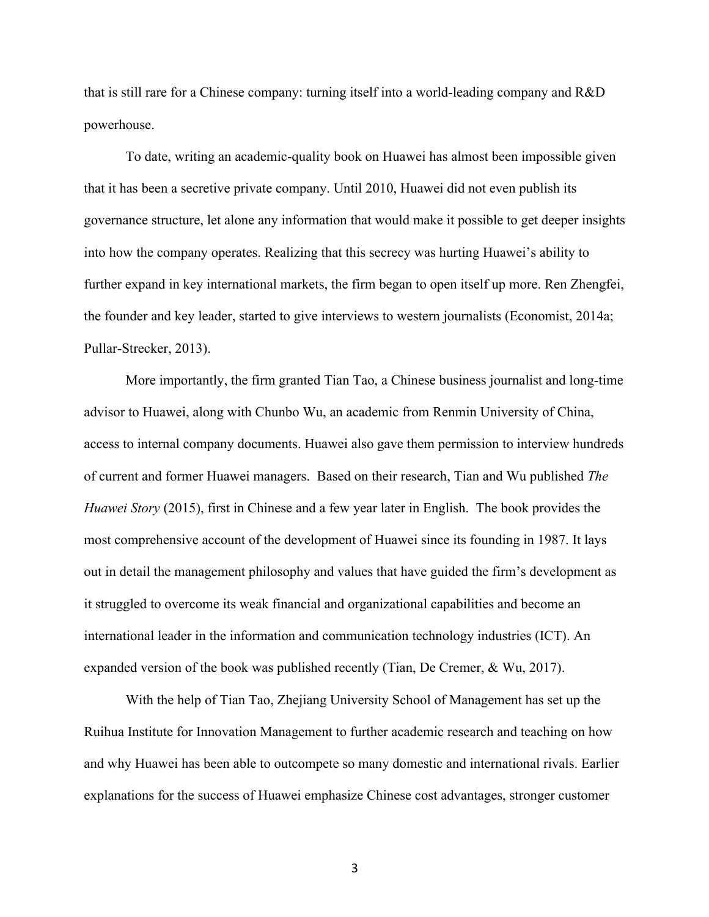that is still rare for a Chinese company: turning itself into a world-leading company and R&D powerhouse.

To date, writing an academic-quality book on Huawei has almost been impossible given that it has been a secretive private company. Until 2010, Huawei did not even publish its governance structure, let alone any information that would make it possible to get deeper insights into how the company operates. Realizing that this secrecy was hurting Huawei's ability to further expand in key international markets, the firm began to open itself up more. Ren Zhengfei, the founder and key leader, started to give interviews to western journalists (Economist, 2014a; Pullar-Strecker, 2013).

More importantly, the firm granted Tian Tao, a Chinese business journalist and long-time advisor to Huawei, along with Chunbo Wu, an academic from Renmin University of China, access to internal company documents. Huawei also gave them permission to interview hundreds of current and former Huawei managers. Based on their research, Tian and Wu published *The Huawei Story* (2015), first in Chinese and a few year later in English. The book provides the most comprehensive account of the development of Huawei since its founding in 1987. It lays out in detail the management philosophy and values that have guided the firm's development as it struggled to overcome its weak financial and organizational capabilities and become an international leader in the information and communication technology industries (ICT). An expanded version of the book was published recently (Tian, De Cremer, & Wu, 2017).

With the help of Tian Tao, Zhejiang University School of Management has set up the Ruihua Institute for Innovation Management to further academic research and teaching on how and why Huawei has been able to outcompete so many domestic and international rivals. Earlier explanations for the success of Huawei emphasize Chinese cost advantages, stronger customer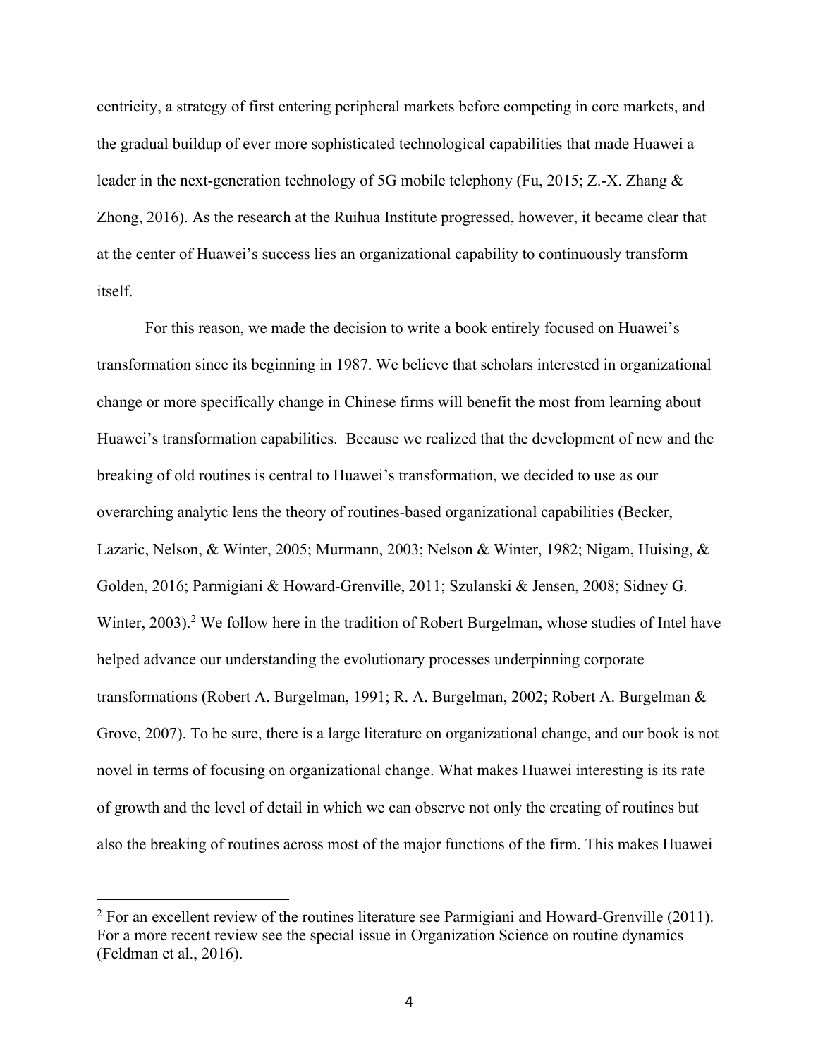centricity, a strategy of first entering peripheral markets before competing in core markets, and the gradual buildup of ever more sophisticated technological capabilities that made Huawei a leader in the next-generation technology of 5G mobile telephony (Fu, 2015; Z.-X. Zhang & Zhong, 2016). As the research at the Ruihua Institute progressed, however, it became clear that at the center of Huawei's success lies an organizational capability to continuously transform itself.

For this reason, we made the decision to write a book entirely focused on Huawei's transformation since its beginning in 1987. We believe that scholars interested in organizational change or more specifically change in Chinese firms will benefit the most from learning about Huawei's transformation capabilities. Because we realized that the development of new and the breaking of old routines is central to Huawei's transformation, we decided to use as our overarching analytic lens the theory of routines-based organizational capabilities (Becker, Lazaric, Nelson, & Winter, 2005; Murmann, 2003; Nelson & Winter, 1982; Nigam, Huising, & Golden, 2016; Parmigiani & Howard-Grenville, 2011; Szulanski & Jensen, 2008; Sidney G. Winter, 2003).[2] We follow here in the tradition of Robert Burgelman, whose studies of Intel have helped advance our understanding the evolutionary processes underpinning corporate transformations (Robert A. Burgelman, 1991; R. A. Burgelman, 2002; Robert A. Burgelman & Grove, 2007). To be sure, there is a large literature on organizational change, and our book is not novel in terms of focusing on organizational change. What makes Huawei interesting is its rate of growth and the level of detail in which we can observe not only the creating of routines but also the breaking of routines across most of the major functions of the firm. This makes Huawei

[2] For an excellent review of the routines literature see Parmigiani and Howard-Grenville (2011). For a more recent review see the special issue in Organization Science on routine dynamics (Feldman et al., 2016).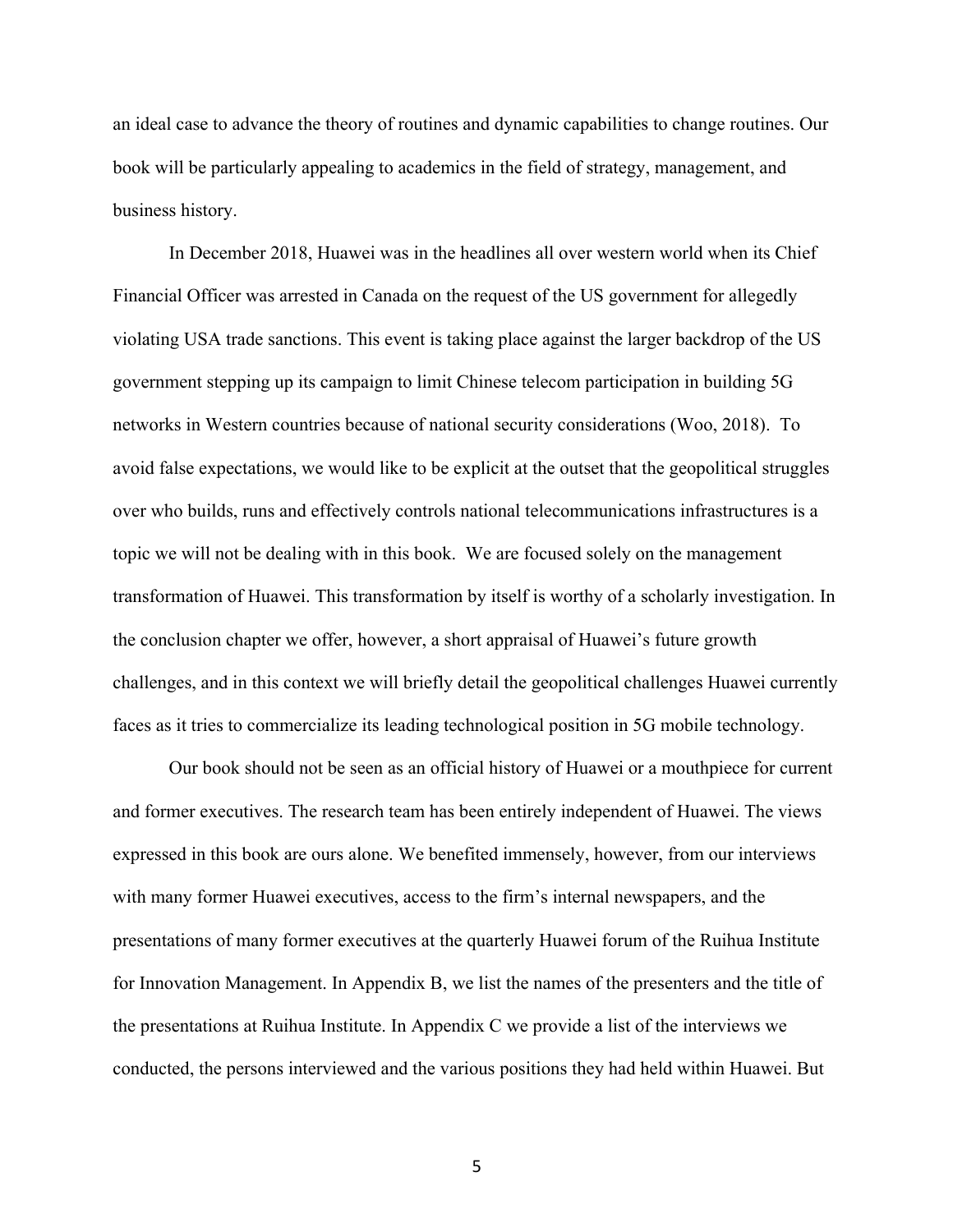an ideal case to advance the theory of routines and dynamic capabilities to change routines. Our book will be particularly appealing to academics in the field of strategy, management, and business history.

In December 2018, Huawei was in the headlines all over western world when its Chief Financial Officer was arrested in Canada on the request of the US government for allegedly violating USA trade sanctions. This event is taking place against the larger backdrop of the US government stepping up its campaign to limit Chinese telecom participation in building 5G networks in Western countries because of national security considerations (Woo, 2018). To avoid false expectations, we would like to be explicit at the outset that the geopolitical struggles over who builds, runs and effectively controls national telecommunications infrastructures is a topic we will not be dealing with in this book. We are focused solely on the management transformation of Huawei. This transformation by itself is worthy of a scholarly investigation. In the conclusion chapter we offer, however, a short appraisal of Huawei's future growth challenges, and in this context we will briefly detail the geopolitical challenges Huawei currently faces as it tries to commercialize its leading technological position in 5G mobile technology.

Our book should not be seen as an official history of Huawei or a mouthpiece for current and former executives. The research team has been entirely independent of Huawei. The views expressed in this book are ours alone. We benefited immensely, however, from our interviews with many former Huawei executives, access to the firm's internal newspapers, and the presentations of many former executives at the quarterly Huawei forum of the Ruihua Institute for Innovation Management. In Appendix B, we list the names of the presenters and the title of the presentations at Ruihua Institute. In Appendix C we provide a list of the interviews we conducted, the persons interviewed and the various positions they had held within Huawei. But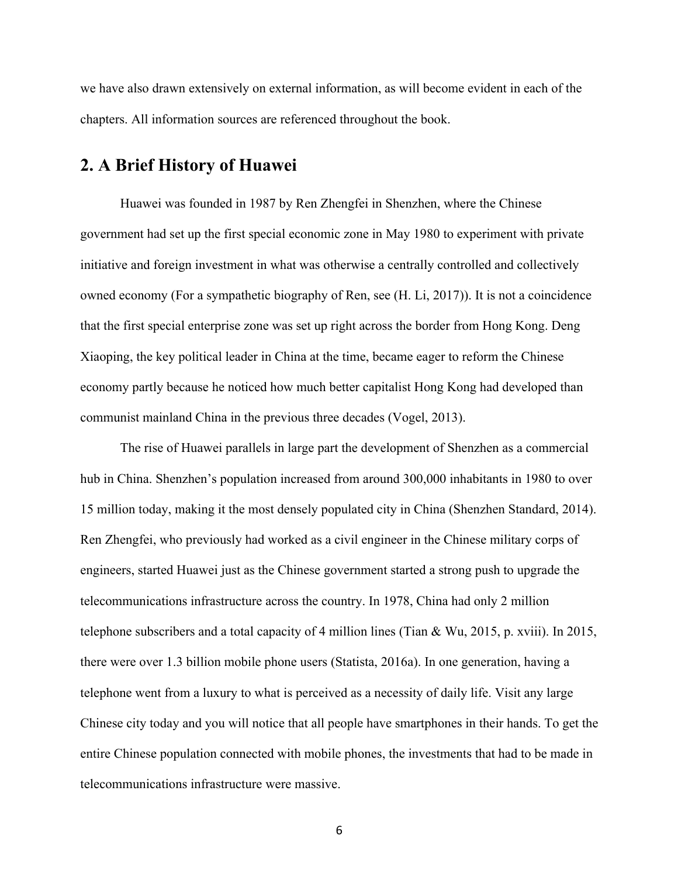we have also drawn extensively on external information, as will become evident in each of the chapters. All information sources are referenced throughout the book.

## 2. A Brief History of Huawei

Huawei was founded in 1987 by Ren Zhengfei in Shenzhen, where the Chinese government had set up the first special economic zone in May 1980 to experiment with private initiative and foreign investment in what was otherwise a centrally controlled and collectively owned economy (For a sympathetic biography of Ren, see (H. Li, 2017)). It is not a coincidence that the first special enterprise zone was set up right across the border from Hong Kong. Deng Xiaoping, the key political leader in China at the time, became eager to reform the Chinese economy partly because he noticed how much better capitalist Hong Kong had developed than communist mainland China in the previous three decades (Vogel, 2013).

The rise of Huawei parallels in large part the development of Shenzhen as a commercial hub in China. Shenzhen's population increased from around 300,000 inhabitants in 1980 to over 15 million today, making it the most densely populated city in China (Shenzhen Standard, 2014). Ren Zhengfei, who previously had worked as a civil engineer in the Chinese military corps of engineers, started Huawei just as the Chinese government started a strong push to upgrade the telecommunications infrastructure across the country. In 1978, China had only 2 million telephone subscribers and a total capacity of 4 million lines (Tian & Wu, 2015, p. xviii). In 2015, there were over 1.3 billion mobile phone users (Statista, 2016a). In one generation, having a telephone went from a luxury to what is perceived as a necessity of daily life. Visit any large Chinese city today and you will notice that all people have smartphones in their hands. To get the entire Chinese population connected with mobile phones, the investments that had to be made in telecommunications infrastructure were massive.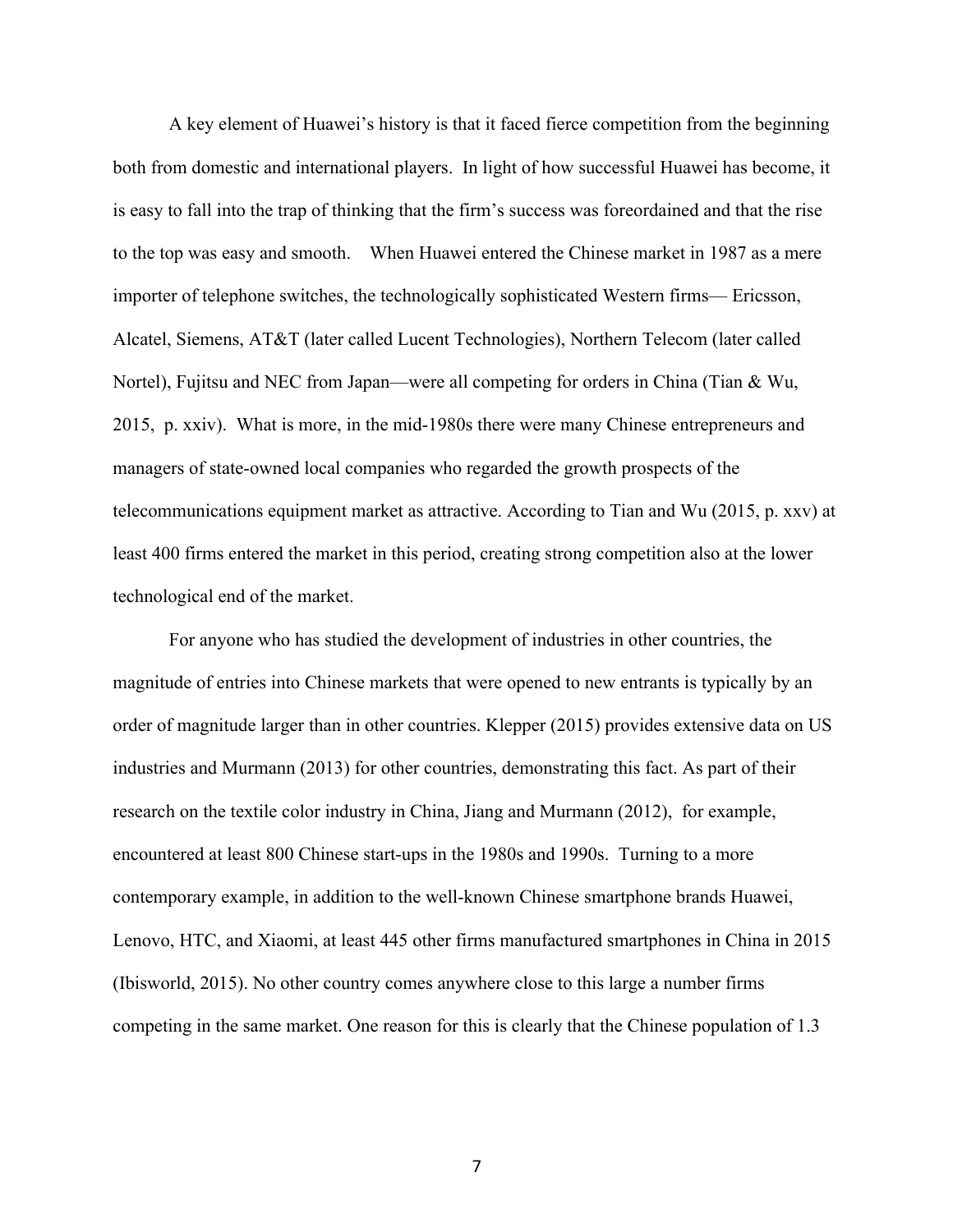A key element of Huawei's history is that it faced fierce competition from the beginning both from domestic and international players. In light of how successful Huawei has become, it is easy to fall into the trap of thinking that the firm's success was foreordained and that the rise to the top was easy and smooth. When Huawei entered the Chinese market in 1987 as a mere importer of telephone switches, the technologically sophisticated Western firms— Ericsson, Alcatel, Siemens, AT&T (later called Lucent Technologies), Northern Telecom (later called Nortel), Fujitsu and NEC from Japan—were all competing for orders in China (Tian & Wu, 2015, p. xxiv). What is more, in the mid-1980s there were many Chinese entrepreneurs and managers of state-owned local companies who regarded the growth prospects of the telecommunications equipment market as attractive. According to Tian and Wu (2015, p. xxv) at least 400 firms entered the market in this period, creating strong competition also at the lower technological end of the market.

For anyone who has studied the development of industries in other countries, the magnitude of entries into Chinese markets that were opened to new entrants is typically by an order of magnitude larger than in other countries. Klepper (2015) provides extensive data on US industries and Murmann (2013) for other countries, demonstrating this fact. As part of their research on the textile color industry in China, Jiang and Murmann (2012), for example, encountered at least 800 Chinese start-ups in the 1980s and 1990s. Turning to a more contemporary example, in addition to the well-known Chinese smartphone brands Huawei, Lenovo, HTC, and Xiaomi, at least 445 other firms manufactured smartphones in China in 2015 (Ibisworld, 2015). No other country comes anywhere close to this large a number firms competing in the same market. One reason for this is clearly that the Chinese population of 1.3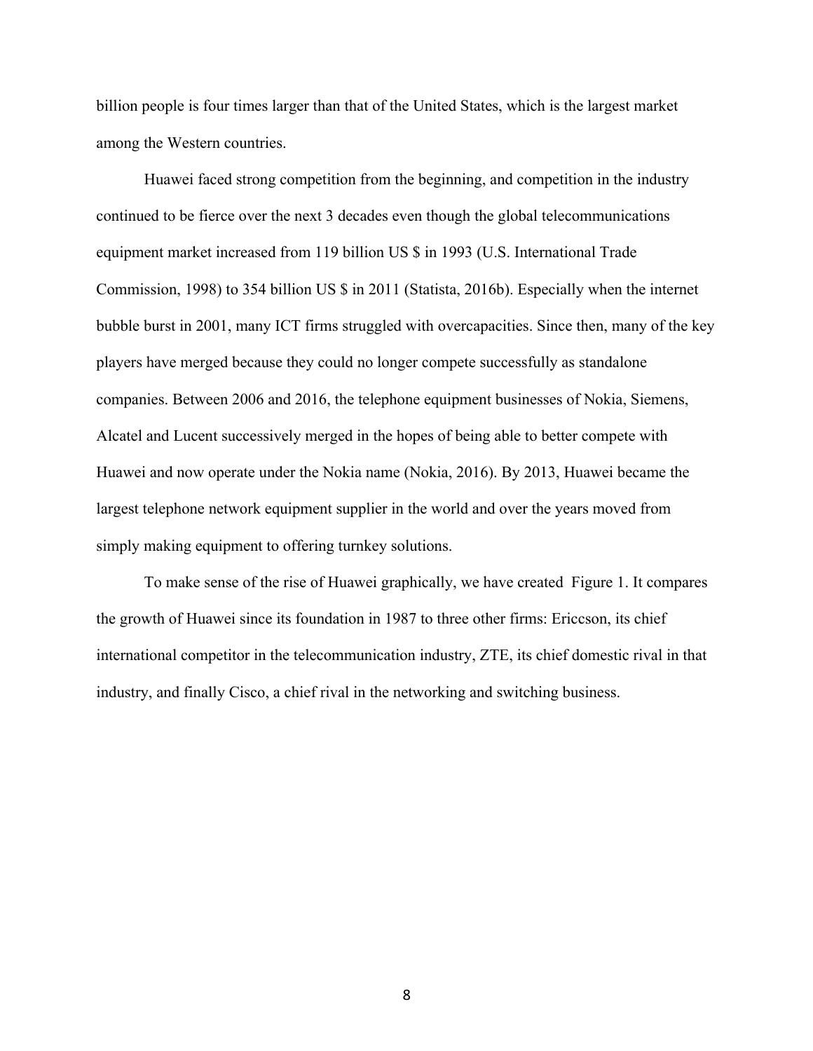billion people is four times larger than that of the United States, which is the largest market among the Western countries.

Huawei faced strong competition from the beginning, and competition in the industry continued to be fierce over the next 3 decades even though the global telecommunications equipment market increased from 119 billion US $ in 1993 (U.S. International Trade Commission, 1998) to 354 billion US $ in 2011 (Statista, 2016b). Especially when the internet bubble burst in 2001, many ICT firms struggled with overcapacities. Since then, many of the key players have merged because they could no longer compete successfully as standalone companies. Between 2006 and 2016, the telephone equipment businesses of Nokia, Siemens, Alcatel and Lucent successively merged in the hopes of being able to better compete with Huawei and now operate under the Nokia name (Nokia, 2016). By 2013, Huawei became the largest telephone network equipment supplier in the world and over the years moved from simply making equipment to offering turnkey solutions.

To make sense of the rise of Huawei graphically, we have created  Figure 1. It compares the growth of Huawei since its foundation in 1987 to three other firms: Ericcson, its chief international competitor in the telecommunication industry, ZTE, its chief domestic rival in that industry, and finally Cisco, a chief rival in the networking and switching business.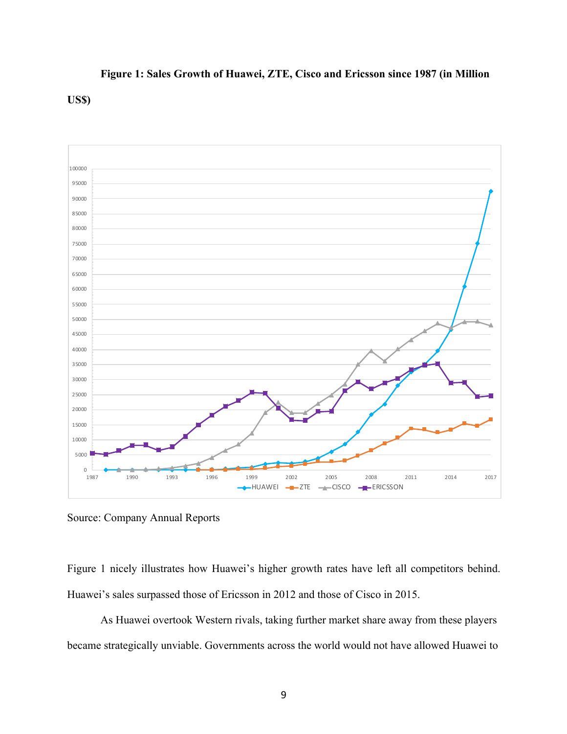**Figure 1: Sales Growth of Huawei, ZTE, Cisco and Ericsson since 1987 (in Million US$)**

Source: Company Annual Reports

Figure 1 nicely illustrates how Huawei's higher growth rates have left all competitors behind. Huawei's sales surpassed those of Ericsson in 2012 and those of Cisco in 2015.

As Huawei overtook Western rivals, taking further market share away from these players became strategically unviable. Governments across the world would not have allowed Huawei to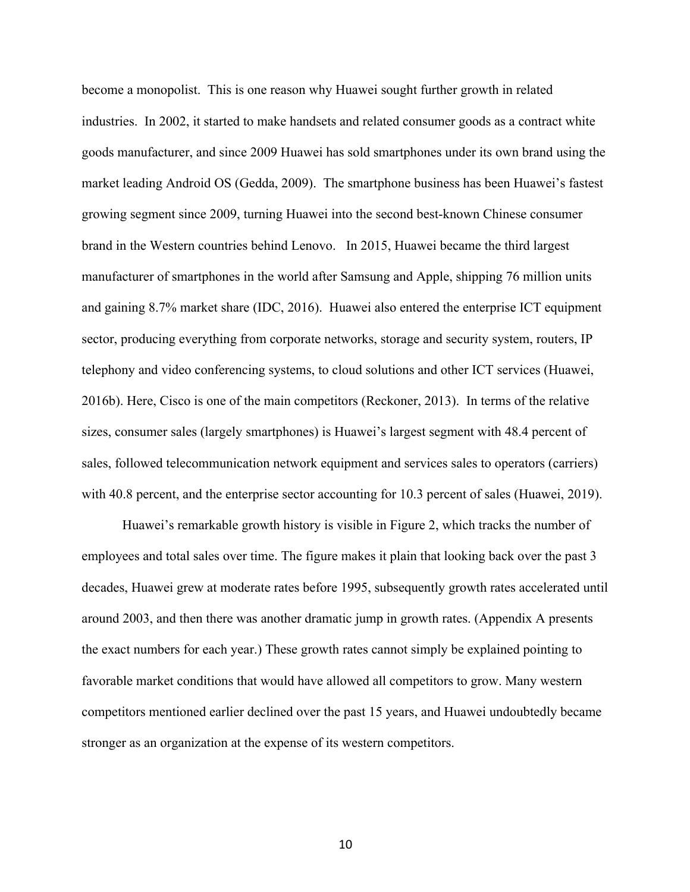become a monopolist. This is one reason why Huawei sought further growth in related industries. In 2002, it started to make handsets and related consumer goods as a contract white goods manufacturer, and since 2009 Huawei has sold smartphones under its own brand using the market leading Android OS (Gedda, 2009). The smartphone business has been Huawei's fastest growing segment since 2009, turning Huawei into the second best-known Chinese consumer brand in the Western countries behind Lenovo. In 2015, Huawei became the third largest manufacturer of smartphones in the world after Samsung and Apple, shipping 76 million units and gaining 8.7% market share (IDC, 2016). Huawei also entered the enterprise ICT equipment sector, producing everything from corporate networks, storage and security system, routers, IP telephony and video conferencing systems, to cloud solutions and other ICT services (Huawei, 2016b). Here, Cisco is one of the main competitors (Reckoner, 2013). In terms of the relative sizes, consumer sales (largely smartphones) is Huawei's largest segment with 48.4 percent of sales, followed telecommunication network equipment and services sales to operators (carriers) with 40.8 percent, and the enterprise sector accounting for 10.3 percent of sales (Huawei, 2019).

Huawei's remarkable growth history is visible in Figure 2, which tracks the number of employees and total sales over time. The figure makes it plain that looking back over the past 3 decades, Huawei grew at moderate rates before 1995, subsequently growth rates accelerated until around 2003, and then there was another dramatic jump in growth rates. (Appendix A presents the exact numbers for each year.) These growth rates cannot simply be explained pointing to favorable market conditions that would have allowed all competitors to grow. Many western competitors mentioned earlier declined over the past 15 years, and Huawei undoubtedly became stronger as an organization at the expense of its western competitors.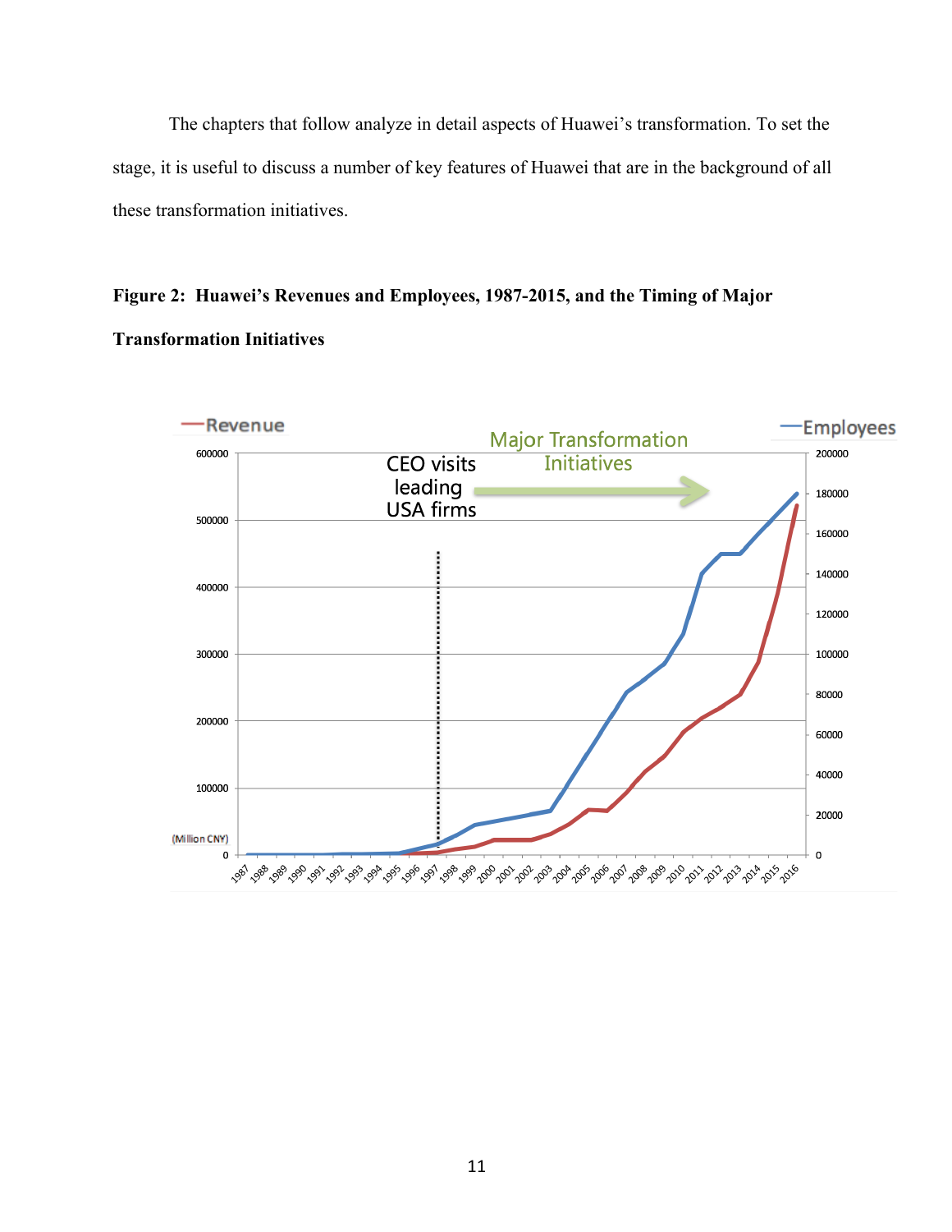The chapters that follow analyze in detail aspects of Huawei's transformation. To set the stage, it is useful to discuss a number of key features of Huawei that are in the background of all these transformation initiatives.

**Figure 2: Huawei's Revenues and Employees, 1987-2015, and the Timing of Major Transformation Initiatives**

Revenue

Employees

Major Transformation Initiatives

CEO visits leading USA firms

(Million CNY)

600000
500000
400000
300000
200000
100000
0

200000
180000
160000
140000
120000
100000
80000
60000
40000
20000
0

1987 1988 1989 1990 1991 1992 1993 1994 1995 1996 1997 1998 1999 2000 2001 2002 2003 2004 2005 2006 2007 2008 2009 2010 2011 2012 2013 2014 2015 2016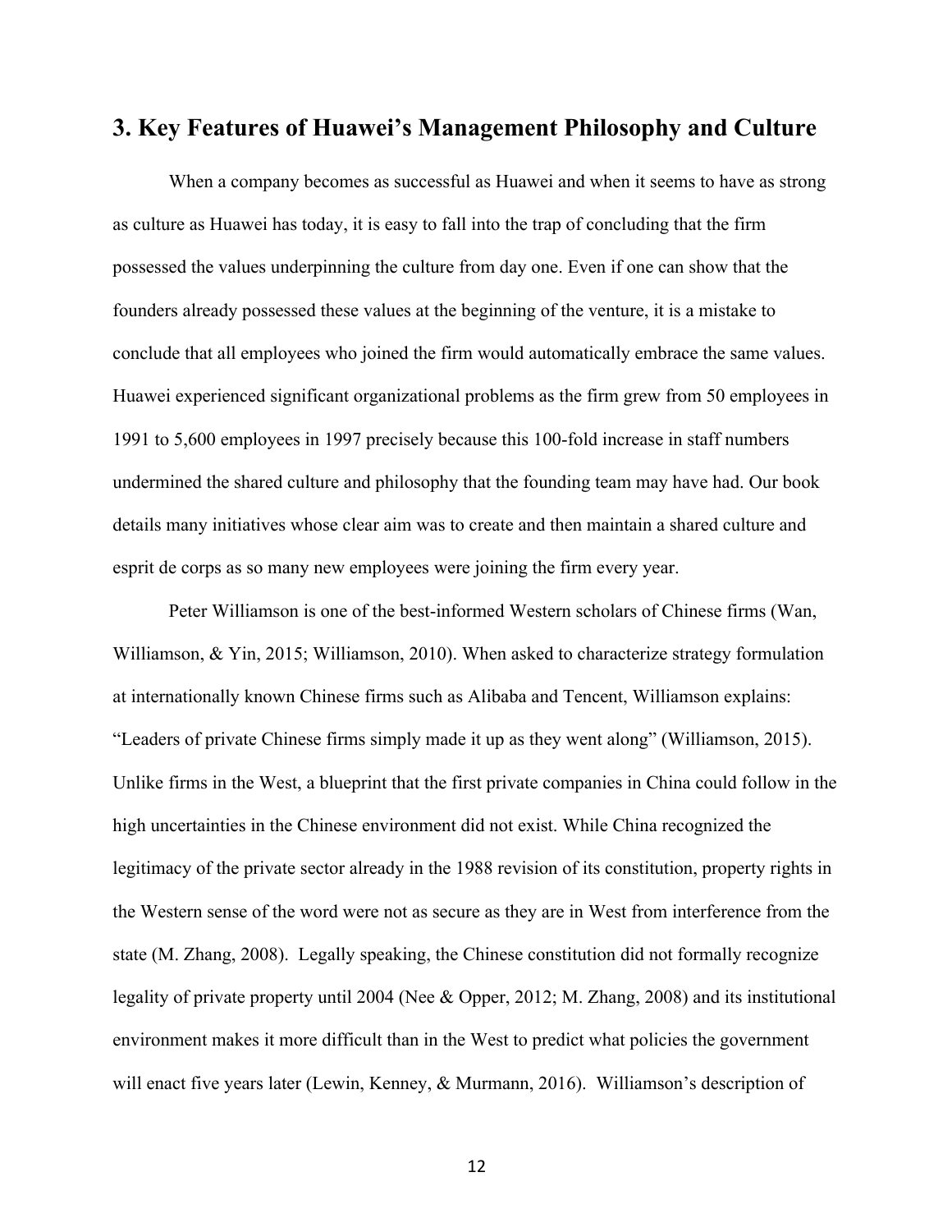## 3. Key Features of Huawei's Management Philosophy and Culture

When a company becomes as successful as Huawei and when it seems to have as strong as culture as Huawei has today, it is easy to fall into the trap of concluding that the firm possessed the values underpinning the culture from day one. Even if one can show that the founders already possessed these values at the beginning of the venture, it is a mistake to conclude that all employees who joined the firm would automatically embrace the same values. Huawei experienced significant organizational problems as the firm grew from 50 employees in 1991 to 5,600 employees in 1997 precisely because this 100-fold increase in staff numbers undermined the shared culture and philosophy that the founding team may have had. Our book details many initiatives whose clear aim was to create and then maintain a shared culture and esprit de corps as so many new employees were joining the firm every year.

Peter Williamson is one of the best-informed Western scholars of Chinese firms (Wan, Williamson, & Yin, 2015; Williamson, 2010). When asked to characterize strategy formulation at internationally known Chinese firms such as Alibaba and Tencent, Williamson explains: "Leaders of private Chinese firms simply made it up as they went along" (Williamson, 2015). Unlike firms in the West, a blueprint that the first private companies in China could follow in the high uncertainties in the Chinese environment did not exist. While China recognized the legitimacy of the private sector already in the 1988 revision of its constitution, property rights in the Western sense of the word were not as secure as they are in West from interference from the state (M. Zhang, 2008). Legally speaking, the Chinese constitution did not formally recognize legality of private property until 2004 (Nee & Opper, 2012; M. Zhang, 2008) and its institutional environment makes it more difficult than in the West to predict what policies the government will enact five years later (Lewin, Kenney, & Murmann, 2016). Williamson's description of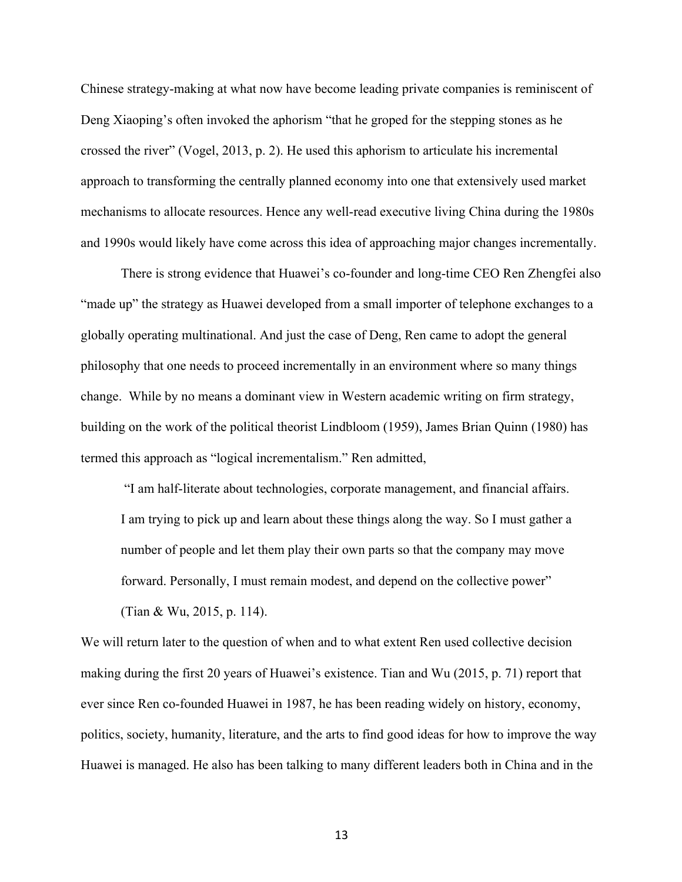Chinese strategy-making at what now have become leading private companies is reminiscent of Deng Xiaoping's often invoked the aphorism "that he groped for the stepping stones as he crossed the river" (Vogel, 2013, p. 2). He used this aphorism to articulate his incremental approach to transforming the centrally planned economy into one that extensively used market mechanisms to allocate resources. Hence any well-read executive living China during the 1980s and 1990s would likely have come across this idea of approaching major changes incrementally.

There is strong evidence that Huawei's co-founder and long-time CEO Ren Zhengfei also "made up" the strategy as Huawei developed from a small importer of telephone exchanges to a globally operating multinational. And just the case of Deng, Ren came to adopt the general philosophy that one needs to proceed incrementally in an environment where so many things change. While by no means a dominant view in Western academic writing on firm strategy, building on the work of the political theorist Lindbloom (1959), James Brian Quinn (1980) has termed this approach as "logical incrementalism." Ren admitted,

> "I am half-literate about technologies, corporate management, and financial affairs. I am trying to pick up and learn about these things along the way. So I must gather a number of people and let them play their own parts so that the company may move forward. Personally, I must remain modest, and depend on the collective power" (Tian & Wu, 2015, p. 114).

We will return later to the question of when and to what extent Ren used collective decision making during the first 20 years of Huawei's existence. Tian and Wu (2015, p. 71) report that ever since Ren co-founded Huawei in 1987, he has been reading widely on history, economy, politics, society, humanity, literature, and the arts to find good ideas for how to improve the way Huawei is managed. He also has been talking to many different leaders both in China and in the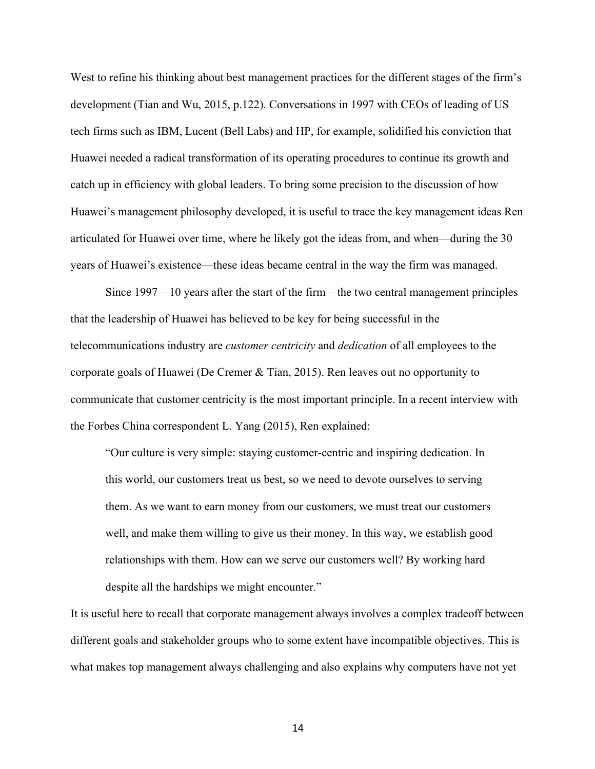West to refine his thinking about best management practices for the different stages of the firm's development (Tian and Wu, 2015, p.122). Conversations in 1997 with CEOs of leading of US tech firms such as IBM, Lucent (Bell Labs) and HP, for example, solidified his conviction that Huawei needed a radical transformation of its operating procedures to continue its growth and catch up in efficiency with global leaders. To bring some precision to the discussion of how Huawei's management philosophy developed, it is useful to trace the key management ideas Ren articulated for Huawei over time, where he likely got the ideas from, and when—during the 30 years of Huawei's existence—these ideas became central in the way the firm was managed.

Since 1997—10 years after the start of the firm—the two central management principles that the leadership of Huawei has believed to be key for being successful in the telecommunications industry are *customer centricity* and *dedication* of all employees to the corporate goals of Huawei (De Cremer & Tian, 2015). Ren leaves out no opportunity to communicate that customer centricity is the most important principle. In a recent interview with the Forbes China correspondent L. Yang (2015), Ren explained:

> "Our culture is very simple: staying customer-centric and inspiring dedication. In this world, our customers treat us best, so we need to devote ourselves to serving them. As we want to earn money from our customers, we must treat our customers well, and make them willing to give us their money. In this way, we establish good relationships with them. How can we serve our customers well? By working hard despite all the hardships we might encounter."

It is useful here to recall that corporate management always involves a complex tradeoff between different goals and stakeholder groups who to some extent have incompatible objectives. This is what makes top management always challenging and also explains why computers have not yet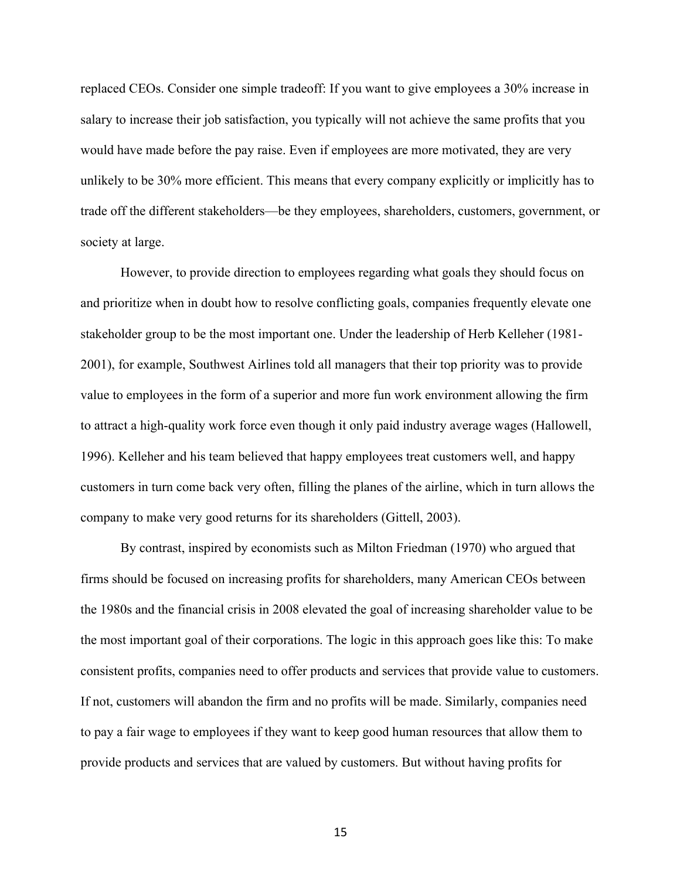replaced CEOs. Consider one simple tradeoff: If you want to give employees a 30% increase in salary to increase their job satisfaction, you typically will not achieve the same profits that you would have made before the pay raise. Even if employees are more motivated, they are very unlikely to be 30% more efficient. This means that every company explicitly or implicitly has to trade off the different stakeholders—be they employees, shareholders, customers, government, or society at large.

However, to provide direction to employees regarding what goals they should focus on and prioritize when in doubt how to resolve conflicting goals, companies frequently elevate one stakeholder group to be the most important one. Under the leadership of Herb Kelleher (1981-2001), for example, Southwest Airlines told all managers that their top priority was to provide value to employees in the form of a superior and more fun work environment allowing the firm to attract a high-quality work force even though it only paid industry average wages (Hallowell, 1996). Kelleher and his team believed that happy employees treat customers well, and happy customers in turn come back very often, filling the planes of the airline, which in turn allows the company to make very good returns for its shareholders (Gittell, 2003).

By contrast, inspired by economists such as Milton Friedman (1970) who argued that firms should be focused on increasing profits for shareholders, many American CEOs between the 1980s and the financial crisis in 2008 elevated the goal of increasing shareholder value to be the most important goal of their corporations. The logic in this approach goes like this: To make consistent profits, companies need to offer products and services that provide value to customers. If not, customers will abandon the firm and no profits will be made. Similarly, companies need to pay a fair wage to employees if they want to keep good human resources that allow them to provide products and services that are valued by customers. But without having profits for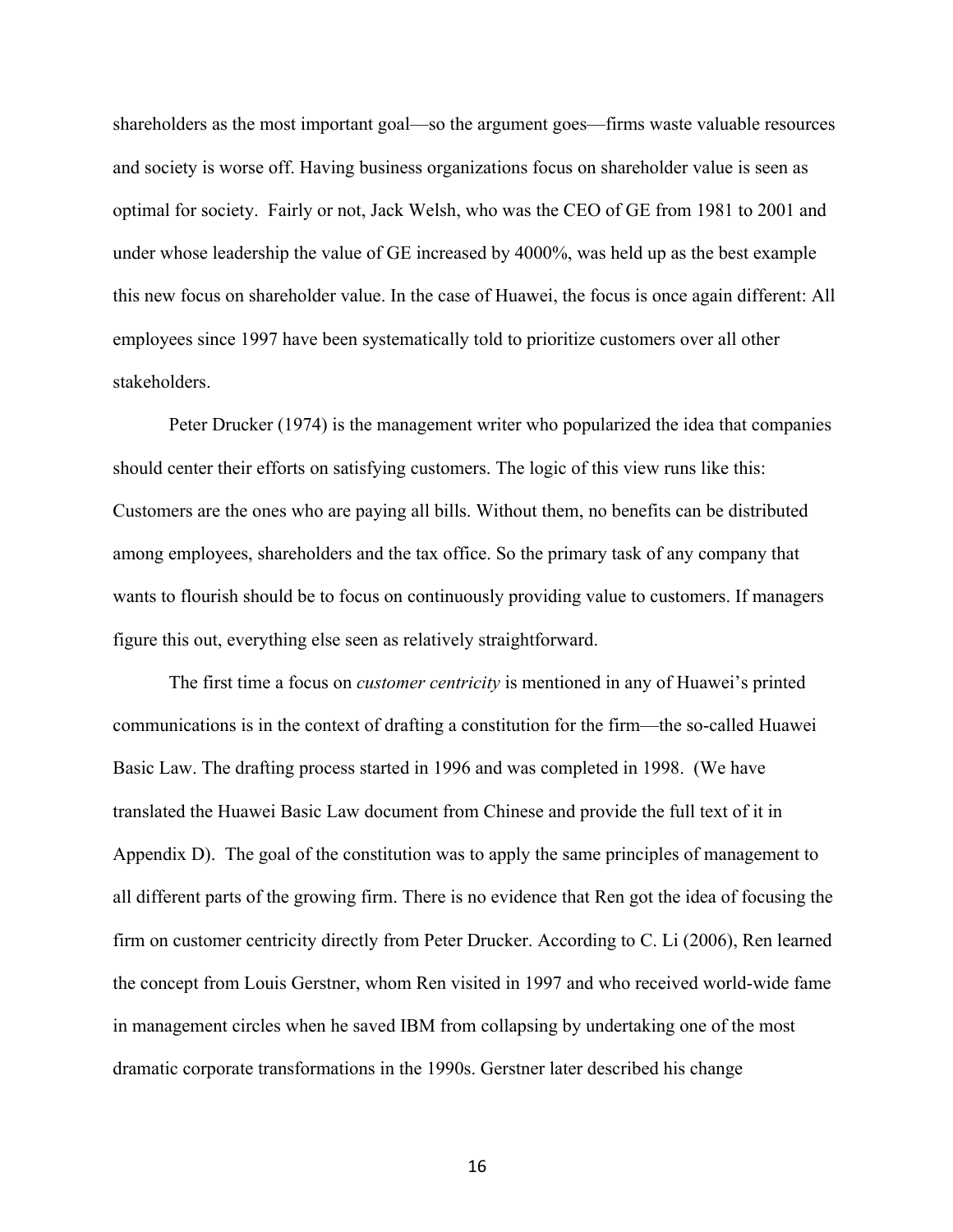shareholders as the most important goal—so the argument goes—firms waste valuable resources and society is worse off. Having business organizations focus on shareholder value is seen as optimal for society. Fairly or not, Jack Welsh, who was the CEO of GE from 1981 to 2001 and under whose leadership the value of GE increased by 4000%, was held up as the best example this new focus on shareholder value. In the case of Huawei, the focus is once again different: All employees since 1997 have been systematically told to prioritize customers over all other stakeholders.

Peter Drucker (1974) is the management writer who popularized the idea that companies should center their efforts on satisfying customers. The logic of this view runs like this: Customers are the ones who are paying all bills. Without them, no benefits can be distributed among employees, shareholders and the tax office. So the primary task of any company that wants to flourish should be to focus on continuously providing value to customers. If managers figure this out, everything else seen as relatively straightforward.

The first time a focus on *customer centricity* is mentioned in any of Huawei's printed communications is in the context of drafting a constitution for the firm—the so-called Huawei Basic Law. The drafting process started in 1996 and was completed in 1998. (We have translated the Huawei Basic Law document from Chinese and provide the full text of it in Appendix D). The goal of the constitution was to apply the same principles of management to all different parts of the growing firm. There is no evidence that Ren got the idea of focusing the firm on customer centricity directly from Peter Drucker. According to C. Li (2006), Ren learned the concept from Louis Gerstner, whom Ren visited in 1997 and who received world-wide fame in management circles when he saved IBM from collapsing by undertaking one of the most dramatic corporate transformations in the 1990s. Gerstner later described his change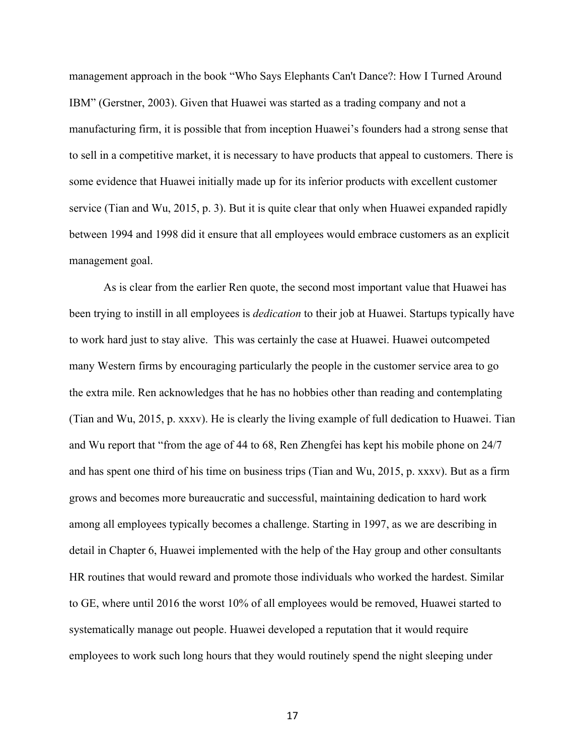management approach in the book "Who Says Elephants Can't Dance?: How I Turned Around IBM" (Gerstner, 2003). Given that Huawei was started as a trading company and not a manufacturing firm, it is possible that from inception Huawei's founders had a strong sense that to sell in a competitive market, it is necessary to have products that appeal to customers. There is some evidence that Huawei initially made up for its inferior products with excellent customer service (Tian and Wu, 2015, p. 3). But it is quite clear that only when Huawei expanded rapidly between 1994 and 1998 did it ensure that all employees would embrace customers as an explicit management goal.

As is clear from the earlier Ren quote, the second most important value that Huawei has been trying to instill in all employees is *dedication* to their job at Huawei. Startups typically have to work hard just to stay alive. This was certainly the case at Huawei. Huawei outcompeted many Western firms by encouraging particularly the people in the customer service area to go the extra mile. Ren acknowledges that he has no hobbies other than reading and contemplating (Tian and Wu, 2015, p. xxxv). He is clearly the living example of full dedication to Huawei. Tian and Wu report that "from the age of 44 to 68, Ren Zhengfei has kept his mobile phone on 24/7 and has spent one third of his time on business trips (Tian and Wu, 2015, p. xxxv). But as a firm grows and becomes more bureaucratic and successful, maintaining dedication to hard work among all employees typically becomes a challenge. Starting in 1997, as we are describing in detail in Chapter 6, Huawei implemented with the help of the Hay group and other consultants HR routines that would reward and promote those individuals who worked the hardest. Similar to GE, where until 2016 the worst 10% of all employees would be removed, Huawei started to systematically manage out people. Huawei developed a reputation that it would require employees to work such long hours that they would routinely spend the night sleeping under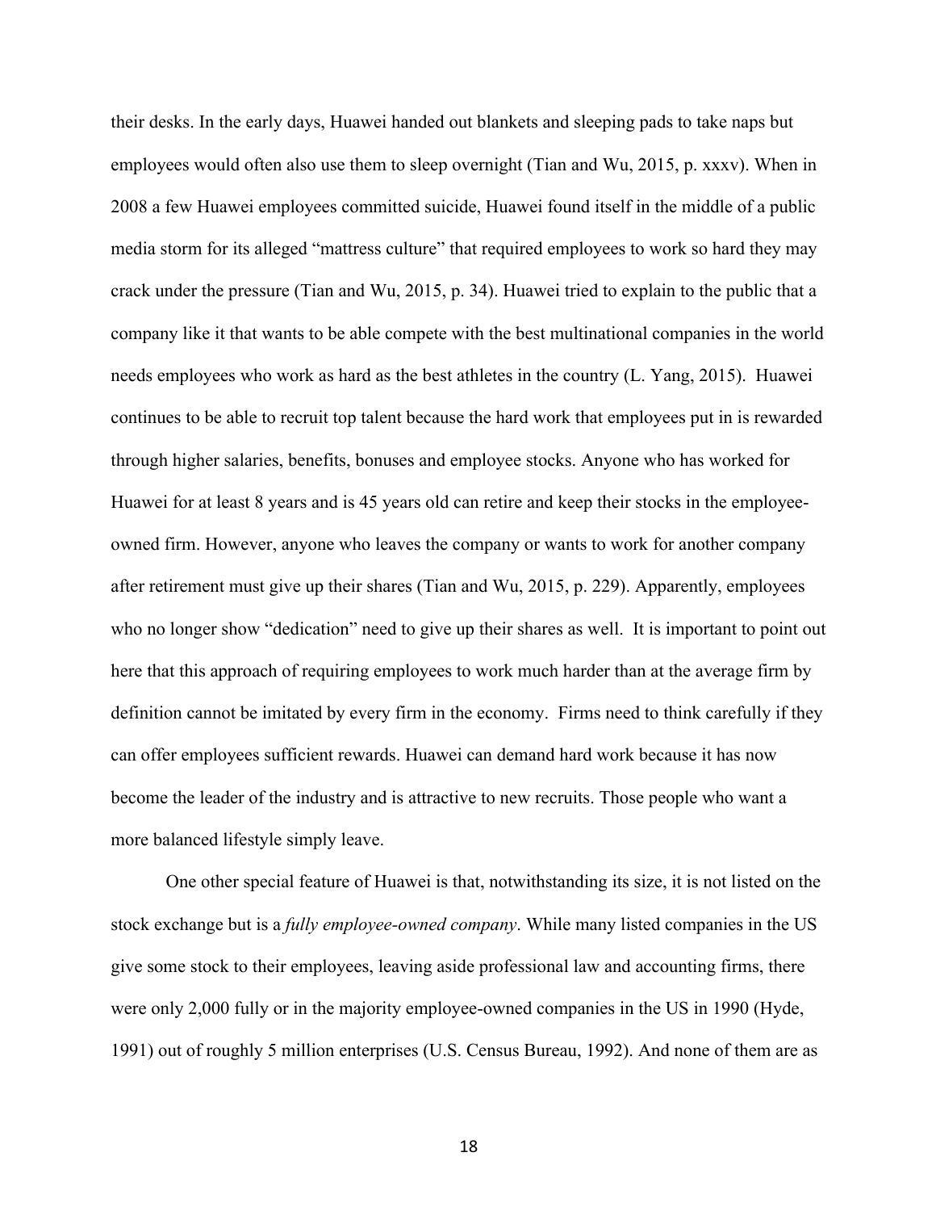their desks. In the early days, Huawei handed out blankets and sleeping pads to take naps but employees would often also use them to sleep overnight (Tian and Wu, 2015, p. xxxv). When in 2008 a few Huawei employees committed suicide, Huawei found itself in the middle of a public media storm for its alleged "mattress culture" that required employees to work so hard they may crack under the pressure (Tian and Wu, 2015, p. 34). Huawei tried to explain to the public that a company like it that wants to be able compete with the best multinational companies in the world needs employees who work as hard as the best athletes in the country (L. Yang, 2015). Huawei continues to be able to recruit top talent because the hard work that employees put in is rewarded through higher salaries, benefits, bonuses and employee stocks. Anyone who has worked for Huawei for at least 8 years and is 45 years old can retire and keep their stocks in the employee-owned firm. However, anyone who leaves the company or wants to work for another company after retirement must give up their shares (Tian and Wu, 2015, p. 229). Apparently, employees who no longer show "dedication" need to give up their shares as well. It is important to point out here that this approach of requiring employees to work much harder than at the average firm by definition cannot be imitated by every firm in the economy. Firms need to think carefully if they can offer employees sufficient rewards. Huawei can demand hard work because it has now become the leader of the industry and is attractive to new recruits. Those people who want a more balanced lifestyle simply leave.

One other special feature of Huawei is that, notwithstanding its size, it is not listed on the stock exchange but is a *fully employee-owned company*. While many listed companies in the US give some stock to their employees, leaving aside professional law and accounting firms, there were only 2,000 fully or in the majority employee-owned companies in the US in 1990 (Hyde, 1991) out of roughly 5 million enterprises (U.S. Census Bureau, 1992). And none of them are as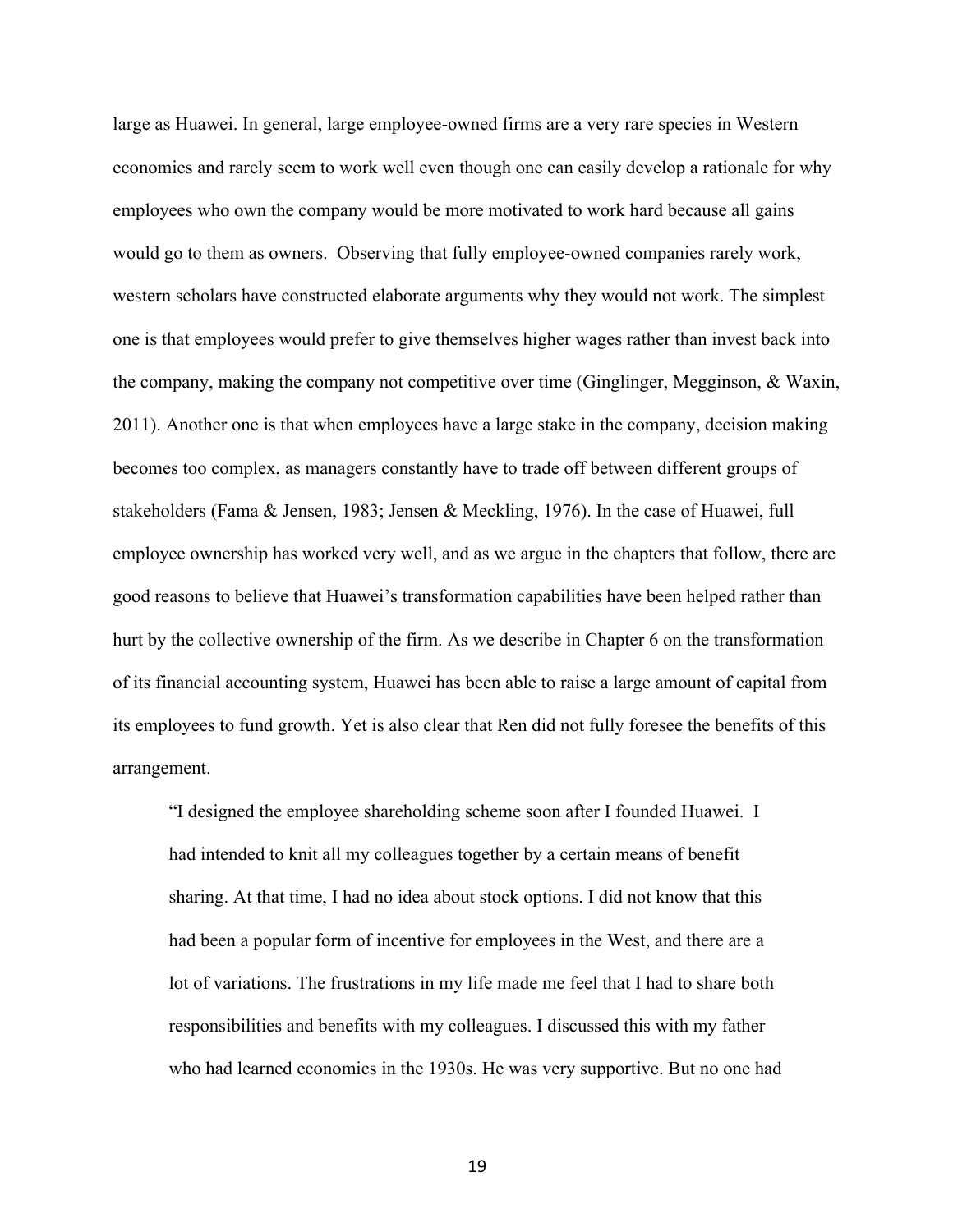large as Huawei. In general, large employee-owned firms are a very rare species in Western economies and rarely seem to work well even though one can easily develop a rationale for why employees who own the company would be more motivated to work hard because all gains would go to them as owners. Observing that fully employee-owned companies rarely work, western scholars have constructed elaborate arguments why they would not work. The simplest one is that employees would prefer to give themselves higher wages rather than invest back into the company, making the company not competitive over time (Ginglinger, Megginson, & Waxin, 2011). Another one is that when employees have a large stake in the company, decision making becomes too complex, as managers constantly have to trade off between different groups of stakeholders (Fama & Jensen, 1983; Jensen & Meckling, 1976). In the case of Huawei, full employee ownership has worked very well, and as we argue in the chapters that follow, there are good reasons to believe that Huawei's transformation capabilities have been helped rather than hurt by the collective ownership of the firm. As we describe in Chapter 6 on the transformation of its financial accounting system, Huawei has been able to raise a large amount of capital from its employees to fund growth. Yet is also clear that Ren did not fully foresee the benefits of this arrangement.

> "I designed the employee shareholding scheme soon after I founded Huawei. I had intended to knit all my colleagues together by a certain means of benefit sharing. At that time, I had no idea about stock options. I did not know that this had been a popular form of incentive for employees in the West, and there are a lot of variations. The frustrations in my life made me feel that I had to share both responsibilities and benefits with my colleagues. I discussed this with my father who had learned economics in the 1930s. He was very supportive. But no one had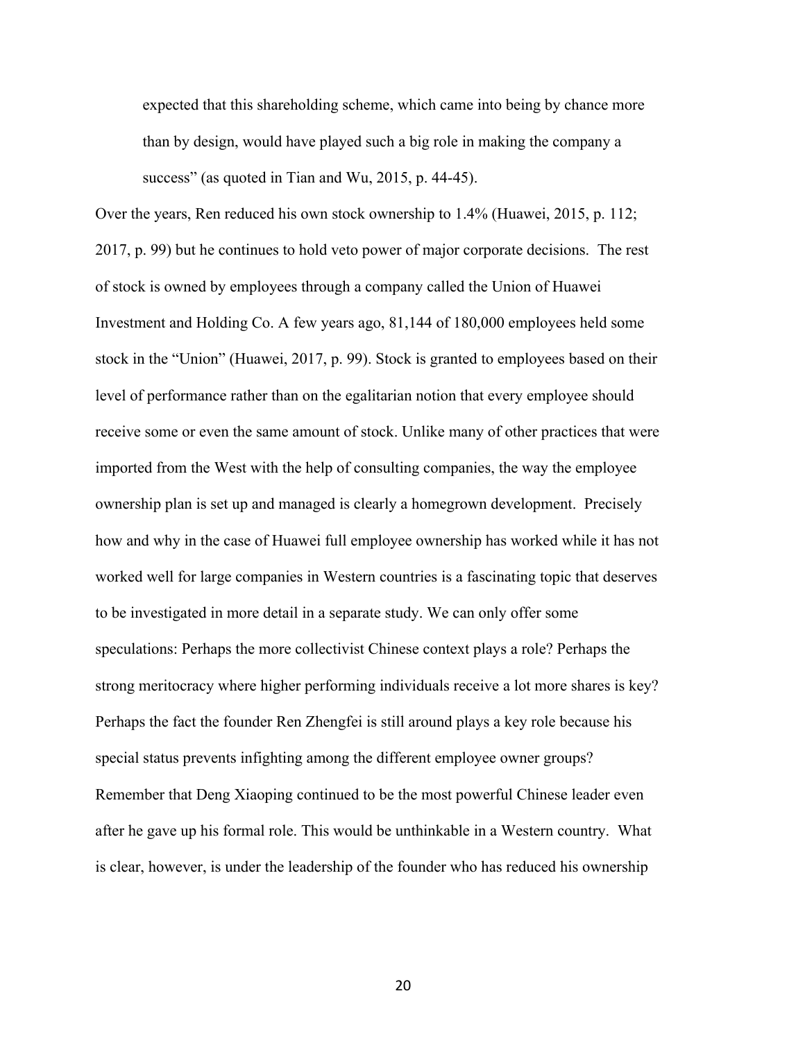> expected that this shareholding scheme, which came into being by chance more than by design, would have played such a big role in making the company a success" (as quoted in Tian and Wu, 2015, p. 44-45).

Over the years, Ren reduced his own stock ownership to 1.4% (Huawei, 2015, p. 112; 2017, p. 99) but he continues to hold veto power of major corporate decisions. The rest of stock is owned by employees through a company called the Union of Huawei Investment and Holding Co. A few years ago, 81,144 of 180,000 employees held some stock in the "Union" (Huawei, 2017, p. 99). Stock is granted to employees based on their level of performance rather than on the egalitarian notion that every employee should receive some or even the same amount of stock. Unlike many of other practices that were imported from the West with the help of consulting companies, the way the employee ownership plan is set up and managed is clearly a homegrown development. Precisely how and why in the case of Huawei full employee ownership has worked while it has not worked well for large companies in Western countries is a fascinating topic that deserves to be investigated in more detail in a separate study. We can only offer some speculations: Perhaps the more collectivist Chinese context plays a role? Perhaps the strong meritocracy where higher performing individuals receive a lot more shares is key? Perhaps the fact the founder Ren Zhengfei is still around plays a key role because his special status prevents infighting among the different employee owner groups? Remember that Deng Xiaoping continued to be the most powerful Chinese leader even after he gave up his formal role. This would be unthinkable in a Western country. What is clear, however, is under the leadership of the founder who has reduced his ownership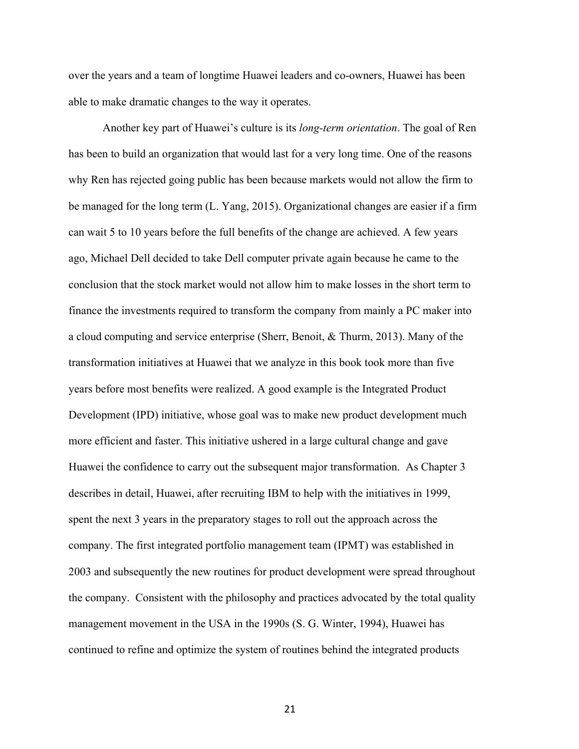over the years and a team of longtime Huawei leaders and co-owners, Huawei has been able to make dramatic changes to the way it operates.

Another key part of Huawei's culture is its *long-term orientation*. The goal of Ren has been to build an organization that would last for a very long time. One of the reasons why Ren has rejected going public has been because markets would not allow the firm to be managed for the long term (L. Yang, 2015). Organizational changes are easier if a firm can wait 5 to 10 years before the full benefits of the change are achieved. A few years ago, Michael Dell decided to take Dell computer private again because he came to the conclusion that the stock market would not allow him to make losses in the short term to finance the investments required to transform the company from mainly a PC maker into a cloud computing and service enterprise (Sherr, Benoit, & Thurm, 2013). Many of the transformation initiatives at Huawei that we analyze in this book took more than five years before most benefits were realized. A good example is the Integrated Product Development (IPD) initiative, whose goal was to make new product development much more efficient and faster. This initiative ushered in a large cultural change and gave Huawei the confidence to carry out the subsequent major transformation. As Chapter 3 describes in detail, Huawei, after recruiting IBM to help with the initiatives in 1999, spent the next 3 years in the preparatory stages to roll out the approach across the company. The first integrated portfolio management team (IPMT) was established in 2003 and subsequently the new routines for product development were spread throughout the company. Consistent with the philosophy and practices advocated by the total quality management movement in the USA in the 1990s (S. G. Winter, 1994), Huawei has continued to refine and optimize the system of routines behind the integrated products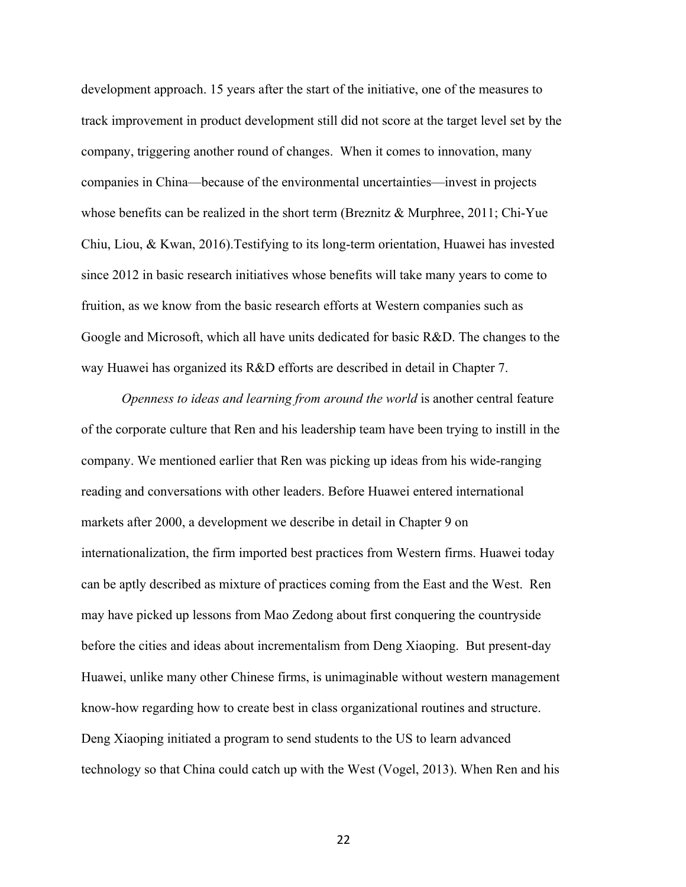development approach. 15 years after the start of the initiative, one of the measures to track improvement in product development still did not score at the target level set by the company, triggering another round of changes. When it comes to innovation, many companies in China—because of the environmental uncertainties—invest in projects whose benefits can be realized in the short term (Breznitz & Murphree, 2011; Chi-Yue Chiu, Liou, & Kwan, 2016).Testifying to its long-term orientation, Huawei has invested since 2012 in basic research initiatives whose benefits will take many years to come to fruition, as we know from the basic research efforts at Western companies such as Google and Microsoft, which all have units dedicated for basic R&D. The changes to the way Huawei has organized its R&D efforts are described in detail in Chapter 7.

*Openness to ideas and learning from around the world* is another central feature of the corporate culture that Ren and his leadership team have been trying to instill in the company. We mentioned earlier that Ren was picking up ideas from his wide-ranging reading and conversations with other leaders. Before Huawei entered international markets after 2000, a development we describe in detail in Chapter 9 on internationalization, the firm imported best practices from Western firms. Huawei today can be aptly described as mixture of practices coming from the East and the West. Ren may have picked up lessons from Mao Zedong about first conquering the countryside before the cities and ideas about incrementalism from Deng Xiaoping. But present-day Huawei, unlike many other Chinese firms, is unimaginable without western management know-how regarding how to create best in class organizational routines and structure. Deng Xiaoping initiated a program to send students to the US to learn advanced technology so that China could catch up with the West (Vogel, 2013). When Ren and his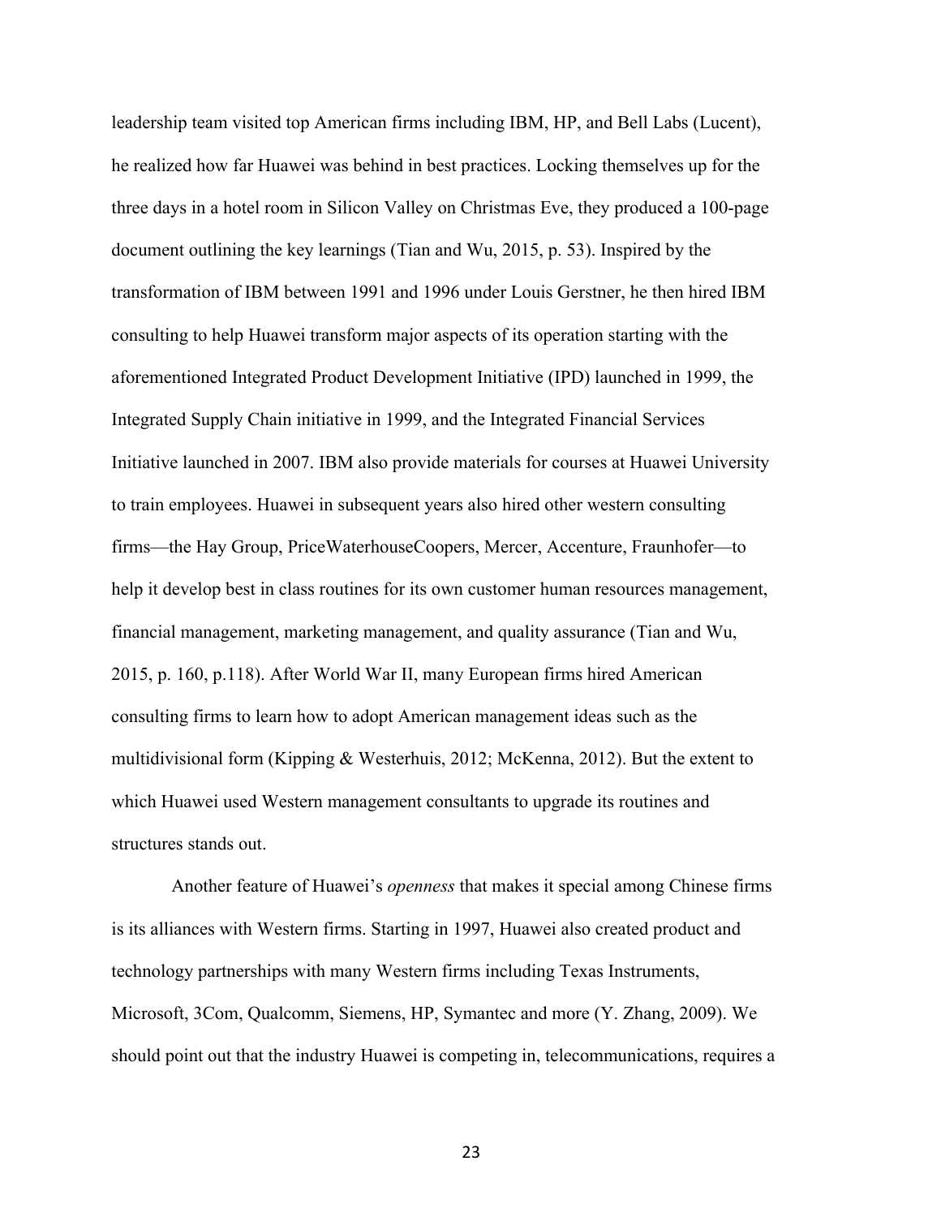leadership team visited top American firms including IBM, HP, and Bell Labs (Lucent), he realized how far Huawei was behind in best practices. Locking themselves up for the three days in a hotel room in Silicon Valley on Christmas Eve, they produced a 100-page document outlining the key learnings (Tian and Wu, 2015, p. 53). Inspired by the transformation of IBM between 1991 and 1996 under Louis Gerstner, he then hired IBM consulting to help Huawei transform major aspects of its operation starting with the aforementioned Integrated Product Development Initiative (IPD) launched in 1999, the Integrated Supply Chain initiative in 1999, and the Integrated Financial Services Initiative launched in 2007. IBM also provide materials for courses at Huawei University to train employees. Huawei in subsequent years also hired other western consulting firms—the Hay Group, PriceWaterhouseCoopers, Mercer, Accenture, Fraunhofer—to help it develop best in class routines for its own customer human resources management, financial management, marketing management, and quality assurance (Tian and Wu, 2015, p. 160, p.118). After World War II, many European firms hired American consulting firms to learn how to adopt American management ideas such as the multidivisional form (Kipping & Westerhuis, 2012; McKenna, 2012). But the extent to which Huawei used Western management consultants to upgrade its routines and structures stands out.

Another feature of Huawei's *openness* that makes it special among Chinese firms is its alliances with Western firms. Starting in 1997, Huawei also created product and technology partnerships with many Western firms including Texas Instruments, Microsoft, 3Com, Qualcomm, Siemens, HP, Symantec and more (Y. Zhang, 2009). We should point out that the industry Huawei is competing in, telecommunications, requires a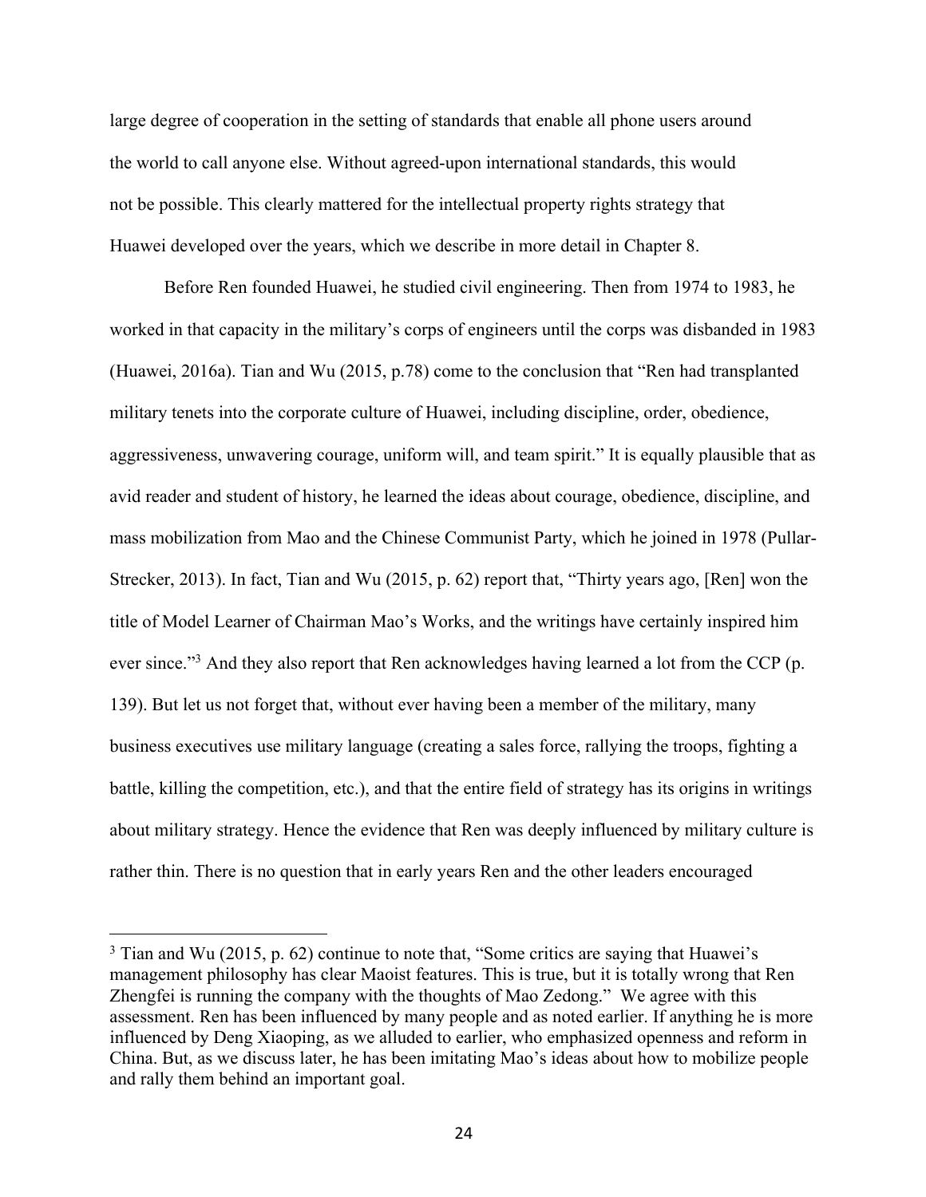large degree of cooperation in the setting of standards that enable all phone users around the world to call anyone else. Without agreed-upon international standards, this would not be possible. This clearly mattered for the intellectual property rights strategy that Huawei developed over the years, which we describe in more detail in Chapter 8.

Before Ren founded Huawei, he studied civil engineering. Then from 1974 to 1983, he worked in that capacity in the military's corps of engineers until the corps was disbanded in 1983 (Huawei, 2016a). Tian and Wu (2015, p.78) come to the conclusion that "Ren had transplanted military tenets into the corporate culture of Huawei, including discipline, order, obedience, aggressiveness, unwavering courage, uniform will, and team spirit." It is equally plausible that as avid reader and student of history, he learned the ideas about courage, obedience, discipline, and mass mobilization from Mao and the Chinese Communist Party, which he joined in 1978 (Pullar-Strecker, 2013). In fact, Tian and Wu (2015, p. 62) report that, "Thirty years ago, [Ren] won the title of Model Learner of Chairman Mao's Works, and the writings have certainly inspired him ever since."[3] And they also report that Ren acknowledges having learned a lot from the CCP (p. 139). But let us not forget that, without ever having been a member of the military, many business executives use military language (creating a sales force, rallying the troops, fighting a battle, killing the competition, etc.), and that the entire field of strategy has its origins in writings about military strategy. Hence the evidence that Ren was deeply influenced by military culture is rather thin. There is no question that in early years Ren and the other leaders encouraged

[3] Tian and Wu (2015, p. 62) continue to note that, "Some critics are saying that Huawei's management philosophy has clear Maoist features. This is true, but it is totally wrong that Ren Zhengfei is running the company with the thoughts of Mao Zedong." We agree with this assessment. Ren has been influenced by many people and as noted earlier. If anything he is more influenced by Deng Xiaoping, as we alluded to earlier, who emphasized openness and reform in China. But, as we discuss later, he has been imitating Mao's ideas about how to mobilize people and rally them behind an important goal.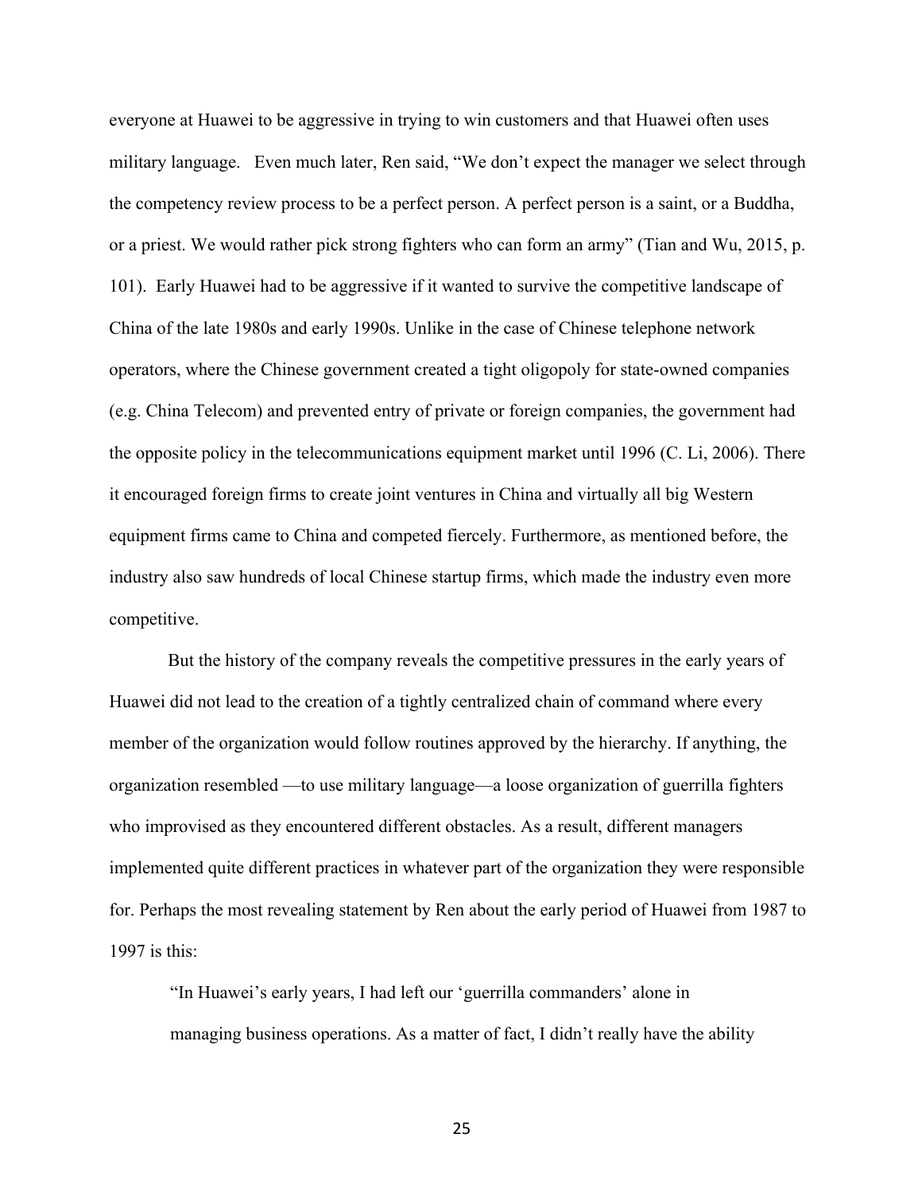everyone at Huawei to be aggressive in trying to win customers and that Huawei often uses military language. Even much later, Ren said, "We don't expect the manager we select through the competency review process to be a perfect person. A perfect person is a saint, or a Buddha, or a priest. We would rather pick strong fighters who can form an army" (Tian and Wu, 2015, p. 101). Early Huawei had to be aggressive if it wanted to survive the competitive landscape of China of the late 1980s and early 1990s. Unlike in the case of Chinese telephone network operators, where the Chinese government created a tight oligopoly for state-owned companies (e.g. China Telecom) and prevented entry of private or foreign companies, the government had the opposite policy in the telecommunications equipment market until 1996 (C. Li, 2006). There it encouraged foreign firms to create joint ventures in China and virtually all big Western equipment firms came to China and competed fiercely. Furthermore, as mentioned before, the industry also saw hundreds of local Chinese startup firms, which made the industry even more competitive.

But the history of the company reveals the competitive pressures in the early years of Huawei did not lead to the creation of a tightly centralized chain of command where every member of the organization would follow routines approved by the hierarchy. If anything, the organization resembled —to use military language—a loose organization of guerrilla fighters who improvised as they encountered different obstacles. As a result, different managers implemented quite different practices in whatever part of the organization they were responsible for. Perhaps the most revealing statement by Ren about the early period of Huawei from 1987 to 1997 is this:

> "In Huawei's early years, I had left our 'guerrilla commanders' alone in managing business operations. As a matter of fact, I didn't really have the ability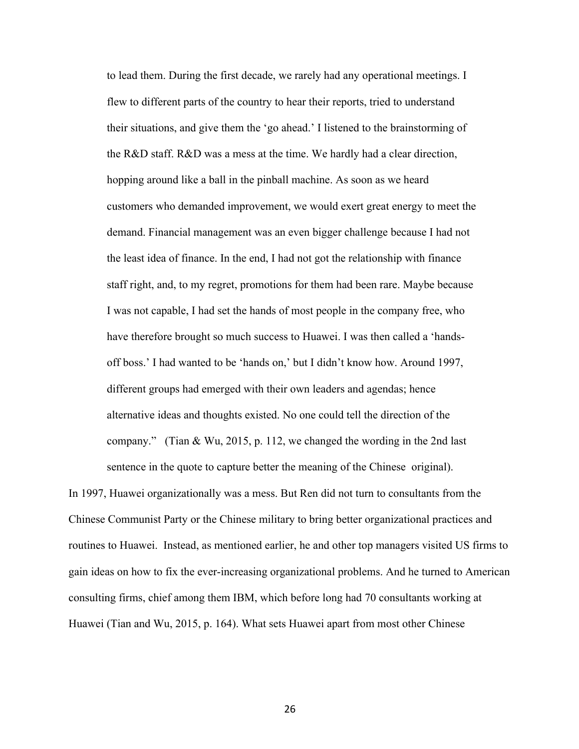> to lead them. During the first decade, we rarely had any operational meetings. I flew to different parts of the country to hear their reports, tried to understand their situations, and give them the 'go ahead.' I listened to the brainstorming of the R&D staff. R&D was a mess at the time. We hardly had a clear direction, hopping around like a ball in the pinball machine. As soon as we heard customers who demanded improvement, we would exert great energy to meet the demand. Financial management was an even bigger challenge because I had not the least idea of finance. In the end, I had not got the relationship with finance staff right, and, to my regret, promotions for them had been rare. Maybe because I was not capable, I had set the hands of most people in the company free, who have therefore brought so much success to Huawei. I was then called a 'hands-off boss.' I had wanted to be 'hands on,' but I didn't know how. Around 1997, different groups had emerged with their own leaders and agendas; hence alternative ideas and thoughts existed. No one could tell the direction of the company." (Tian & Wu, 2015, p. 112, we changed the wording in the 2nd last sentence in the quote to capture better the meaning of the Chinese original).

In 1997, Huawei organizationally was a mess. But Ren did not turn to consultants from the Chinese Communist Party or the Chinese military to bring better organizational practices and routines to Huawei. Instead, as mentioned earlier, he and other top managers visited US firms to gain ideas on how to fix the ever-increasing organizational problems. And he turned to American consulting firms, chief among them IBM, which before long had 70 consultants working at Huawei (Tian and Wu, 2015, p. 164). What sets Huawei apart from most other Chinese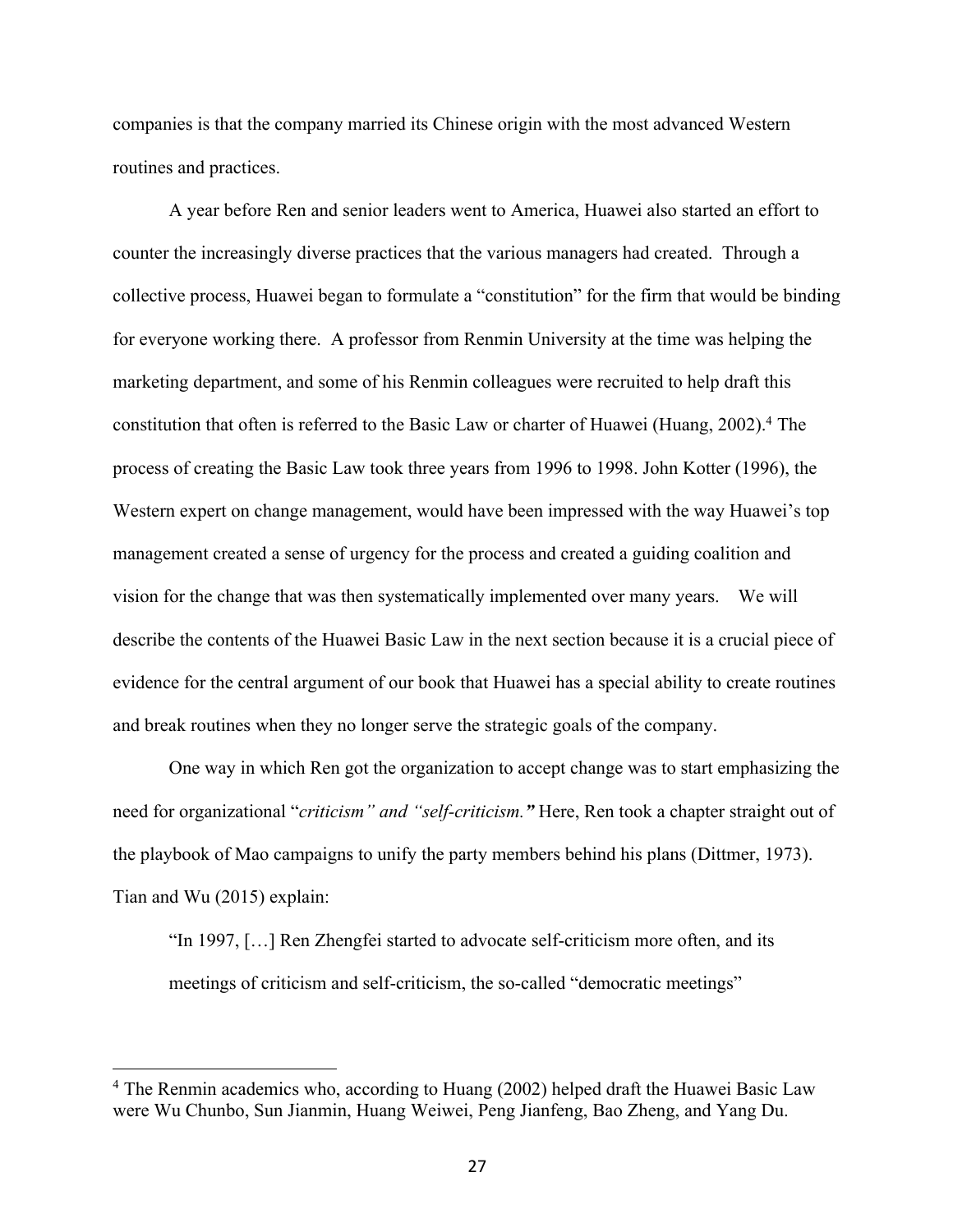companies is that the company married its Chinese origin with the most advanced Western routines and practices.

A year before Ren and senior leaders went to America, Huawei also started an effort to counter the increasingly diverse practices that the various managers had created. Through a collective process, Huawei began to formulate a "constitution" for the firm that would be binding for everyone working there. A professor from Renmin University at the time was helping the marketing department, and some of his Renmin colleagues were recruited to help draft this constitution that often is referred to the Basic Law or charter of Huawei (Huang, 2002).[4] The process of creating the Basic Law took three years from 1996 to 1998. John Kotter (1996), the Western expert on change management, would have been impressed with the way Huawei's top management created a sense of urgency for the process and created a guiding coalition and vision for the change that was then systematically implemented over many years. We will describe the contents of the Huawei Basic Law in the next section because it is a crucial piece of evidence for the central argument of our book that Huawei has a special ability to create routines and break routines when they no longer serve the strategic goals of the company.

One way in which Ren got the organization to accept change was to start emphasizing the need for organizational "*criticism" and "self-criticism.***"** Here, Ren took a chapter straight out of the playbook of Mao campaigns to unify the party members behind his plans (Dittmer, 1973). Tian and Wu (2015) explain:

> "In 1997, […] Ren Zhengfei started to advocate self-criticism more often, and its meetings of criticism and self-criticism, the so-called "democratic meetings"

---

[4] The Renmin academics who, according to Huang (2002) helped draft the Huawei Basic Law were Wu Chunbo, Sun Jianmin, Huang Weiwei, Peng Jianfeng, Bao Zheng, and Yang Du.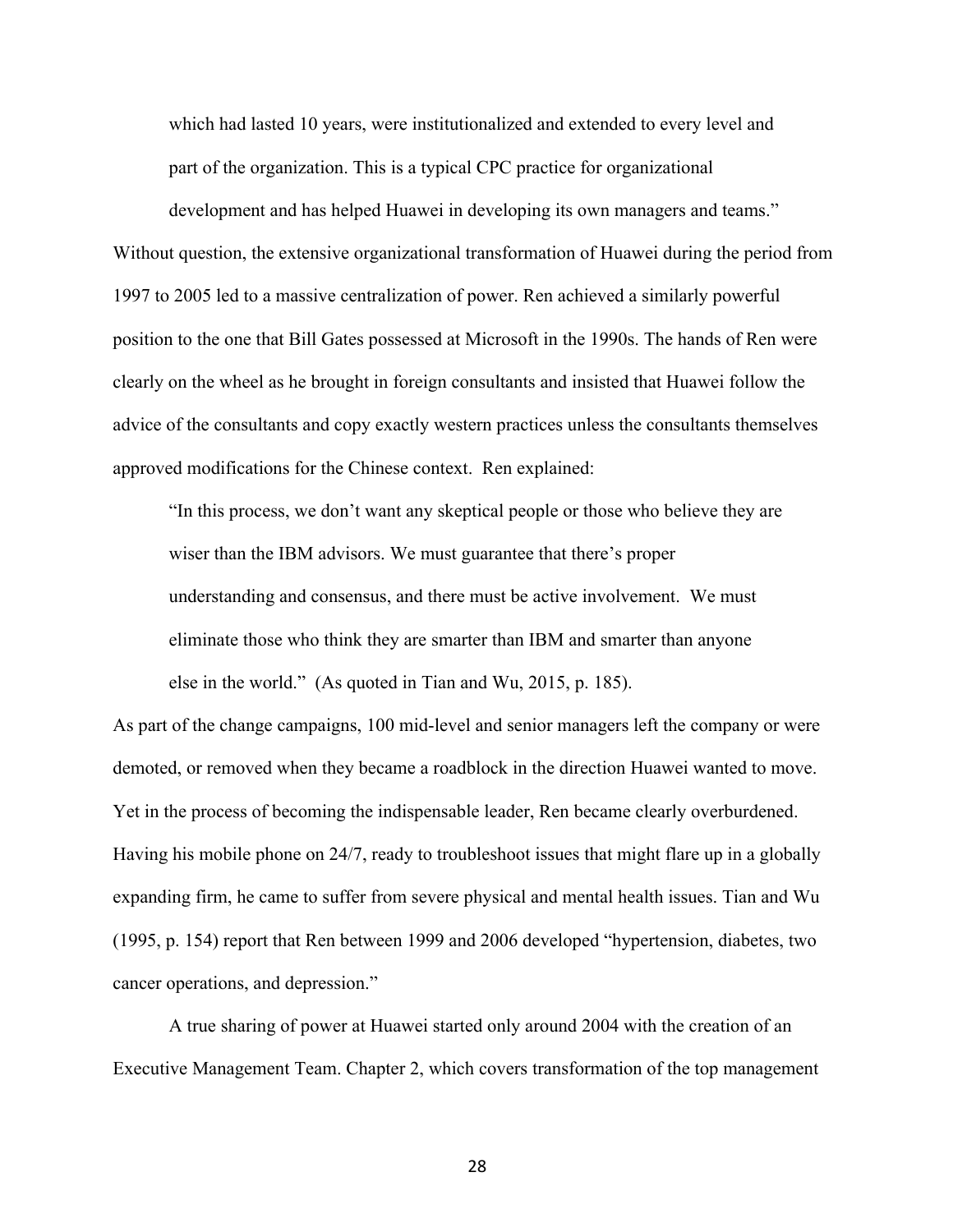which had lasted 10 years, were institutionalized and extended to every level and part of the organization. This is a typical CPC practice for organizational development and has helped Huawei in developing its own managers and teams."

Without question, the extensive organizational transformation of Huawei during the period from 1997 to 2005 led to a massive centralization of power. Ren achieved a similarly powerful position to the one that Bill Gates possessed at Microsoft in the 1990s. The hands of Ren were clearly on the wheel as he brought in foreign consultants and insisted that Huawei follow the advice of the consultants and copy exactly western practices unless the consultants themselves approved modifications for the Chinese context. Ren explained:

> "In this process, we don't want any skeptical people or those who believe they are wiser than the IBM advisors. We must guarantee that there's proper understanding and consensus, and there must be active involvement. We must eliminate those who think they are smarter than IBM and smarter than anyone else in the world." (As quoted in Tian and Wu, 2015, p. 185).

As part of the change campaigns, 100 mid-level and senior managers left the company or were demoted, or removed when they became a roadblock in the direction Huawei wanted to move. Yet in the process of becoming the indispensable leader, Ren became clearly overburdened. Having his mobile phone on 24/7, ready to troubleshoot issues that might flare up in a globally expanding firm, he came to suffer from severe physical and mental health issues. Tian and Wu (1995, p. 154) report that Ren between 1999 and 2006 developed "hypertension, diabetes, two cancer operations, and depression."

A true sharing of power at Huawei started only around 2004 with the creation of an Executive Management Team. Chapter 2, which covers transformation of the top management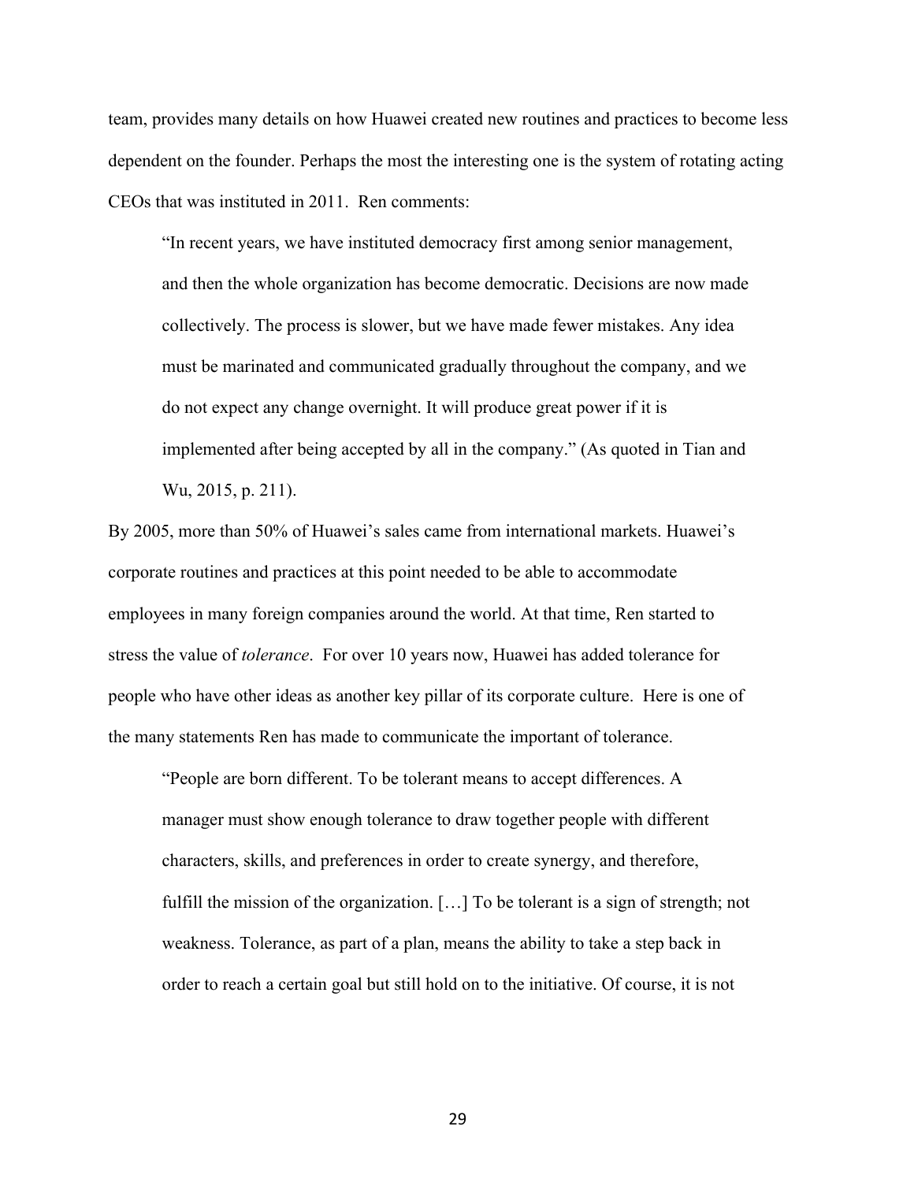team, provides many details on how Huawei created new routines and practices to become less dependent on the founder. Perhaps the most the interesting one is the system of rotating acting CEOs that was instituted in 2011.  Ren comments:

> "In recent years, we have instituted democracy first among senior management, and then the whole organization has become democratic. Decisions are now made collectively. The process is slower, but we have made fewer mistakes. Any idea must be marinated and communicated gradually throughout the company, and we do not expect any change overnight. It will produce great power if it is implemented after being accepted by all in the company." (As quoted in Tian and Wu, 2015, p. 211).

By 2005, more than 50% of Huawei's sales came from international markets. Huawei's corporate routines and practices at this point needed to be able to accommodate employees in many foreign companies around the world. At that time, Ren started to stress the value of *tolerance*.  For over 10 years now, Huawei has added tolerance for people who have other ideas as another key pillar of its corporate culture.  Here is one of the many statements Ren has made to communicate the important of tolerance.

> "People are born different. To be tolerant means to accept differences. A manager must show enough tolerance to draw together people with different characters, skills, and preferences in order to create synergy, and therefore, fulfill the mission of the organization. […] To be tolerant is a sign of strength; not weakness. Tolerance, as part of a plan, means the ability to take a step back in order to reach a certain goal but still hold on to the initiative. Of course, it is not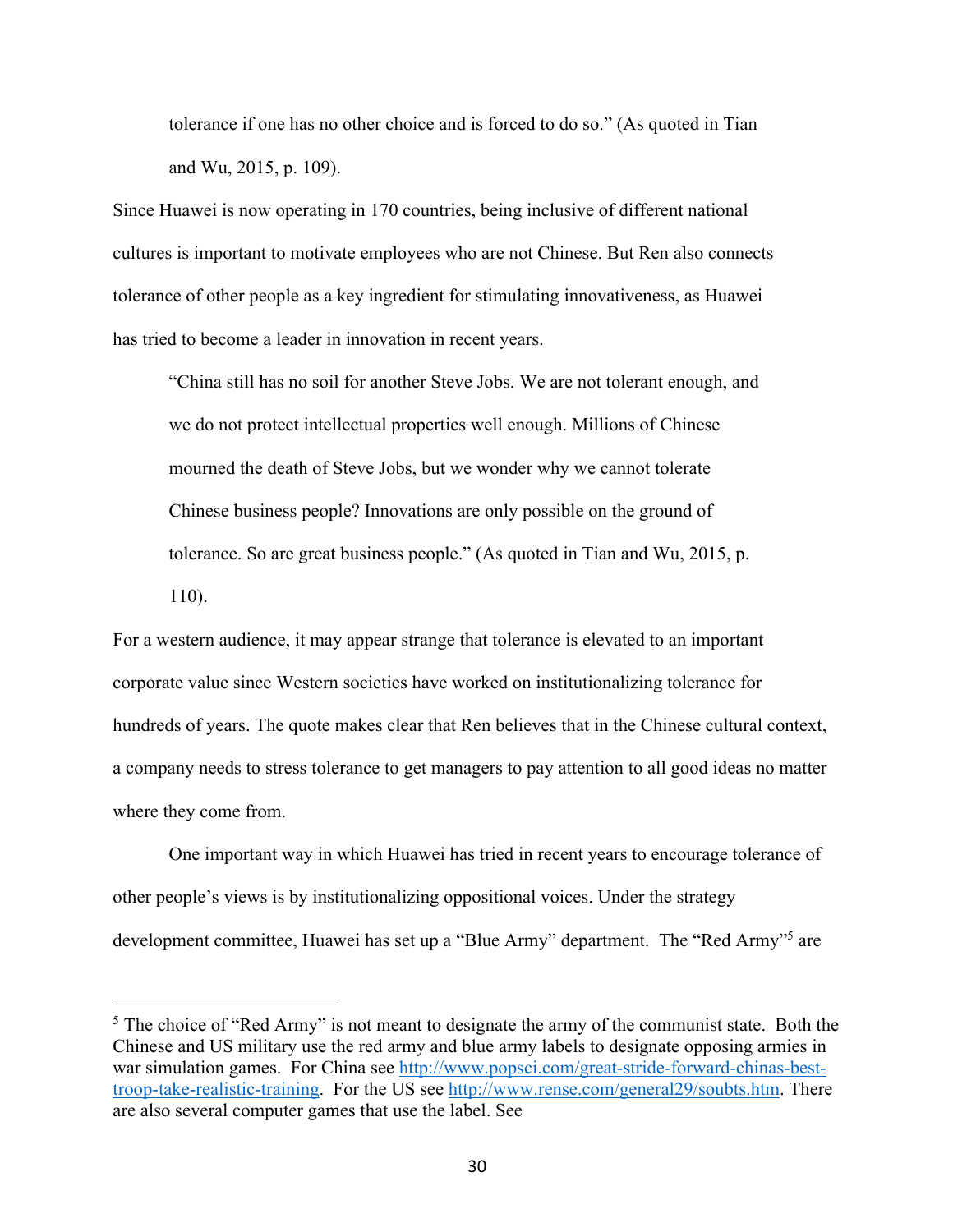> tolerance if one has no other choice and is forced to do so." (As quoted in Tian and Wu, 2015, p. 109).

Since Huawei is now operating in 170 countries, being inclusive of different national cultures is important to motivate employees who are not Chinese. But Ren also connects tolerance of other people as a key ingredient for stimulating innovativeness, as Huawei has tried to become a leader in innovation in recent years.

> "China still has no soil for another Steve Jobs. We are not tolerant enough, and we do not protect intellectual properties well enough. Millions of Chinese mourned the death of Steve Jobs, but we wonder why we cannot tolerate Chinese business people? Innovations are only possible on the ground of tolerance. So are great business people." (As quoted in Tian and Wu, 2015, p. 110).

For a western audience, it may appear strange that tolerance is elevated to an important corporate value since Western societies have worked on institutionalizing tolerance for hundreds of years. The quote makes clear that Ren believes that in the Chinese cultural context, a company needs to stress tolerance to get managers to pay attention to all good ideas no matter where they come from.

One important way in which Huawei has tried in recent years to encourage tolerance of other people's views is by institutionalizing oppositional voices. Under the strategy development committee, Huawei has set up a "Blue Army" department. The "Red Army"[5] are

---

[5] The choice of "Red Army" is not meant to designate the army of the communist state. Both the Chinese and US military use the red army and blue army labels to designate opposing armies in war simulation games. For China see http://www.popsci.com/great-stride-forward-chinas-best-troop-take-realistic-training. For the US see http://www.rense.com/general29/soubts.htm. There are also several computer games that use the label. See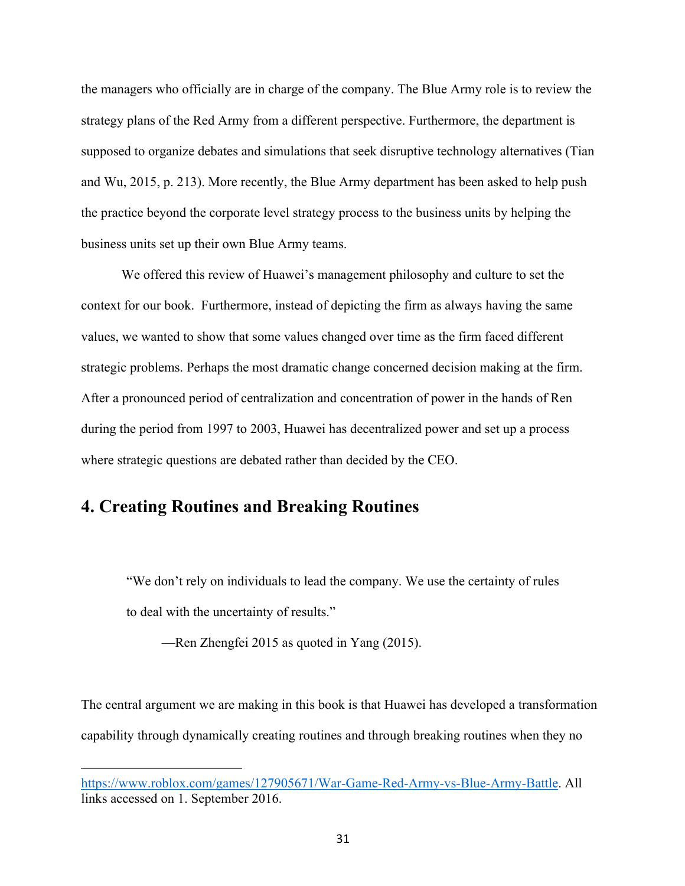the managers who officially are in charge of the company. The Blue Army role is to review the strategy plans of the Red Army from a different perspective. Furthermore, the department is supposed to organize debates and simulations that seek disruptive technology alternatives (Tian and Wu, 2015, p. 213). More recently, the Blue Army department has been asked to help push the practice beyond the corporate level strategy process to the business units by helping the business units set up their own Blue Army teams.

We offered this review of Huawei's management philosophy and culture to set the context for our book. Furthermore, instead of depicting the firm as always having the same values, we wanted to show that some values changed over time as the firm faced different strategic problems. Perhaps the most dramatic change concerned decision making at the firm. After a pronounced period of centralization and concentration of power in the hands of Ren during the period from 1997 to 2003, Huawei has decentralized power and set up a process where strategic questions are debated rather than decided by the CEO.

## 4. Creating Routines and Breaking Routines

> "We don't rely on individuals to lead the company. We use the certainty of rules to deal with the uncertainty of results."
>
> —Ren Zhengfei 2015 as quoted in Yang (2015).

The central argument we are making in this book is that Huawei has developed a transformation capability through dynamically creating routines and through breaking routines when they no

---

https://www.roblox.com/games/127905671/War-Game-Red-Army-vs-Blue-Army-Battle. All links accessed on 1. September 2016.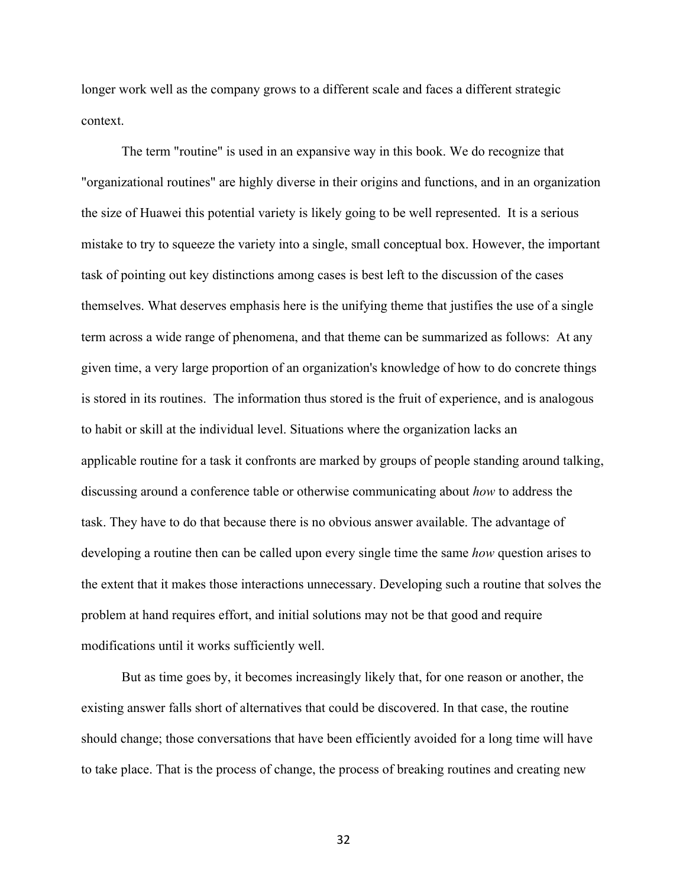longer work well as the company grows to a different scale and faces a different strategic context.

The term "routine" is used in an expansive way in this book. We do recognize that "organizational routines" are highly diverse in their origins and functions, and in an organization the size of Huawei this potential variety is likely going to be well represented. It is a serious mistake to try to squeeze the variety into a single, small conceptual box. However, the important task of pointing out key distinctions among cases is best left to the discussion of the cases themselves. What deserves emphasis here is the unifying theme that justifies the use of a single term across a wide range of phenomena, and that theme can be summarized as follows: At any given time, a very large proportion of an organization's knowledge of how to do concrete things is stored in its routines. The information thus stored is the fruit of experience, and is analogous to habit or skill at the individual level. Situations where the organization lacks an applicable routine for a task it confronts are marked by groups of people standing around talking, discussing around a conference table or otherwise communicating about *how* to address the task. They have to do that because there is no obvious answer available. The advantage of developing a routine then can be called upon every single time the same *how* question arises to the extent that it makes those interactions unnecessary. Developing such a routine that solves the problem at hand requires effort, and initial solutions may not be that good and require modifications until it works sufficiently well.

But as time goes by, it becomes increasingly likely that, for one reason or another, the existing answer falls short of alternatives that could be discovered. In that case, the routine should change; those conversations that have been efficiently avoided for a long time will have to take place. That is the process of change, the process of breaking routines and creating new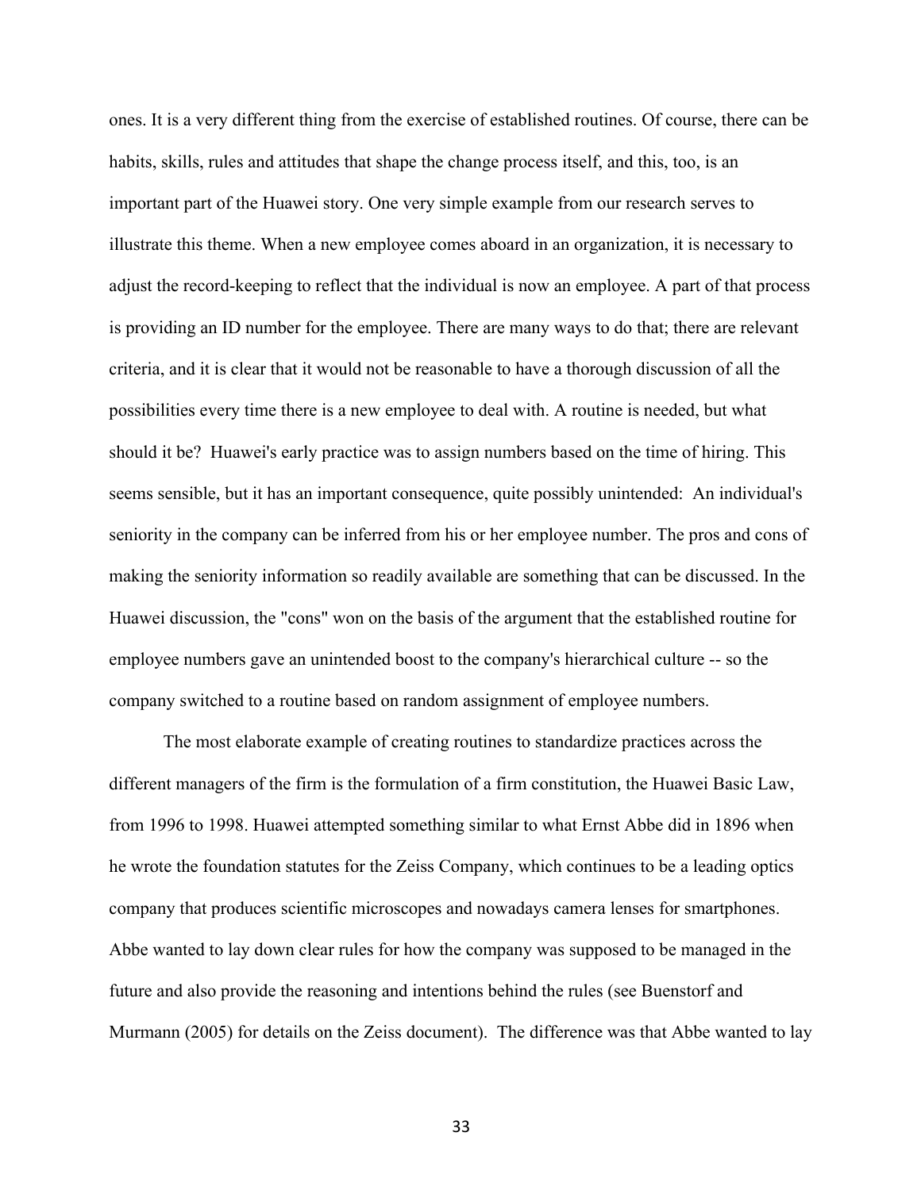ones. It is a very different thing from the exercise of established routines. Of course, there can be habits, skills, rules and attitudes that shape the change process itself, and this, too, is an important part of the Huawei story. One very simple example from our research serves to illustrate this theme. When a new employee comes aboard in an organization, it is necessary to adjust the record-keeping to reflect that the individual is now an employee. A part of that process is providing an ID number for the employee. There are many ways to do that; there are relevant criteria, and it is clear that it would not be reasonable to have a thorough discussion of all the possibilities every time there is a new employee to deal with. A routine is needed, but what should it be? Huawei's early practice was to assign numbers based on the time of hiring. This seems sensible, but it has an important consequence, quite possibly unintended: An individual's seniority in the company can be inferred from his or her employee number. The pros and cons of making the seniority information so readily available are something that can be discussed. In the Huawei discussion, the "cons" won on the basis of the argument that the established routine for employee numbers gave an unintended boost to the company's hierarchical culture -- so the company switched to a routine based on random assignment of employee numbers.

The most elaborate example of creating routines to standardize practices across the different managers of the firm is the formulation of a firm constitution, the Huawei Basic Law, from 1996 to 1998. Huawei attempted something similar to what Ernst Abbe did in 1896 when he wrote the foundation statutes for the Zeiss Company, which continues to be a leading optics company that produces scientific microscopes and nowadays camera lenses for smartphones. Abbe wanted to lay down clear rules for how the company was supposed to be managed in the future and also provide the reasoning and intentions behind the rules (see Buenstorf and Murmann (2005) for details on the Zeiss document). The difference was that Abbe wanted to lay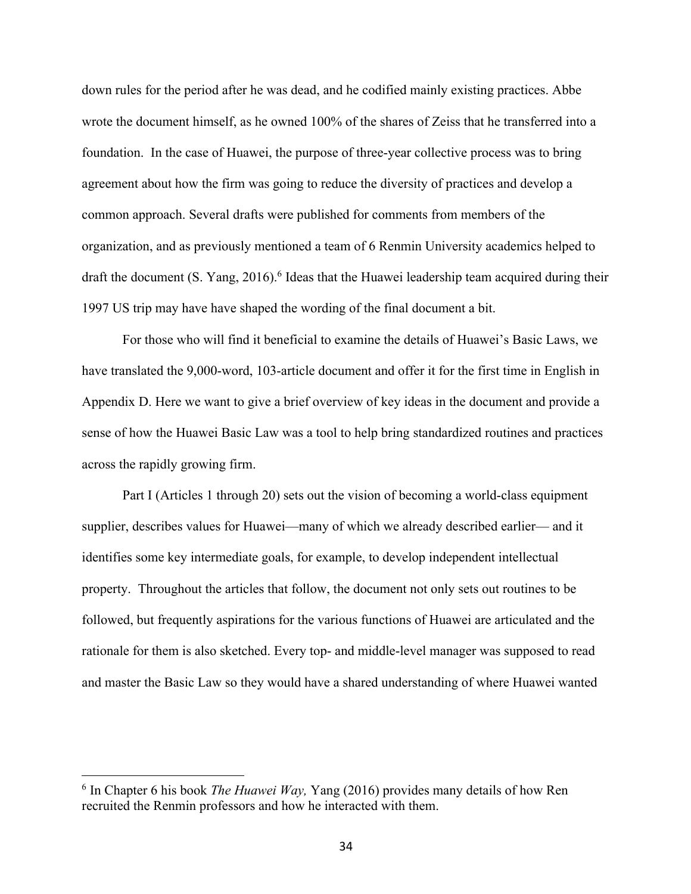down rules for the period after he was dead, and he codified mainly existing practices. Abbe wrote the document himself, as he owned 100% of the shares of Zeiss that he transferred into a foundation. In the case of Huawei, the purpose of three-year collective process was to bring agreement about how the firm was going to reduce the diversity of practices and develop a common approach. Several drafts were published for comments from members of the organization, and as previously mentioned a team of 6 Renmin University academics helped to draft the document (S. Yang, 2016).[6] Ideas that the Huawei leadership team acquired during their 1997 US trip may have have shaped the wording of the final document a bit.

For those who will find it beneficial to examine the details of Huawei's Basic Laws, we have translated the 9,000-word, 103-article document and offer it for the first time in English in Appendix D. Here we want to give a brief overview of key ideas in the document and provide a sense of how the Huawei Basic Law was a tool to help bring standardized routines and practices across the rapidly growing firm.

Part I (Articles 1 through 20) sets out the vision of becoming a world-class equipment supplier, describes values for Huawei—many of which we already described earlier— and it identifies some key intermediate goals, for example, to develop independent intellectual property. Throughout the articles that follow, the document not only sets out routines to be followed, but frequently aspirations for the various functions of Huawei are articulated and the rationale for them is also sketched. Every top- and middle-level manager was supposed to read and master the Basic Law so they would have a shared understanding of where Huawei wanted

[6] In Chapter 6 his book *The Huawei Way,* Yang (2016) provides many details of how Ren recruited the Renmin professors and how he interacted with them.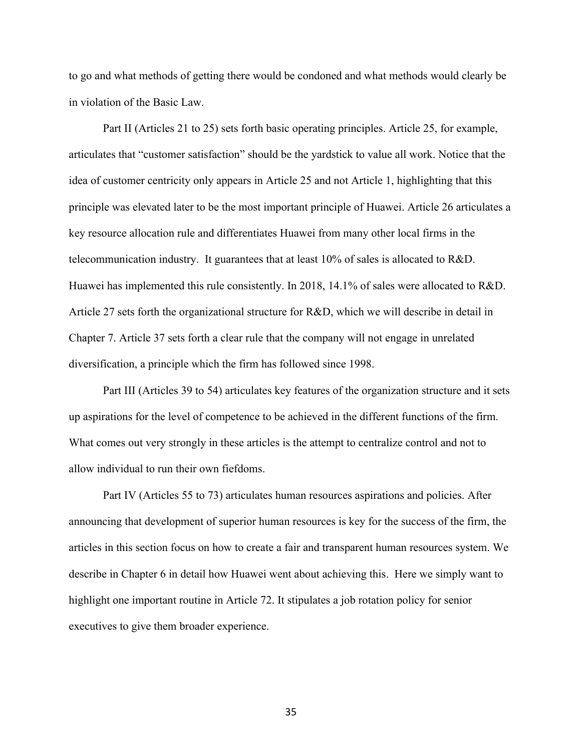to go and what methods of getting there would be condoned and what methods would clearly be in violation of the Basic Law.

Part II (Articles 21 to 25) sets forth basic operating principles. Article 25, for example, articulates that “customer satisfaction” should be the yardstick to value all work. Notice that the idea of customer centricity only appears in Article 25 and not Article 1, highlighting that this principle was elevated later to be the most important principle of Huawei. Article 26 articulates a key resource allocation rule and differentiates Huawei from many other local firms in the telecommunication industry. It guarantees that at least 10% of sales is allocated to R&D. Huawei has implemented this rule consistently. In 2018, 14.1% of sales were allocated to R&D. Article 27 sets forth the organizational structure for R&D, which we will describe in detail in Chapter 7. Article 37 sets forth a clear rule that the company will not engage in unrelated diversification, a principle which the firm has followed since 1998.

Part III (Articles 39 to 54) articulates key features of the organization structure and it sets up aspirations for the level of competence to be achieved in the different functions of the firm. What comes out very strongly in these articles is the attempt to centralize control and not to allow individual to run their own fiefdoms.

Part IV (Articles 55 to 73) articulates human resources aspirations and policies. After announcing that development of superior human resources is key for the success of the firm, the articles in this section focus on how to create a fair and transparent human resources system. We describe in Chapter 6 in detail how Huawei went about achieving this. Here we simply want to highlight one important routine in Article 72. It stipulates a job rotation policy for senior executives to give them broader experience.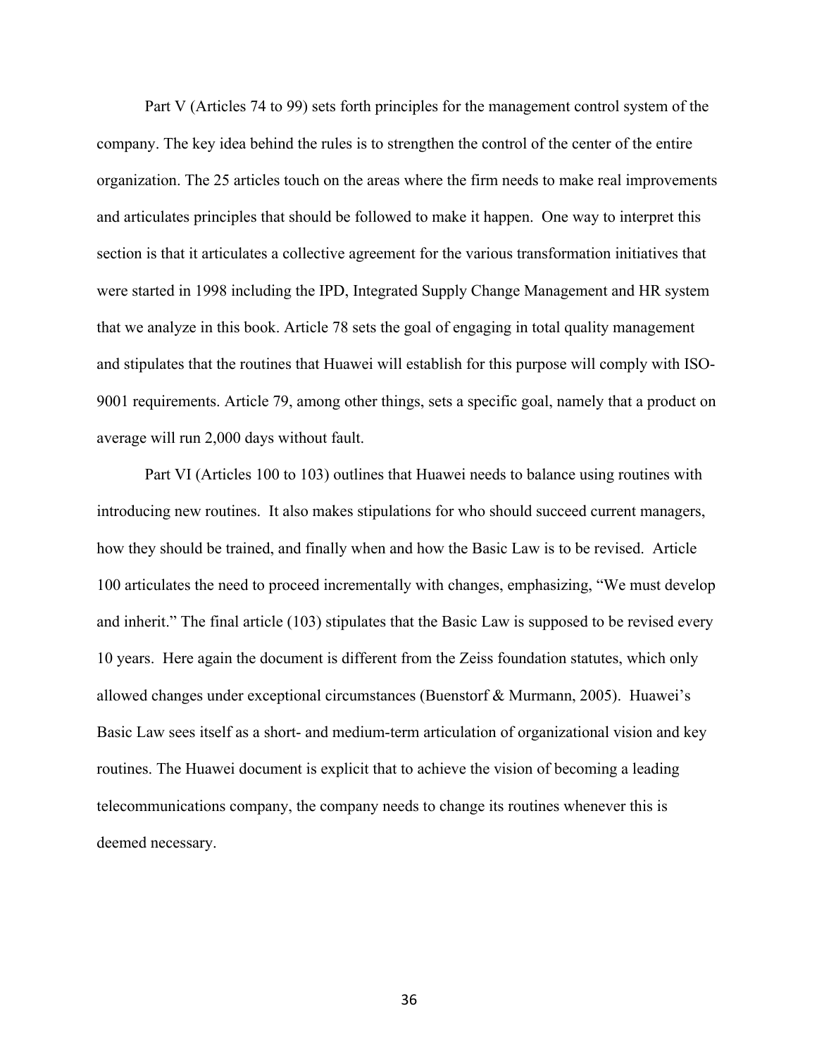Part V (Articles 74 to 99) sets forth principles for the management control system of the company. The key idea behind the rules is to strengthen the control of the center of the entire organization. The 25 articles touch on the areas where the firm needs to make real improvements and articulates principles that should be followed to make it happen. One way to interpret this section is that it articulates a collective agreement for the various transformation initiatives that were started in 1998 including the IPD, Integrated Supply Change Management and HR system that we analyze in this book. Article 78 sets the goal of engaging in total quality management and stipulates that the routines that Huawei will establish for this purpose will comply with ISO-9001 requirements. Article 79, among other things, sets a specific goal, namely that a product on average will run 2,000 days without fault.

Part VI (Articles 100 to 103) outlines that Huawei needs to balance using routines with introducing new routines. It also makes stipulations for who should succeed current managers, how they should be trained, and finally when and how the Basic Law is to be revised. Article 100 articulates the need to proceed incrementally with changes, emphasizing, "We must develop and inherit." The final article (103) stipulates that the Basic Law is supposed to be revised every 10 years. Here again the document is different from the Zeiss foundation statutes, which only allowed changes under exceptional circumstances (Buenstorf & Murmann, 2005). Huawei's Basic Law sees itself as a short- and medium-term articulation of organizational vision and key routines. The Huawei document is explicit that to achieve the vision of becoming a leading telecommunications company, the company needs to change its routines whenever this is deemed necessary.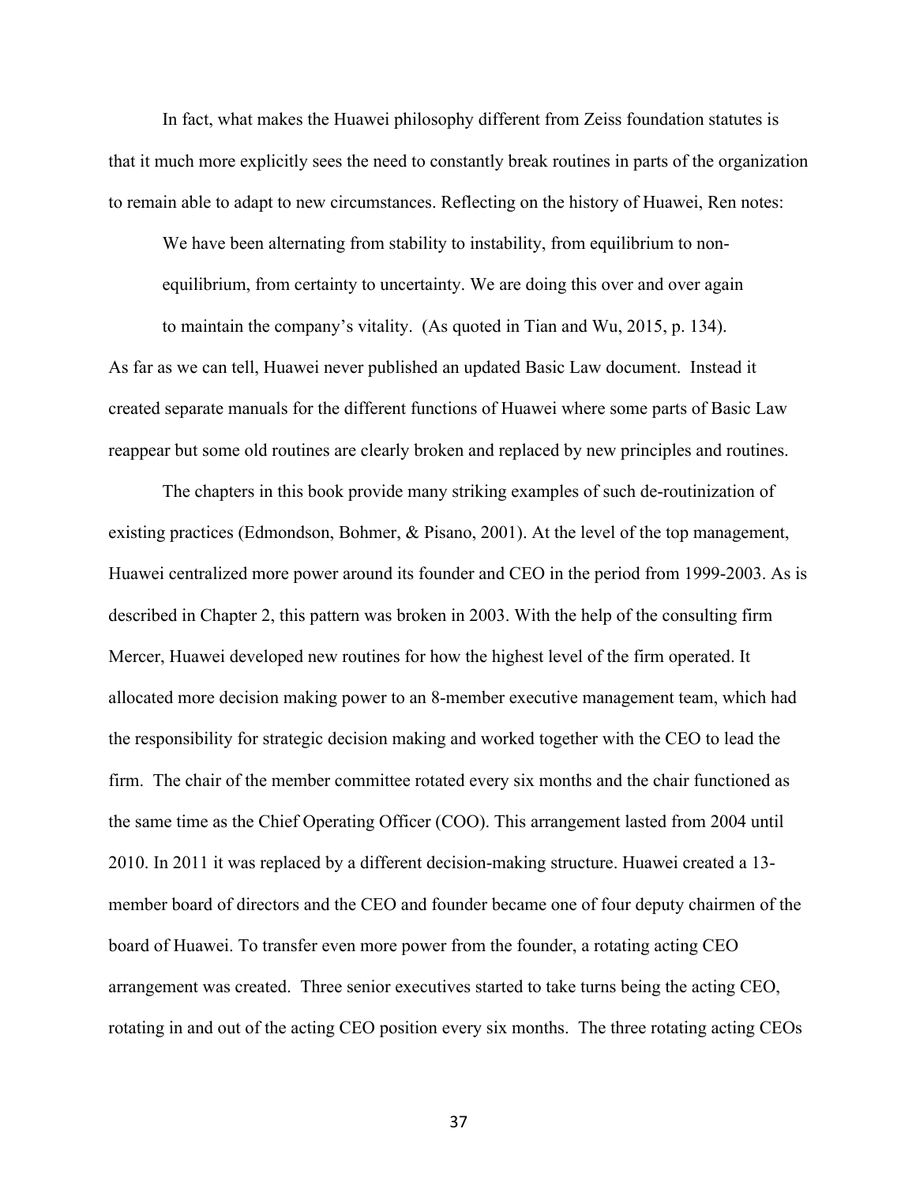In fact, what makes the Huawei philosophy different from Zeiss foundation statutes is that it much more explicitly sees the need to constantly break routines in parts of the organization to remain able to adapt to new circumstances. Reflecting on the history of Huawei, Ren notes:

> We have been alternating from stability to instability, from equilibrium to non-equilibrium, from certainty to uncertainty. We are doing this over and over again to maintain the company's vitality. (As quoted in Tian and Wu, 2015, p. 134).

As far as we can tell, Huawei never published an updated Basic Law document. Instead it created separate manuals for the different functions of Huawei where some parts of Basic Law reappear but some old routines are clearly broken and replaced by new principles and routines.

The chapters in this book provide many striking examples of such de-routinization of existing practices (Edmondson, Bohmer, & Pisano, 2001). At the level of the top management, Huawei centralized more power around its founder and CEO in the period from 1999-2003. As is described in Chapter 2, this pattern was broken in 2003. With the help of the consulting firm Mercer, Huawei developed new routines for how the highest level of the firm operated. It allocated more decision making power to an 8-member executive management team, which had the responsibility for strategic decision making and worked together with the CEO to lead the firm. The chair of the member committee rotated every six months and the chair functioned as the same time as the Chief Operating Officer (COO). This arrangement lasted from 2004 until 2010. In 2011 it was replaced by a different decision-making structure. Huawei created a 13-member board of directors and the CEO and founder became one of four deputy chairmen of the board of Huawei. To transfer even more power from the founder, a rotating acting CEO arrangement was created. Three senior executives started to take turns being the acting CEO, rotating in and out of the acting CEO position every six months. The three rotating acting CEOs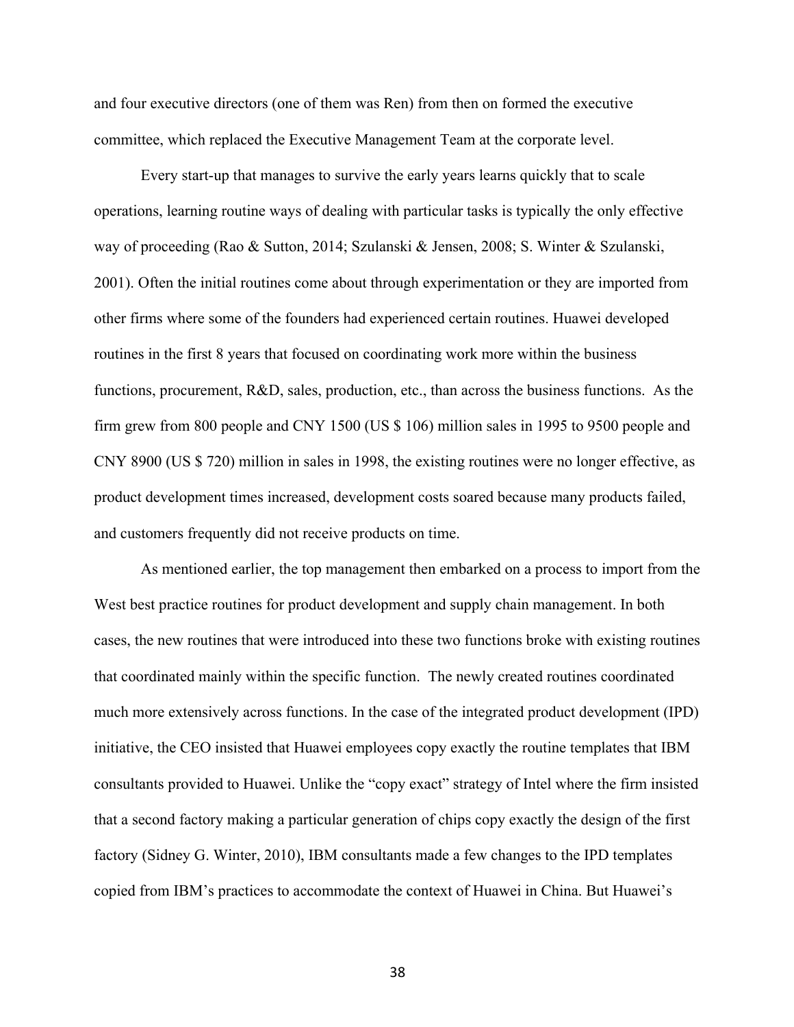and four executive directors (one of them was Ren) from then on formed the executive committee, which replaced the Executive Management Team at the corporate level.

Every start-up that manages to survive the early years learns quickly that to scale operations, learning routine ways of dealing with particular tasks is typically the only effective way of proceeding (Rao & Sutton, 2014; Szulanski & Jensen, 2008; S. Winter & Szulanski, 2001). Often the initial routines come about through experimentation or they are imported from other firms where some of the founders had experienced certain routines. Huawei developed routines in the first 8 years that focused on coordinating work more within the business functions, procurement, R&D, sales, production, etc., than across the business functions. As the firm grew from 800 people and CNY 1500 (US $ 106) million sales in 1995 to 9500 people and CNY 8900 (US $ 720) million in sales in 1998, the existing routines were no longer effective, as product development times increased, development costs soared because many products failed, and customers frequently did not receive products on time.

As mentioned earlier, the top management then embarked on a process to import from the West best practice routines for product development and supply chain management. In both cases, the new routines that were introduced into these two functions broke with existing routines that coordinated mainly within the specific function. The newly created routines coordinated much more extensively across functions. In the case of the integrated product development (IPD) initiative, the CEO insisted that Huawei employees copy exactly the routine templates that IBM consultants provided to Huawei. Unlike the "copy exact" strategy of Intel where the firm insisted that a second factory making a particular generation of chips copy exactly the design of the first factory (Sidney G. Winter, 2010), IBM consultants made a few changes to the IPD templates copied from IBM's practices to accommodate the context of Huawei in China. But Huawei's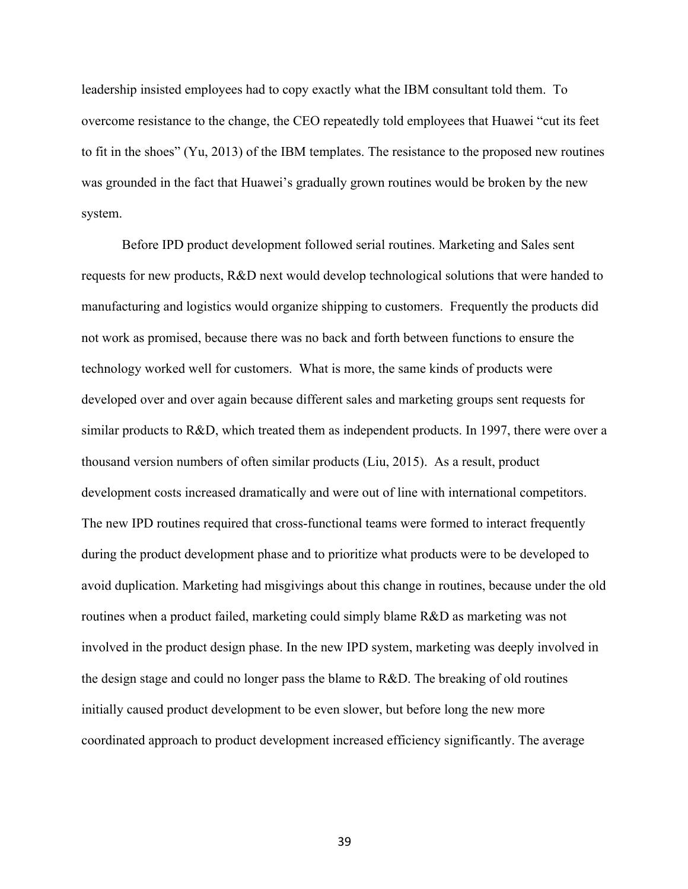leadership insisted employees had to copy exactly what the IBM consultant told them. To overcome resistance to the change, the CEO repeatedly told employees that Huawei "cut its feet to fit in the shoes" (Yu, 2013) of the IBM templates. The resistance to the proposed new routines was grounded in the fact that Huawei's gradually grown routines would be broken by the new system.

Before IPD product development followed serial routines. Marketing and Sales sent requests for new products, R&D next would develop technological solutions that were handed to manufacturing and logistics would organize shipping to customers. Frequently the products did not work as promised, because there was no back and forth between functions to ensure the technology worked well for customers. What is more, the same kinds of products were developed over and over again because different sales and marketing groups sent requests for similar products to R&D, which treated them as independent products. In 1997, there were over a thousand version numbers of often similar products (Liu, 2015). As a result, product development costs increased dramatically and were out of line with international competitors. The new IPD routines required that cross-functional teams were formed to interact frequently during the product development phase and to prioritize what products were to be developed to avoid duplication. Marketing had misgivings about this change in routines, because under the old routines when a product failed, marketing could simply blame R&D as marketing was not involved in the product design phase. In the new IPD system, marketing was deeply involved in the design stage and could no longer pass the blame to R&D. The breaking of old routines initially caused product development to be even slower, but before long the new more coordinated approach to product development increased efficiency significantly. The average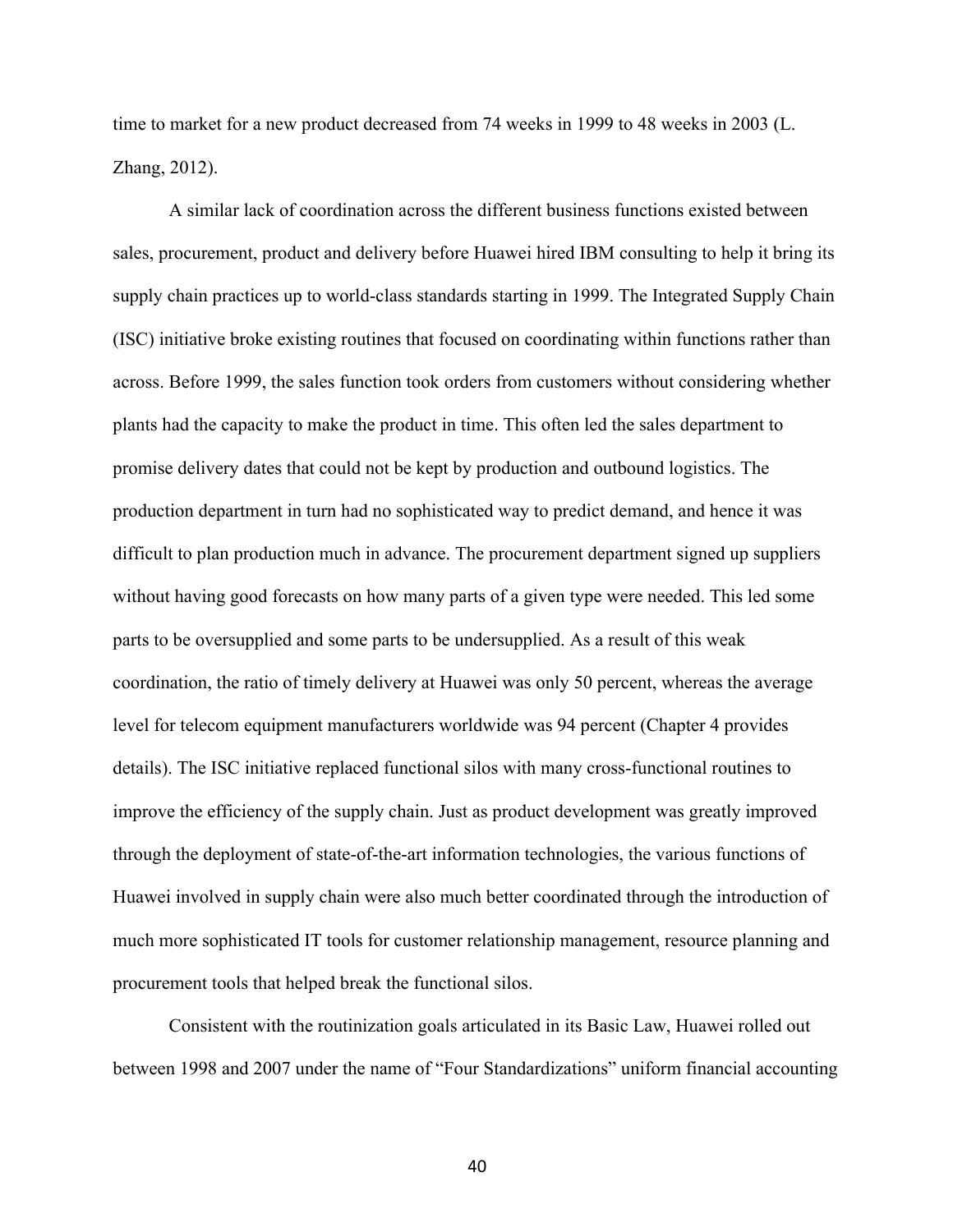time to market for a new product decreased from 74 weeks in 1999 to 48 weeks in 2003 (L. Zhang, 2012).

A similar lack of coordination across the different business functions existed between sales, procurement, product and delivery before Huawei hired IBM consulting to help it bring its supply chain practices up to world-class standards starting in 1999. The Integrated Supply Chain (ISC) initiative broke existing routines that focused on coordinating within functions rather than across. Before 1999, the sales function took orders from customers without considering whether plants had the capacity to make the product in time. This often led the sales department to promise delivery dates that could not be kept by production and outbound logistics. The production department in turn had no sophisticated way to predict demand, and hence it was difficult to plan production much in advance. The procurement department signed up suppliers without having good forecasts on how many parts of a given type were needed. This led some parts to be oversupplied and some parts to be undersupplied. As a result of this weak coordination, the ratio of timely delivery at Huawei was only 50 percent, whereas the average level for telecom equipment manufacturers worldwide was 94 percent (Chapter 4 provides details). The ISC initiative replaced functional silos with many cross-functional routines to improve the efficiency of the supply chain. Just as product development was greatly improved through the deployment of state-of-the-art information technologies, the various functions of Huawei involved in supply chain were also much better coordinated through the introduction of much more sophisticated IT tools for customer relationship management, resource planning and procurement tools that helped break the functional silos.

Consistent with the routinization goals articulated in its Basic Law, Huawei rolled out between 1998 and 2007 under the name of "Four Standardizations" uniform financial accounting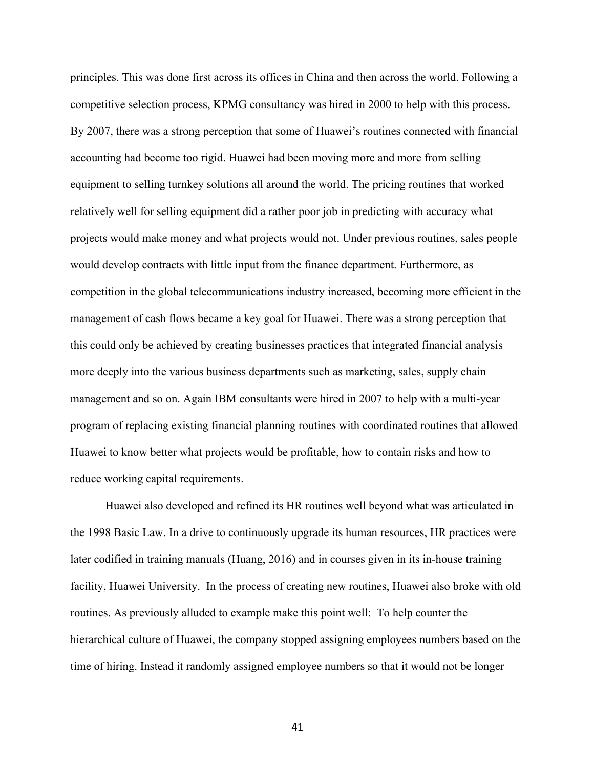principles. This was done first across its offices in China and then across the world. Following a competitive selection process, KPMG consultancy was hired in 2000 to help with this process. By 2007, there was a strong perception that some of Huawei's routines connected with financial accounting had become too rigid. Huawei had been moving more and more from selling equipment to selling turnkey solutions all around the world. The pricing routines that worked relatively well for selling equipment did a rather poor job in predicting with accuracy what projects would make money and what projects would not. Under previous routines, sales people would develop contracts with little input from the finance department. Furthermore, as competition in the global telecommunications industry increased, becoming more efficient in the management of cash flows became a key goal for Huawei. There was a strong perception that this could only be achieved by creating businesses practices that integrated financial analysis more deeply into the various business departments such as marketing, sales, supply chain management and so on. Again IBM consultants were hired in 2007 to help with a multi-year program of replacing existing financial planning routines with coordinated routines that allowed Huawei to know better what projects would be profitable, how to contain risks and how to reduce working capital requirements.

Huawei also developed and refined its HR routines well beyond what was articulated in the 1998 Basic Law. In a drive to continuously upgrade its human resources, HR practices were later codified in training manuals (Huang, 2016) and in courses given in its in-house training facility, Huawei University. In the process of creating new routines, Huawei also broke with old routines. As previously alluded to example make this point well: To help counter the hierarchical culture of Huawei, the company stopped assigning employees numbers based on the time of hiring. Instead it randomly assigned employee numbers so that it would not be longer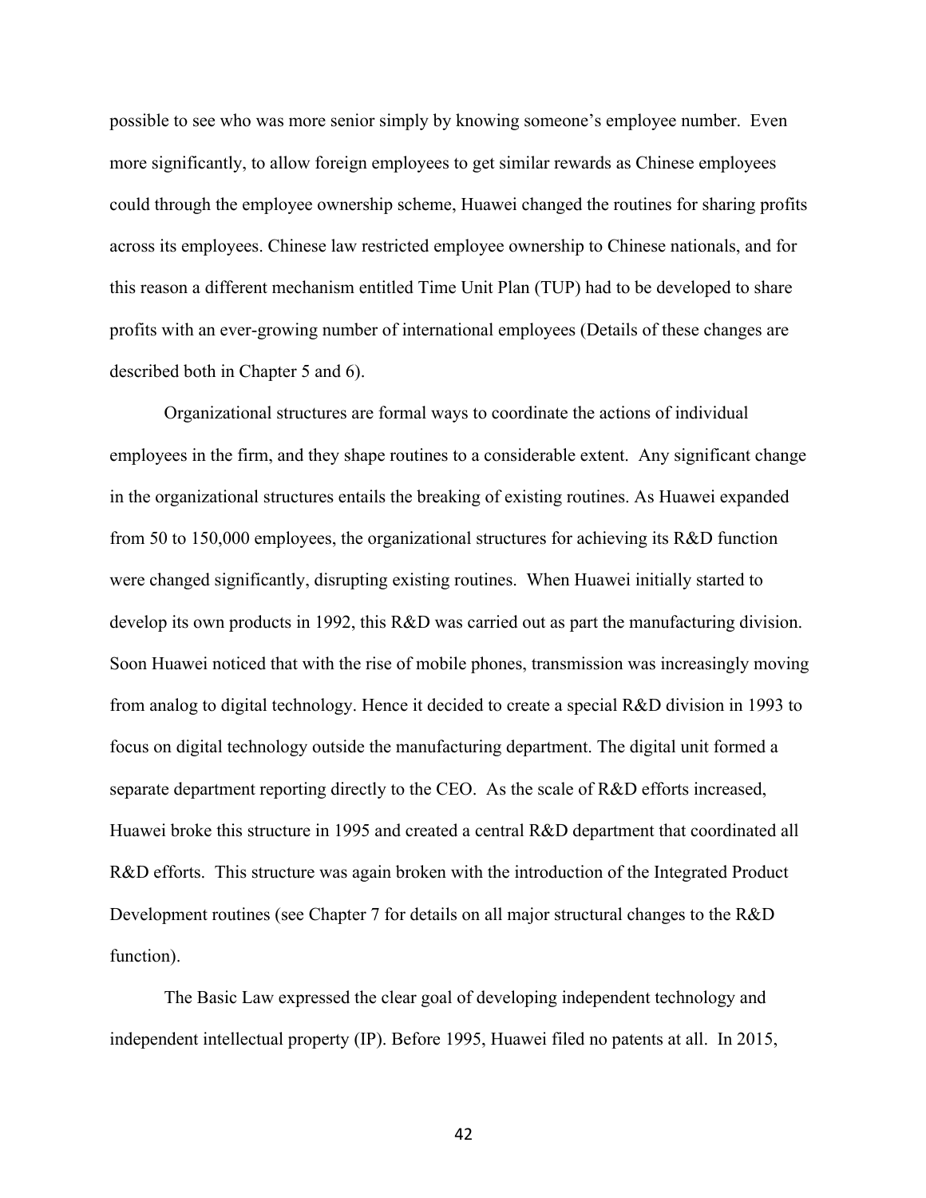possible to see who was more senior simply by knowing someone's employee number. Even more significantly, to allow foreign employees to get similar rewards as Chinese employees could through the employee ownership scheme, Huawei changed the routines for sharing profits across its employees. Chinese law restricted employee ownership to Chinese nationals, and for this reason a different mechanism entitled Time Unit Plan (TUP) had to be developed to share profits with an ever-growing number of international employees (Details of these changes are described both in Chapter 5 and 6).

Organizational structures are formal ways to coordinate the actions of individual employees in the firm, and they shape routines to a considerable extent. Any significant change in the organizational structures entails the breaking of existing routines. As Huawei expanded from 50 to 150,000 employees, the organizational structures for achieving its R&D function were changed significantly, disrupting existing routines. When Huawei initially started to develop its own products in 1992, this R&D was carried out as part the manufacturing division. Soon Huawei noticed that with the rise of mobile phones, transmission was increasingly moving from analog to digital technology. Hence it decided to create a special R&D division in 1993 to focus on digital technology outside the manufacturing department. The digital unit formed a separate department reporting directly to the CEO. As the scale of R&D efforts increased, Huawei broke this structure in 1995 and created a central R&D department that coordinated all R&D efforts. This structure was again broken with the introduction of the Integrated Product Development routines (see Chapter 7 for details on all major structural changes to the R&D function).

The Basic Law expressed the clear goal of developing independent technology and independent intellectual property (IP). Before 1995, Huawei filed no patents at all. In 2015,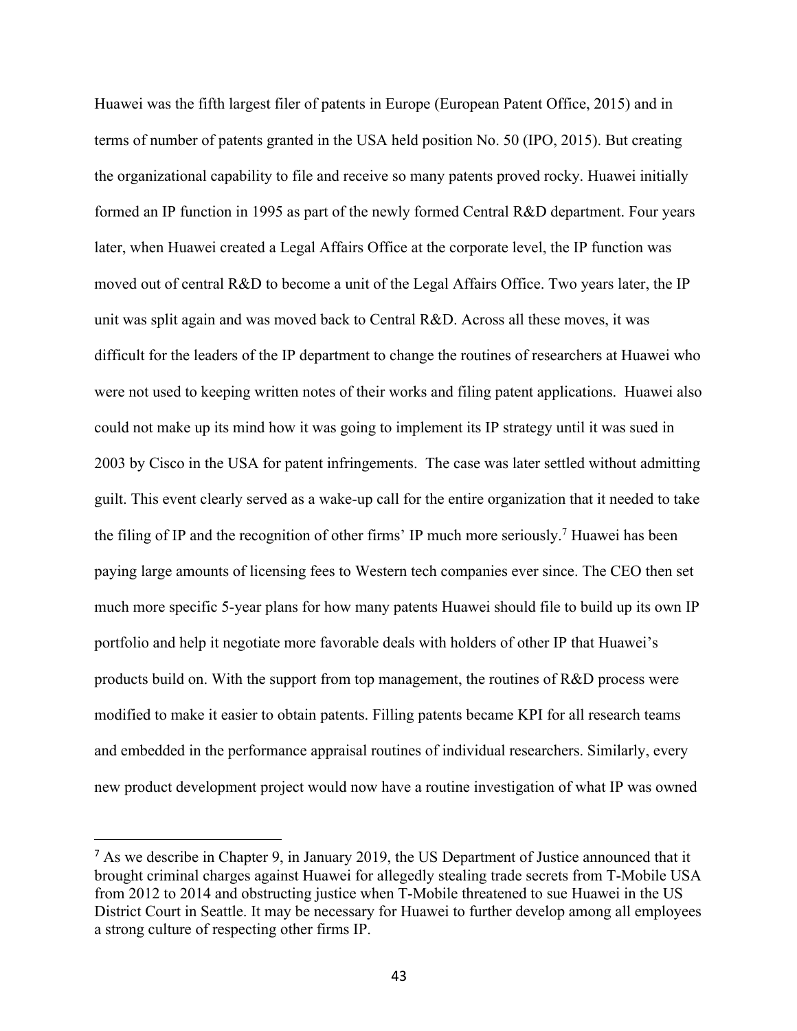Huawei was the fifth largest filer of patents in Europe (European Patent Office, 2015) and in terms of number of patents granted in the USA held position No. 50 (IPO, 2015). But creating the organizational capability to file and receive so many patents proved rocky. Huawei initially formed an IP function in 1995 as part of the newly formed Central R&D department. Four years later, when Huawei created a Legal Affairs Office at the corporate level, the IP function was moved out of central R&D to become a unit of the Legal Affairs Office. Two years later, the IP unit was split again and was moved back to Central R&D. Across all these moves, it was difficult for the leaders of the IP department to change the routines of researchers at Huawei who were not used to keeping written notes of their works and filing patent applications. Huawei also could not make up its mind how it was going to implement its IP strategy until it was sued in 2003 by Cisco in the USA for patent infringements. The case was later settled without admitting guilt. This event clearly served as a wake-up call for the entire organization that it needed to take the filing of IP and the recognition of other firms' IP much more seriously.[7] Huawei has been paying large amounts of licensing fees to Western tech companies ever since. The CEO then set much more specific 5-year plans for how many patents Huawei should file to build up its own IP portfolio and help it negotiate more favorable deals with holders of other IP that Huawei's products build on. With the support from top management, the routines of R&D process were modified to make it easier to obtain patents. Filling patents became KPI for all research teams and embedded in the performance appraisal routines of individual researchers. Similarly, every new product development project would now have a routine investigation of what IP was owned

[7] As we describe in Chapter 9, in January 2019, the US Department of Justice announced that it brought criminal charges against Huawei for allegedly stealing trade secrets from T-Mobile USA from 2012 to 2014 and obstructing justice when T-Mobile threatened to sue Huawei in the US District Court in Seattle. It may be necessary for Huawei to further develop among all employees a strong culture of respecting other firms IP.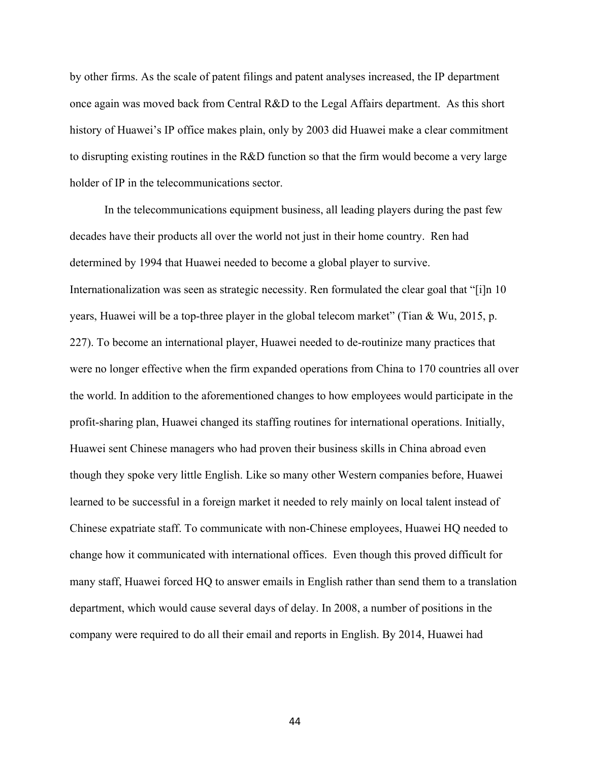by other firms. As the scale of patent filings and patent analyses increased, the IP department once again was moved back from Central R&D to the Legal Affairs department. As this short history of Huawei's IP office makes plain, only by 2003 did Huawei make a clear commitment to disrupting existing routines in the R&D function so that the firm would become a very large holder of IP in the telecommunications sector.

In the telecommunications equipment business, all leading players during the past few decades have their products all over the world not just in their home country. Ren had determined by 1994 that Huawei needed to become a global player to survive. Internationalization was seen as strategic necessity. Ren formulated the clear goal that "[i]n 10 years, Huawei will be a top-three player in the global telecom market" (Tian & Wu, 2015, p. 227). To become an international player, Huawei needed to de-routinize many practices that were no longer effective when the firm expanded operations from China to 170 countries all over the world. In addition to the aforementioned changes to how employees would participate in the profit-sharing plan, Huawei changed its staffing routines for international operations. Initially, Huawei sent Chinese managers who had proven their business skills in China abroad even though they spoke very little English. Like so many other Western companies before, Huawei learned to be successful in a foreign market it needed to rely mainly on local talent instead of Chinese expatriate staff. To communicate with non-Chinese employees, Huawei HQ needed to change how it communicated with international offices. Even though this proved difficult for many staff, Huawei forced HQ to answer emails in English rather than send them to a translation department, which would cause several days of delay. In 2008, a number of positions in the company were required to do all their email and reports in English. By 2014, Huawei had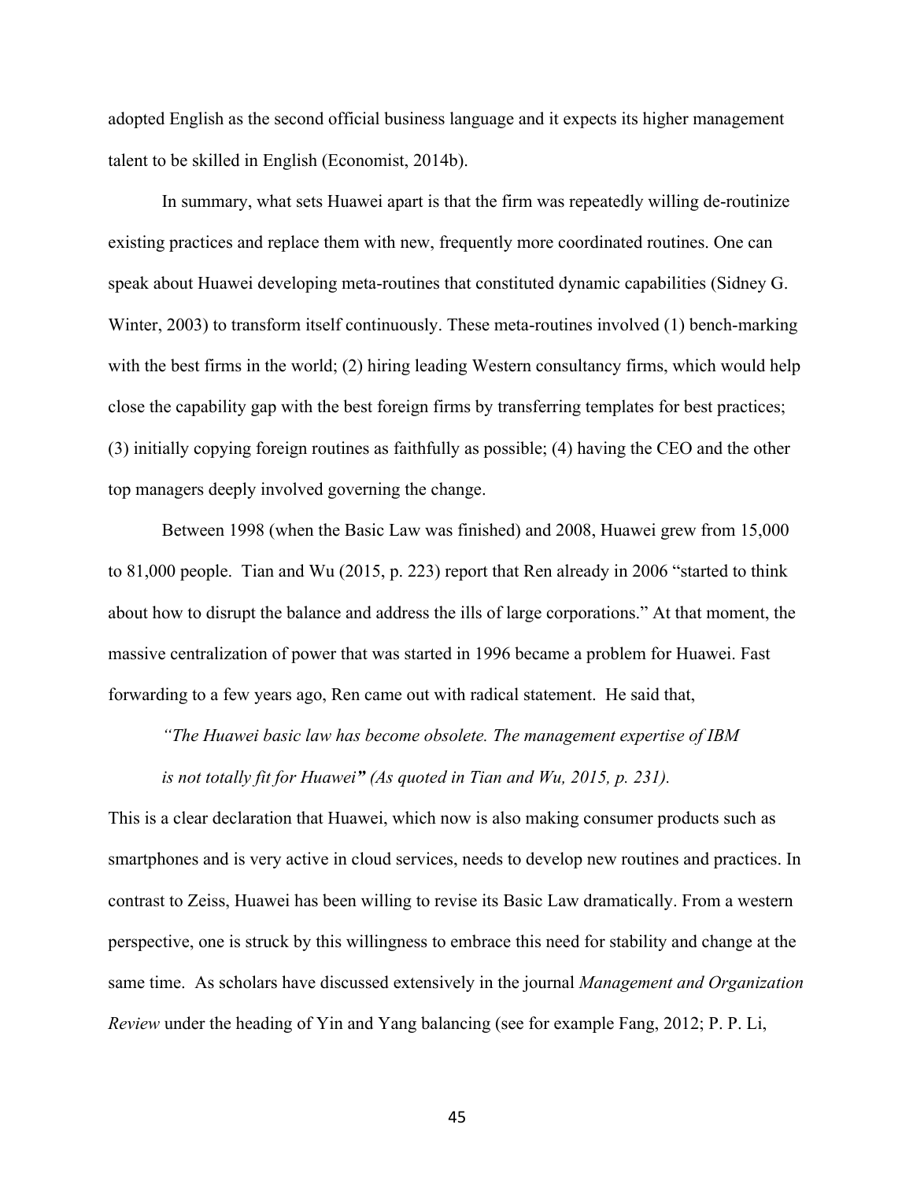adopted English as the second official business language and it expects its higher management talent to be skilled in English (Economist, 2014b).

In summary, what sets Huawei apart is that the firm was repeatedly willing de-routinize existing practices and replace them with new, frequently more coordinated routines. One can speak about Huawei developing meta-routines that constituted dynamic capabilities (Sidney G. Winter, 2003) to transform itself continuously. These meta-routines involved (1) bench-marking with the best firms in the world; (2) hiring leading Western consultancy firms, which would help close the capability gap with the best foreign firms by transferring templates for best practices; (3) initially copying foreign routines as faithfully as possible; (4) having the CEO and the other top managers deeply involved governing the change.

Between 1998 (when the Basic Law was finished) and 2008, Huawei grew from 15,000 to 81,000 people. Tian and Wu (2015, p. 223) report that Ren already in 2006 "started to think about how to disrupt the balance and address the ills of large corporations." At that moment, the massive centralization of power that was started in 1996 became a problem for Huawei. Fast forwarding to a few years ago, Ren came out with radical statement. He said that,

> *"The Huawei basic law has become obsolete. The management expertise of IBM is not totally fit for Huawei" (As quoted in Tian and Wu, 2015, p. 231).*

This is a clear declaration that Huawei, which now is also making consumer products such as smartphones and is very active in cloud services, needs to develop new routines and practices. In contrast to Zeiss, Huawei has been willing to revise its Basic Law dramatically. From a western perspective, one is struck by this willingness to embrace this need for stability and change at the same time. As scholars have discussed extensively in the journal *Management and Organization Review* under the heading of Yin and Yang balancing (see for example Fang, 2012; P. P. Li,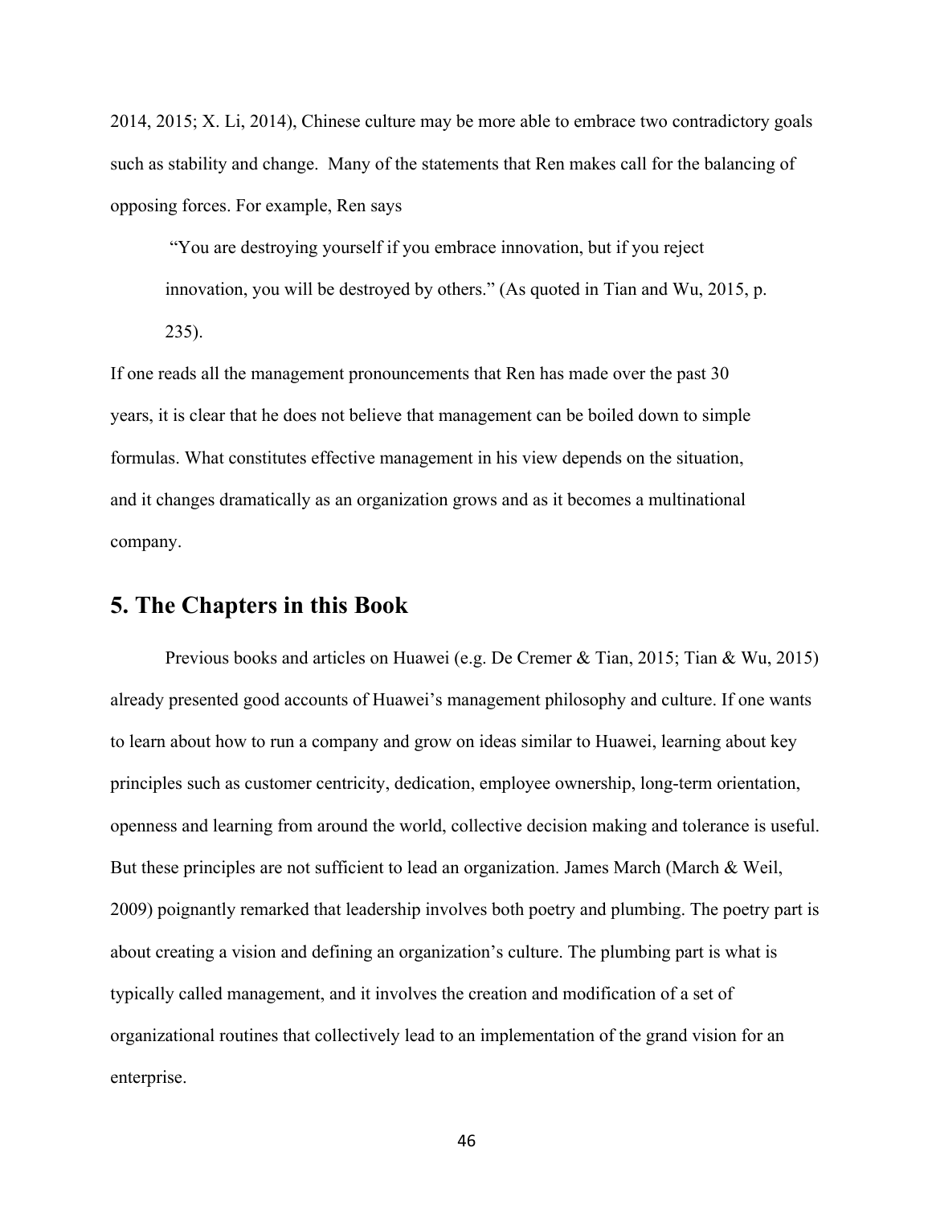2014, 2015; X. Li, 2014), Chinese culture may be more able to embrace two contradictory goals such as stability and change. Many of the statements that Ren makes call for the balancing of opposing forces. For example, Ren says

> "You are destroying yourself if you embrace innovation, but if you reject innovation, you will be destroyed by others." (As quoted in Tian and Wu, 2015, p. 235).

If one reads all the management pronouncements that Ren has made over the past 30 years, it is clear that he does not believe that management can be boiled down to simple formulas. What constitutes effective management in his view depends on the situation, and it changes dramatically as an organization grows and as it becomes a multinational company.

## 5. The Chapters in this Book

Previous books and articles on Huawei (e.g. De Cremer & Tian, 2015; Tian & Wu, 2015) already presented good accounts of Huawei's management philosophy and culture. If one wants to learn about how to run a company and grow on ideas similar to Huawei, learning about key principles such as customer centricity, dedication, employee ownership, long-term orientation, openness and learning from around the world, collective decision making and tolerance is useful. But these principles are not sufficient to lead an organization. James March (March & Weil, 2009) poignantly remarked that leadership involves both poetry and plumbing. The poetry part is about creating a vision and defining an organization's culture. The plumbing part is what is typically called management, and it involves the creation and modification of a set of organizational routines that collectively lead to an implementation of the grand vision for an enterprise.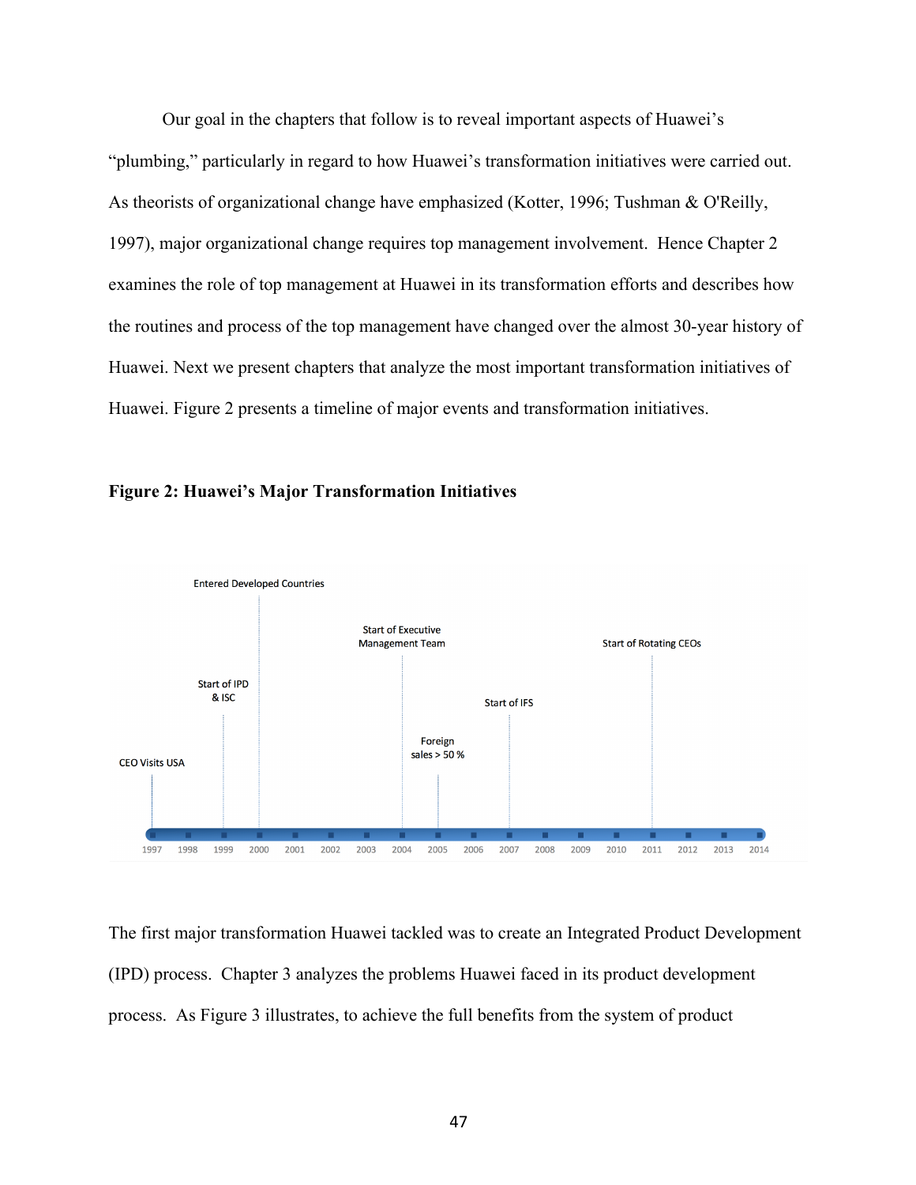Our goal in the chapters that follow is to reveal important aspects of Huawei's "plumbing," particularly in regard to how Huawei's transformation initiatives were carried out. As theorists of organizational change have emphasized (Kotter, 1996; Tushman & O'Reilly, 1997), major organizational change requires top management involvement. Hence Chapter 2 examines the role of top management at Huawei in its transformation efforts and describes how the routines and process of the top management have changed over the almost 30-year history of Huawei. Next we present chapters that analyze the most important transformation initiatives of Huawei. Figure 2 presents a timeline of major events and transformation initiatives.

**Figure 2: Huawei's Major Transformation Initiatives**

Entered Developed Countries

Start of Executive Management Team

Start of Rotating CEOs

Start of IPD & ISC

Start of IFS

Foreign sales > 50 %

CEO Visits USA

1997 1998 1999 2000 2001 2002 2003 2004 2005 2006 2007 2008 2009 2010 2011 2012 2013 2014

The first major transformation Huawei tackled was to create an Integrated Product Development (IPD) process. Chapter 3 analyzes the problems Huawei faced in its product development process. As Figure 3 illustrates, to achieve the full benefits from the system of product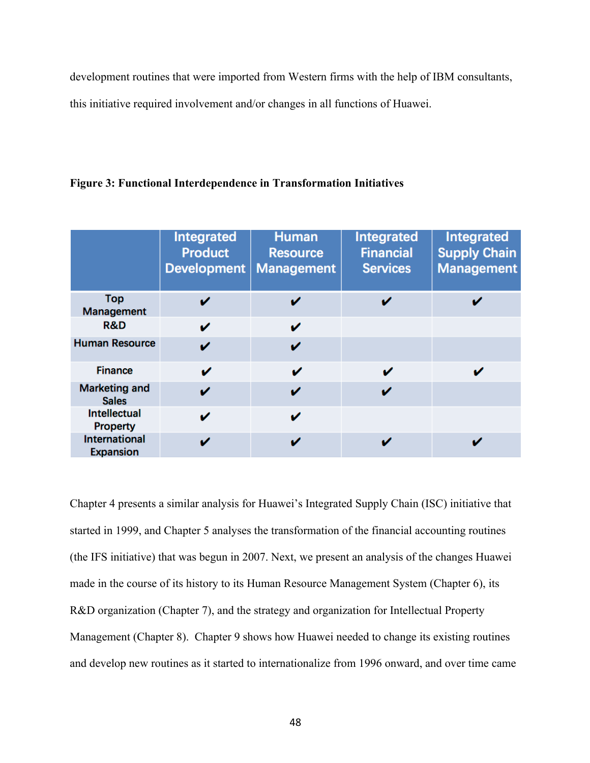development routines that were imported from Western firms with the help of IBM consultants, this initiative required involvement and/or changes in all functions of Huawei.

**Figure 3: Functional Interdependence in Transformation Initiatives**

| | Integrated Product Development | Human Resource Management | Integrated Financial Services | Integrated Supply Chain Management |
|---|---|---|---|---|
| Top Management | ✔ | ✔ | ✔ | ✔ |
| R&D | ✔ | ✔ | | |
| Human Resource | ✔ | ✔ | | |
| Finance | ✔ | ✔ | ✔ | ✔ |
| Marketing and Sales | ✔ | ✔ | ✔ | |
| Intellectual Property | ✔ | ✔ | | |
| International Expansion | ✔ | ✔ | ✔ | ✔ |

Chapter 4 presents a similar analysis for Huawei's Integrated Supply Chain (ISC) initiative that started in 1999, and Chapter 5 analyses the transformation of the financial accounting routines (the IFS initiative) that was begun in 2007. Next, we present an analysis of the changes Huawei made in the course of its history to its Human Resource Management System (Chapter 6), its R&D organization (Chapter 7), and the strategy and organization for Intellectual Property Management (Chapter 8). Chapter 9 shows how Huawei needed to change its existing routines and develop new routines as it started to internationalize from 1996 onward, and over time came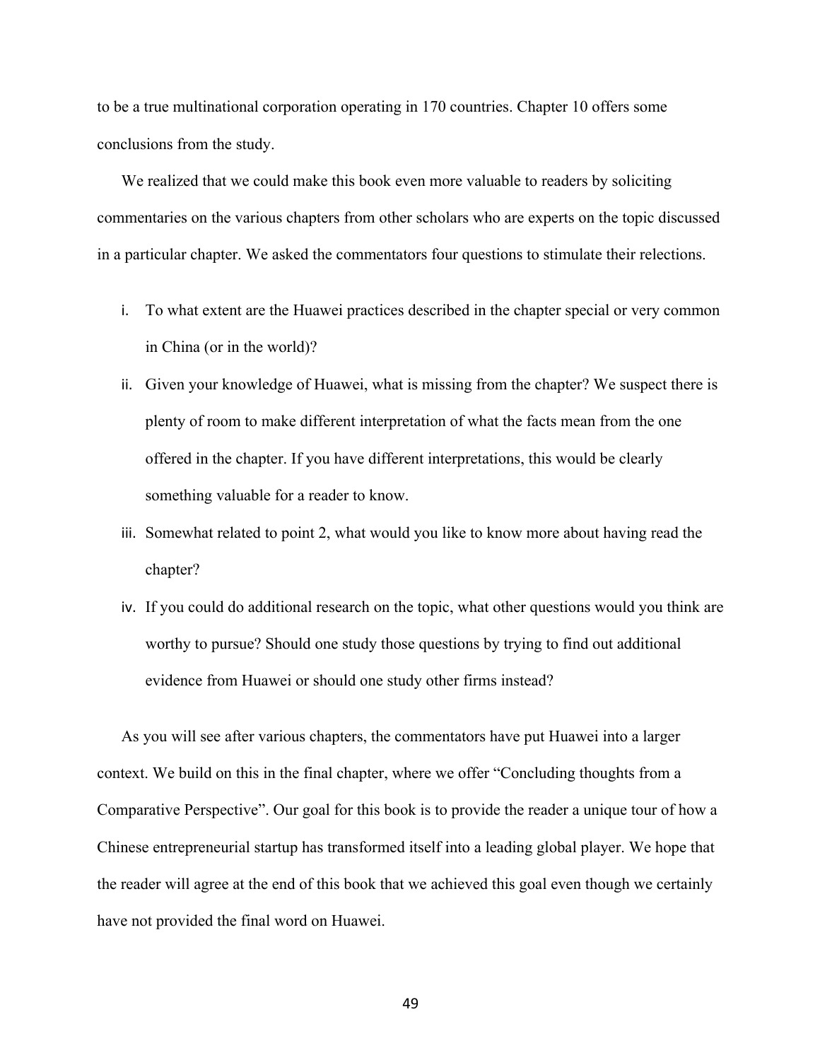to be a true multinational corporation operating in 170 countries. Chapter 10 offers some conclusions from the study.

We realized that we could make this book even more valuable to readers by soliciting commentaries on the various chapters from other scholars who are experts on the topic discussed in a particular chapter. We asked the commentators four questions to stimulate their relections.

i. To what extent are the Huawei practices described in the chapter special or very common in China (or in the world)?
ii. Given your knowledge of Huawei, what is missing from the chapter? We suspect there is plenty of room to make different interpretation of what the facts mean from the one offered in the chapter. If you have different interpretations, this would be clearly something valuable for a reader to know.
iii. Somewhat related to point 2, what would you like to know more about having read the chapter?
iv. If you could do additional research on the topic, what other questions would you think are worthy to pursue? Should one study those questions by trying to find out additional evidence from Huawei or should one study other firms instead?

As you will see after various chapters, the commentators have put Huawei into a larger context. We build on this in the final chapter, where we offer "Concluding thoughts from a Comparative Perspective". Our goal for this book is to provide the reader a unique tour of how a Chinese entrepreneurial startup has transformed itself into a leading global player. We hope that the reader will agree at the end of this book that we achieved this goal even though we certainly have not provided the final word on Huawei.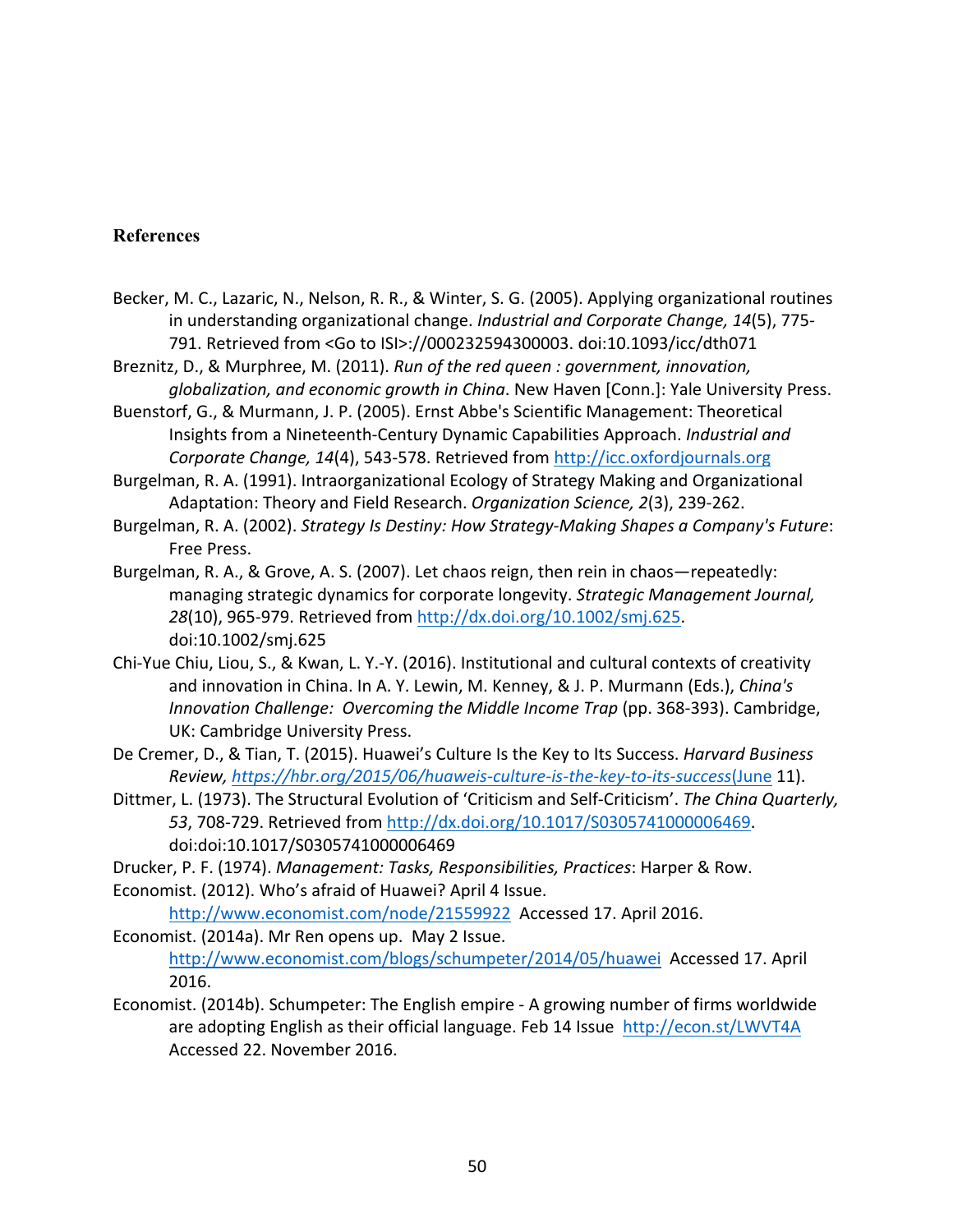## References

Becker, M. C., Lazaric, N., Nelson, R. R., & Winter, S. G. (2005). Applying organizational routines in understanding organizational change. *Industrial and Corporate Change, 14*(5), 775-791. Retrieved from <Go to ISI>://000232594300003. doi:10.1093/icc/dth071

Breznitz, D., & Murphree, M. (2011). *Run of the red queen : government, innovation, globalization, and economic growth in China*. New Haven [Conn.]: Yale University Press.

Buenstorf, G., & Murmann, J. P. (2005). Ernst Abbe's Scientific Management: Theoretical Insights from a Nineteenth-Century Dynamic Capabilities Approach. *Industrial and Corporate Change, 14*(4), 543-578. Retrieved from http://icc.oxfordjournals.org

Burgelman, R. A. (1991). Intraorganizational Ecology of Strategy Making and Organizational Adaptation: Theory and Field Research. *Organization Science, 2*(3), 239-262.

Burgelman, R. A. (2002). *Strategy Is Destiny: How Strategy-Making Shapes a Company's Future*: Free Press.

Burgelman, R. A., & Grove, A. S. (2007). Let chaos reign, then rein in chaos—repeatedly: managing strategic dynamics for corporate longevity. *Strategic Management Journal, 28*(10), 965-979. Retrieved from http://dx.doi.org/10.1002/smj.625. doi:10.1002/smj.625

Chi-Yue Chiu, Liou, S., & Kwan, L. Y.-Y. (2016). Institutional and cultural contexts of creativity and innovation in China. In A. Y. Lewin, M. Kenney, & J. P. Murmann (Eds.), *China's Innovation Challenge: Overcoming the Middle Income Trap* (pp. 368-393). Cambridge, UK: Cambridge University Press.

De Cremer, D., & Tian, T. (2015). Huawei's Culture Is the Key to Its Success. *Harvard Business Review, https://hbr.org/2015/06/huaweis-culture-is-the-key-to-its-success*(June 11).

Dittmer, L. (1973). The Structural Evolution of 'Criticism and Self-Criticism'. *The China Quarterly, 53*, 708-729. Retrieved from http://dx.doi.org/10.1017/S0305741000006469. doi:doi:10.1017/S0305741000006469

Drucker, P. F. (1974). *Management: Tasks, Responsibilities, Practices*: Harper & Row.

Economist. (2012). Who's afraid of Huawei? April 4 Issue. http://www.economist.com/node/21559922 Accessed 17. April 2016.

Economist. (2014a). Mr Ren opens up. May 2 Issue. http://www.economist.com/blogs/schumpeter/2014/05/huawei Accessed 17. April 2016.

Economist. (2014b). Schumpeter: The English empire - A growing number of firms worldwide are adopting English as their official language. Feb 14 Issue http://econ.st/LWVT4A Accessed 22. November 2016.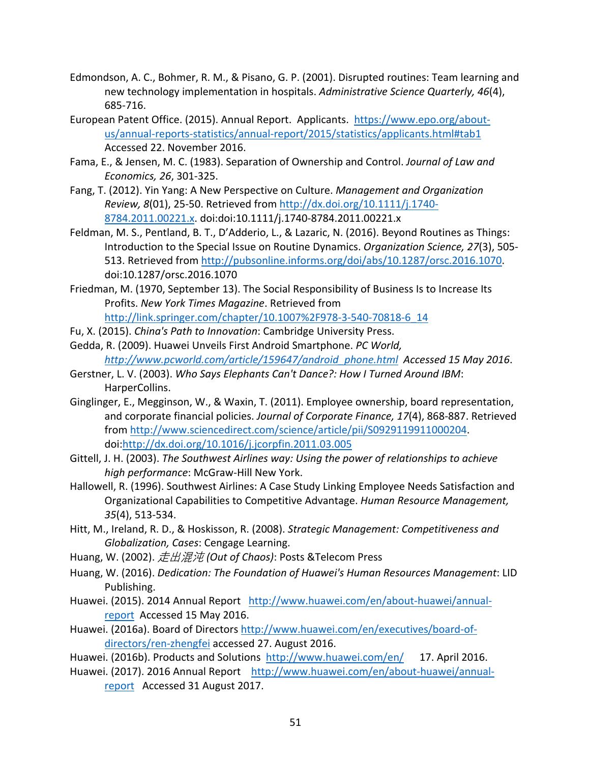Edmondson, A. C., Bohmer, R. M., & Pisano, G. P. (2001). Disrupted routines: Team learning and new technology implementation in hospitals. *Administrative Science Quarterly, 46*(4), 685-716.

European Patent Office. (2015). Annual Report. Applicants. https://www.epo.org/about-us/annual-reports-statistics/annual-report/2015/statistics/applicants.html#tab1 Accessed 22. November 2016.

Fama, E., & Jensen, M. C. (1983). Separation of Ownership and Control. *Journal of Law and Economics, 26*, 301-325.

Fang, T. (2012). Yin Yang: A New Perspective on Culture. *Management and Organization Review, 8*(01), 25-50. Retrieved from http://dx.doi.org/10.1111/j.1740-8784.2011.00221.x. doi:doi:10.1111/j.1740-8784.2011.00221.x

Feldman, M. S., Pentland, B. T., D'Adderio, L., & Lazaric, N. (2016). Beyond Routines as Things: Introduction to the Special Issue on Routine Dynamics. *Organization Science, 27*(3), 505-513. Retrieved from http://pubsonline.informs.org/doi/abs/10.1287/orsc.2016.1070. doi:10.1287/orsc.2016.1070

Friedman, M. (1970, September 13). The Social Responsibility of Business Is to Increase Its Profits. *New York Times Magazine*. Retrieved from http://link.springer.com/chapter/10.1007%2F978-3-540-70818-6_14

Fu, X. (2015). *China's Path to Innovation*: Cambridge University Press.

Gedda, R. (2009). Huawei Unveils First Android Smartphone. *PC World, http://www.pcworld.com/article/159647/android_phone.html Accessed 15 May 2016*.

Gerstner, L. V. (2003). *Who Says Elephants Can't Dance?: How I Turned Around IBM*: HarperCollins.

Ginglinger, E., Megginson, W., & Waxin, T. (2011). Employee ownership, board representation, and corporate financial policies. *Journal of Corporate Finance, 17*(4), 868-887. Retrieved from http://www.sciencedirect.com/science/article/pii/S0929119911000204. doi:http://dx.doi.org/10.1016/j.jcorpfin.2011.03.005

Gittell, J. H. (2003). *The Southwest Airlines way: Using the power of relationships to achieve high performance*: McGraw-Hill New York.

Hallowell, R. (1996). Southwest Airlines: A Case Study Linking Employee Needs Satisfaction and Organizational Capabilities to Competitive Advantage. *Human Resource Management, 35*(4), 513-534.

Hitt, M., Ireland, R. D., & Hoskisson, R. (2008). *Strategic Management: Competitiveness and Globalization, Cases*: Cengage Learning.

Huang, W. (2002). *走出混沌 (Out of Chaos)*: Posts &Telecom Press

Huang, W. (2016). *Dedication: The Foundation of Huawei's Human Resources Management*: LID Publishing.

Huawei. (2015). 2014 Annual Report http://www.huawei.com/en/about-huawei/annual-report Accessed 15 May 2016.

Huawei. (2016a). Board of Directors http://www.huawei.com/en/executives/board-of-directors/ren-zhengfei accessed 27. August 2016.

Huawei. (2016b). Products and Solutions http://www.huawei.com/en/ 17. April 2016.

Huawei. (2017). 2016 Annual Report http://www.huawei.com/en/about-huawei/annual-report Accessed 31 August 2017.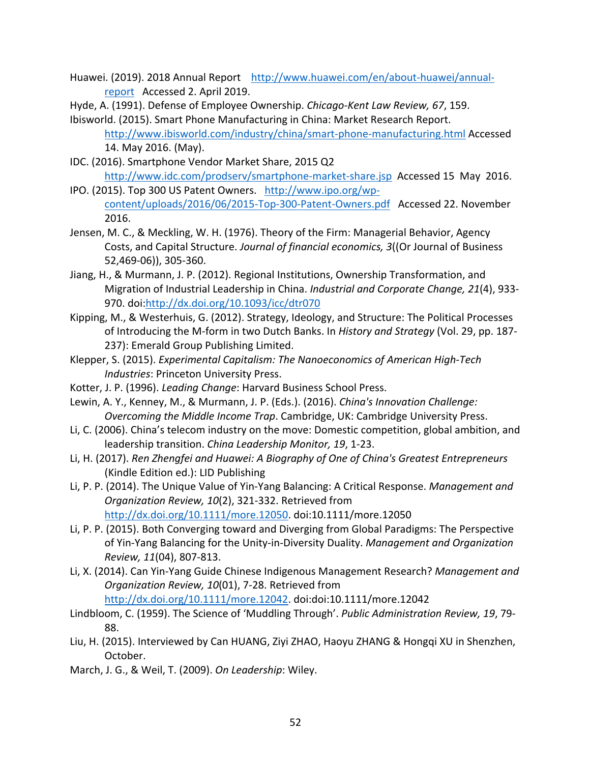Huawei. (2019). 2018 Annual Report http://www.huawei.com/en/about-huawei/annual-report Accessed 2. April 2019.

Hyde, A. (1991). Defense of Employee Ownership. *Chicago-Kent Law Review, 67*, 159.

Ibisworld. (2015). Smart Phone Manufacturing in China: Market Research Report. http://www.ibisworld.com/industry/china/smart-phone-manufacturing.html Accessed 14. May 2016. (May).

IDC. (2016). Smartphone Vendor Market Share, 2015 Q2 http://www.idc.com/prodserv/smartphone-market-share.jsp Accessed 15 May 2016.

IPO. (2015). Top 300 US Patent Owners. http://www.ipo.org/wp-content/uploads/2016/06/2015-Top-300-Patent-Owners.pdf Accessed 22. November 2016.

Jensen, M. C., & Meckling, W. H. (1976). Theory of the Firm: Managerial Behavior, Agency Costs, and Capital Structure. *Journal of financial economics, 3*((Or Journal of Business 52,469-06)), 305-360.

Jiang, H., & Murmann, J. P. (2012). Regional Institutions, Ownership Transformation, and Migration of Industrial Leadership in China. *Industrial and Corporate Change, 21*(4), 933-970. doi:http://dx.doi.org/10.1093/icc/dtr070

Kipping, M., & Westerhuis, G. (2012). Strategy, Ideology, and Structure: The Political Processes of Introducing the M-form in two Dutch Banks. In *History and Strategy* (Vol. 29, pp. 187-237): Emerald Group Publishing Limited.

Klepper, S. (2015). *Experimental Capitalism: The Nanoeconomics of American High-Tech Industries*: Princeton University Press.

Kotter, J. P. (1996). *Leading Change*: Harvard Business School Press.

Lewin, A. Y., Kenney, M., & Murmann, J. P. (Eds.). (2016). *China's Innovation Challenge: Overcoming the Middle Income Trap*. Cambridge, UK: Cambridge University Press.

Li, C. (2006). China's telecom industry on the move: Domestic competition, global ambition, and leadership transition. *China Leadership Monitor, 19*, 1-23.

Li, H. (2017). *Ren Zhengfei and Huawei: A Biography of One of China's Greatest Entrepreneurs* (Kindle Edition ed.): LID Publishing

Li, P. P. (2014). The Unique Value of Yin-Yang Balancing: A Critical Response. *Management and Organization Review, 10*(2), 321-332. Retrieved from http://dx.doi.org/10.1111/more.12050. doi:10.1111/more.12050

Li, P. P. (2015). Both Converging toward and Diverging from Global Paradigms: The Perspective of Yin-Yang Balancing for the Unity-in-Diversity Duality. *Management and Organization Review, 11*(04), 807-813.

Li, X. (2014). Can Yin-Yang Guide Chinese Indigenous Management Research? *Management and Organization Review, 10*(01), 7-28. Retrieved from http://dx.doi.org/10.1111/more.12042. doi:doi:10.1111/more.12042

Lindbloom, C. (1959). The Science of 'Muddling Through'. *Public Administration Review, 19*, 79-88.

Liu, H. (2015). Interviewed by Can HUANG, Ziyi ZHAO, Haoyu ZHANG & Hongqi XU in Shenzhen, October.

March, J. G., & Weil, T. (2009). *On Leadership*: Wiley.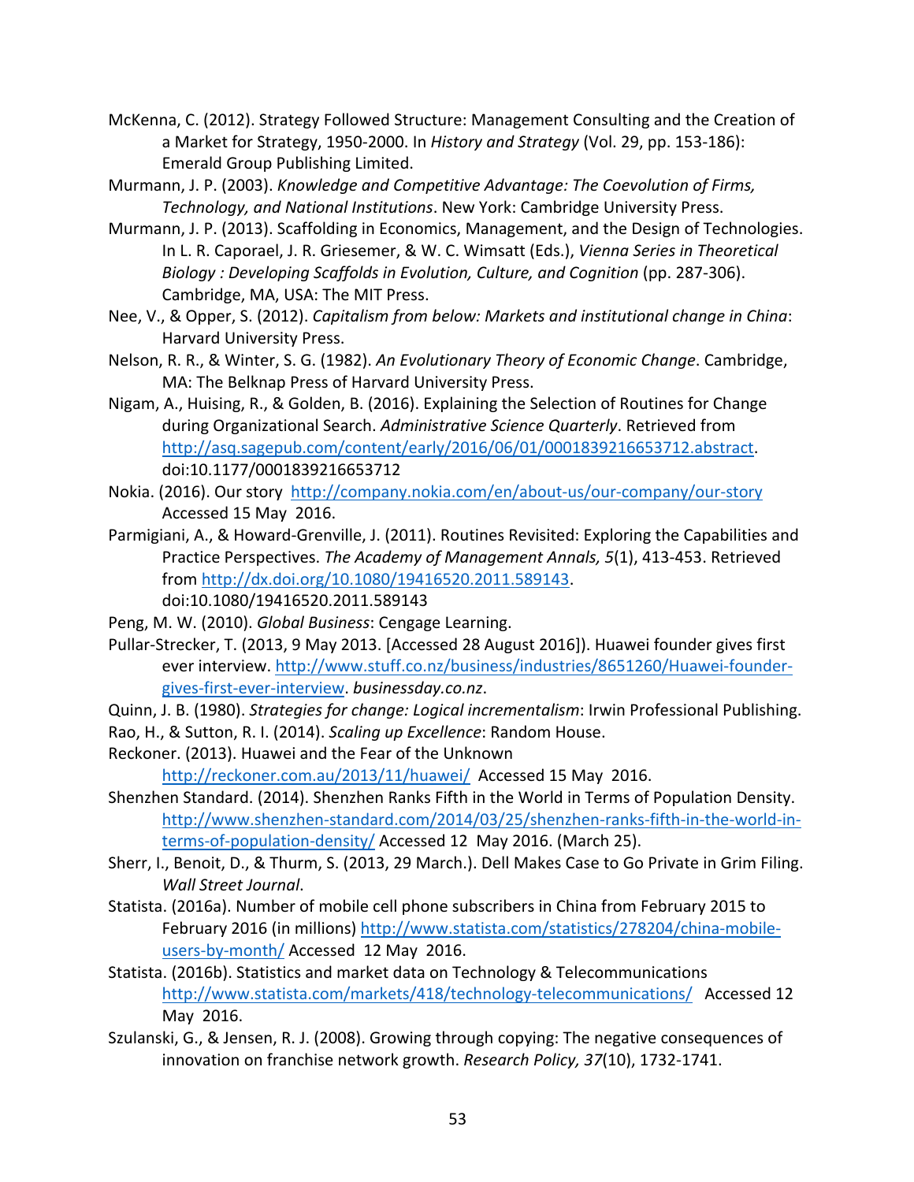McKenna, C. (2012). Strategy Followed Structure: Management Consulting and the Creation of a Market for Strategy, 1950-2000. In *History and Strategy* (Vol. 29, pp. 153-186): Emerald Group Publishing Limited.

Murmann, J. P. (2003). *Knowledge and Competitive Advantage: The Coevolution of Firms, Technology, and National Institutions*. New York: Cambridge University Press.

Murmann, J. P. (2013). Scaffolding in Economics, Management, and the Design of Technologies. In L. R. Caporael, J. R. Griesemer, & W. C. Wimsatt (Eds.), *Vienna Series in Theoretical Biology : Developing Scaffolds in Evolution, Culture, and Cognition* (pp. 287-306). Cambridge, MA, USA: The MIT Press.

Nee, V., & Opper, S. (2012). *Capitalism from below: Markets and institutional change in China*: Harvard University Press.

Nelson, R. R., & Winter, S. G. (1982). *An Evolutionary Theory of Economic Change*. Cambridge, MA: The Belknap Press of Harvard University Press.

Nigam, A., Huising, R., & Golden, B. (2016). Explaining the Selection of Routines for Change during Organizational Search. *Administrative Science Quarterly*. Retrieved from http://asq.sagepub.com/content/early/2016/06/01/0001839216653712.abstract. doi:10.1177/0001839216653712

Nokia. (2016). Our story http://company.nokia.com/en/about-us/our-company/our-story Accessed 15 May 2016.

Parmigiani, A., & Howard-Grenville, J. (2011). Routines Revisited: Exploring the Capabilities and Practice Perspectives. *The Academy of Management Annals, 5*(1), 413-453. Retrieved from http://dx.doi.org/10.1080/19416520.2011.589143. doi:10.1080/19416520.2011.589143

Peng, M. W. (2010). *Global Business*: Cengage Learning.

Pullar-Strecker, T. (2013, 9 May 2013. [Accessed 28 August 2016]). Huawei founder gives first ever interview. http://www.stuff.co.nz/business/industries/8651260/Huawei-founder-gives-first-ever-interview. *businessday.co.nz*.

Quinn, J. B. (1980). *Strategies for change: Logical incrementalism*: Irwin Professional Publishing.

Rao, H., & Sutton, R. I. (2014). *Scaling up Excellence*: Random House.

Reckoner. (2013). Huawei and the Fear of the Unknown http://reckoner.com.au/2013/11/huawei/ Accessed 15 May 2016.

Shenzhen Standard. (2014). Shenzhen Ranks Fifth in the World in Terms of Population Density. http://www.shenzhen-standard.com/2014/03/25/shenzhen-ranks-fifth-in-the-world-in-terms-of-population-density/ Accessed 12 May 2016. (March 25).

Sherr, I., Benoit, D., & Thurm, S. (2013, 29 March.). Dell Makes Case to Go Private in Grim Filing. *Wall Street Journal*.

Statista. (2016a). Number of mobile cell phone subscribers in China from February 2015 to February 2016 (in millions) http://www.statista.com/statistics/278204/china-mobile-users-by-month/ Accessed 12 May 2016.

Statista. (2016b). Statistics and market data on Technology & Telecommunications http://www.statista.com/markets/418/technology-telecommunications/ Accessed 12 May 2016.

Szulanski, G., & Jensen, R. J. (2008). Growing through copying: The negative consequences of innovation on franchise network growth. *Research Policy, 37*(10), 1732-1741.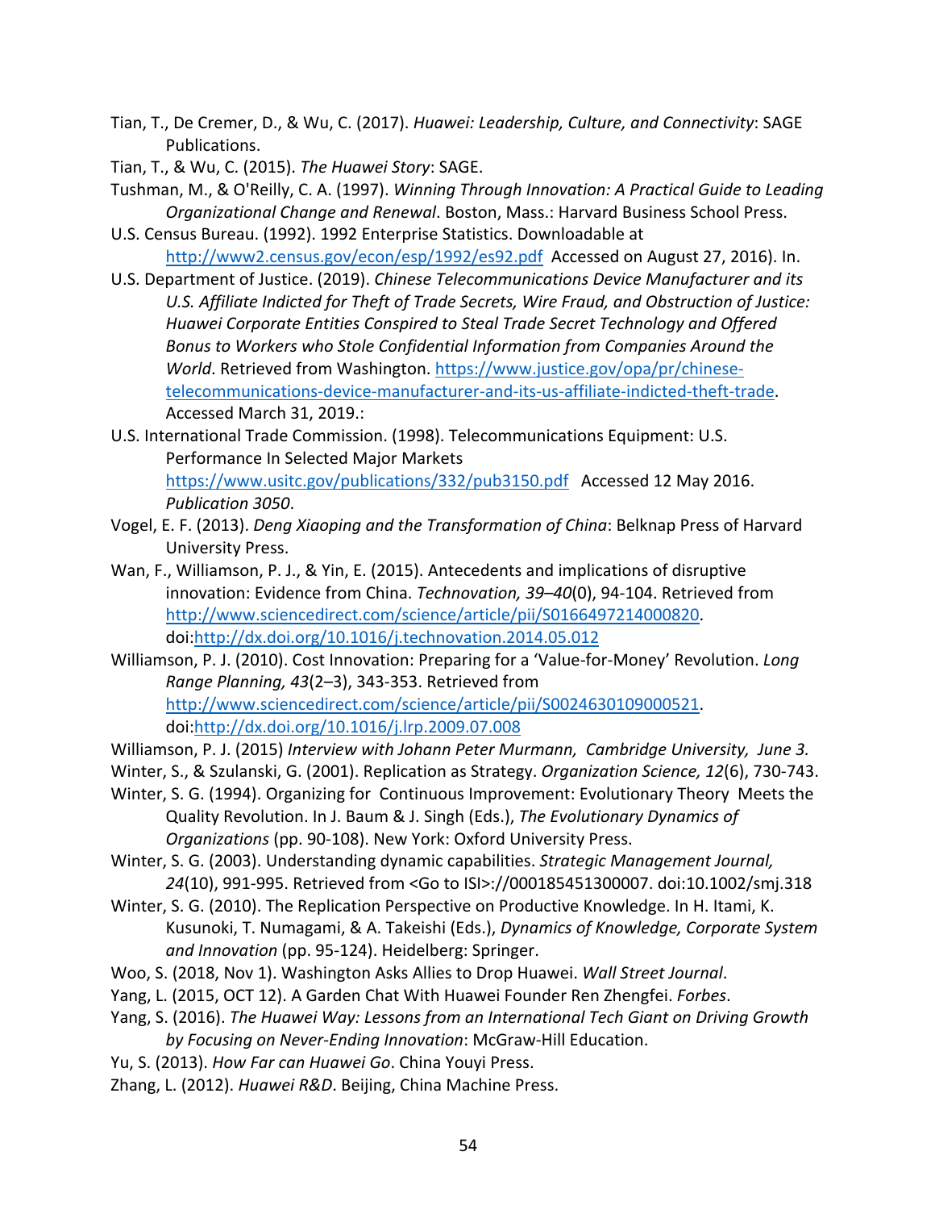Tian, T., De Cremer, D., & Wu, C. (2017). *Huawei: Leadership, Culture, and Connectivity*: SAGE Publications.

Tian, T., & Wu, C. (2015). *The Huawei Story*: SAGE.

Tushman, M., & O'Reilly, C. A. (1997). *Winning Through Innovation: A Practical Guide to Leading Organizational Change and Renewal*. Boston, Mass.: Harvard Business School Press.

U.S. Census Bureau. (1992). 1992 Enterprise Statistics. Downloadable at http://www2.census.gov/econ/esp/1992/es92.pdf Accessed on August 27, 2016). In.

U.S. Department of Justice. (2019). *Chinese Telecommunications Device Manufacturer and its U.S. Affiliate Indicted for Theft of Trade Secrets, Wire Fraud, and Obstruction of Justice: Huawei Corporate Entities Conspired to Steal Trade Secret Technology and Offered Bonus to Workers who Stole Confidential Information from Companies Around the World*. Retrieved from Washington. https://www.justice.gov/opa/pr/chinese-telecommunications-device-manufacturer-and-its-us-affiliate-indicted-theft-trade. Accessed March 31, 2019.:

U.S. International Trade Commission. (1998). Telecommunications Equipment: U.S. Performance In Selected Major Markets https://www.usitc.gov/publications/332/pub3150.pdf Accessed 12 May 2016. *Publication 3050*.

Vogel, E. F. (2013). *Deng Xiaoping and the Transformation of China*: Belknap Press of Harvard University Press.

Wan, F., Williamson, P. J., & Yin, E. (2015). Antecedents and implications of disruptive innovation: Evidence from China. *Technovation, 39–40*(0), 94-104. Retrieved from http://www.sciencedirect.com/science/article/pii/S0166497214000820. doi:http://dx.doi.org/10.1016/j.technovation.2014.05.012

Williamson, P. J. (2010). Cost Innovation: Preparing for a 'Value-for-Money' Revolution. *Long Range Planning, 43*(2–3), 343-353. Retrieved from http://www.sciencedirect.com/science/article/pii/S0024630109000521. doi:http://dx.doi.org/10.1016/j.lrp.2009.07.008

Williamson, P. J. (2015) *Interview with Johann Peter Murmann, Cambridge University, June 3.*

Winter, S., & Szulanski, G. (2001). Replication as Strategy. *Organization Science, 12*(6), 730-743.

Winter, S. G. (1994). Organizing for Continuous Improvement: Evolutionary Theory Meets the Quality Revolution. In J. Baum & J. Singh (Eds.), *The Evolutionary Dynamics of Organizations* (pp. 90-108). New York: Oxford University Press.

Winter, S. G. (2003). Understanding dynamic capabilities. *Strategic Management Journal, 24*(10), 991-995. Retrieved from <Go to ISI>://000185451300007. doi:10.1002/smj.318

Winter, S. G. (2010). The Replication Perspective on Productive Knowledge. In H. Itami, K. Kusunoki, T. Numagami, & A. Takeishi (Eds.), *Dynamics of Knowledge, Corporate System and Innovation* (pp. 95-124). Heidelberg: Springer.

Woo, S. (2018, Nov 1). Washington Asks Allies to Drop Huawei. *Wall Street Journal*.

Yang, L. (2015, OCT 12). A Garden Chat With Huawei Founder Ren Zhengfei. *Forbes*.

Yang, S. (2016). *The Huawei Way: Lessons from an International Tech Giant on Driving Growth by Focusing on Never-Ending Innovation*: McGraw-Hill Education.

Yu, S. (2013). *How Far can Huawei Go*. China Youyi Press.

Zhang, L. (2012). *Huawei R&D*. Beijing, China Machine Press.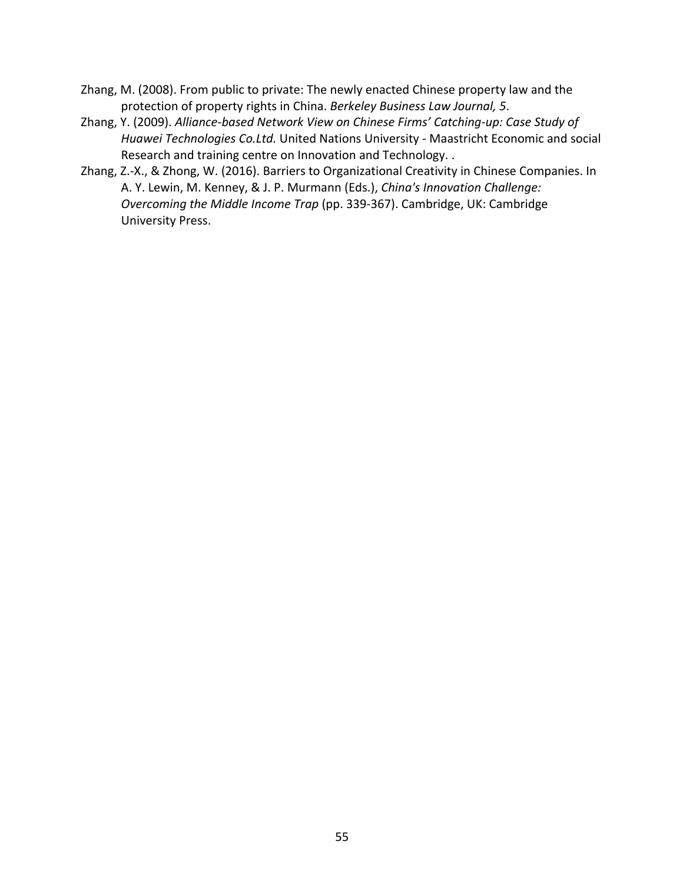Zhang, M. (2008). From public to private: The newly enacted Chinese property law and the protection of property rights in China. *Berkeley Business Law Journal, 5*.

Zhang, Y. (2009). *Alliance-based Network View on Chinese Firms' Catching-up: Case Study of Huawei Technologies Co.Ltd.* United Nations University - Maastricht Economic and social Research and training centre on Innovation and Technology. .

Zhang, Z.-X., & Zhong, W. (2016). Barriers to Organizational Creativity in Chinese Companies. In A. Y. Lewin, M. Kenney, & J. P. Murmann (Eds.), *China's Innovation Challenge: Overcoming the Middle Income Trap* (pp. 339-367). Cambridge, UK: Cambridge University Press.